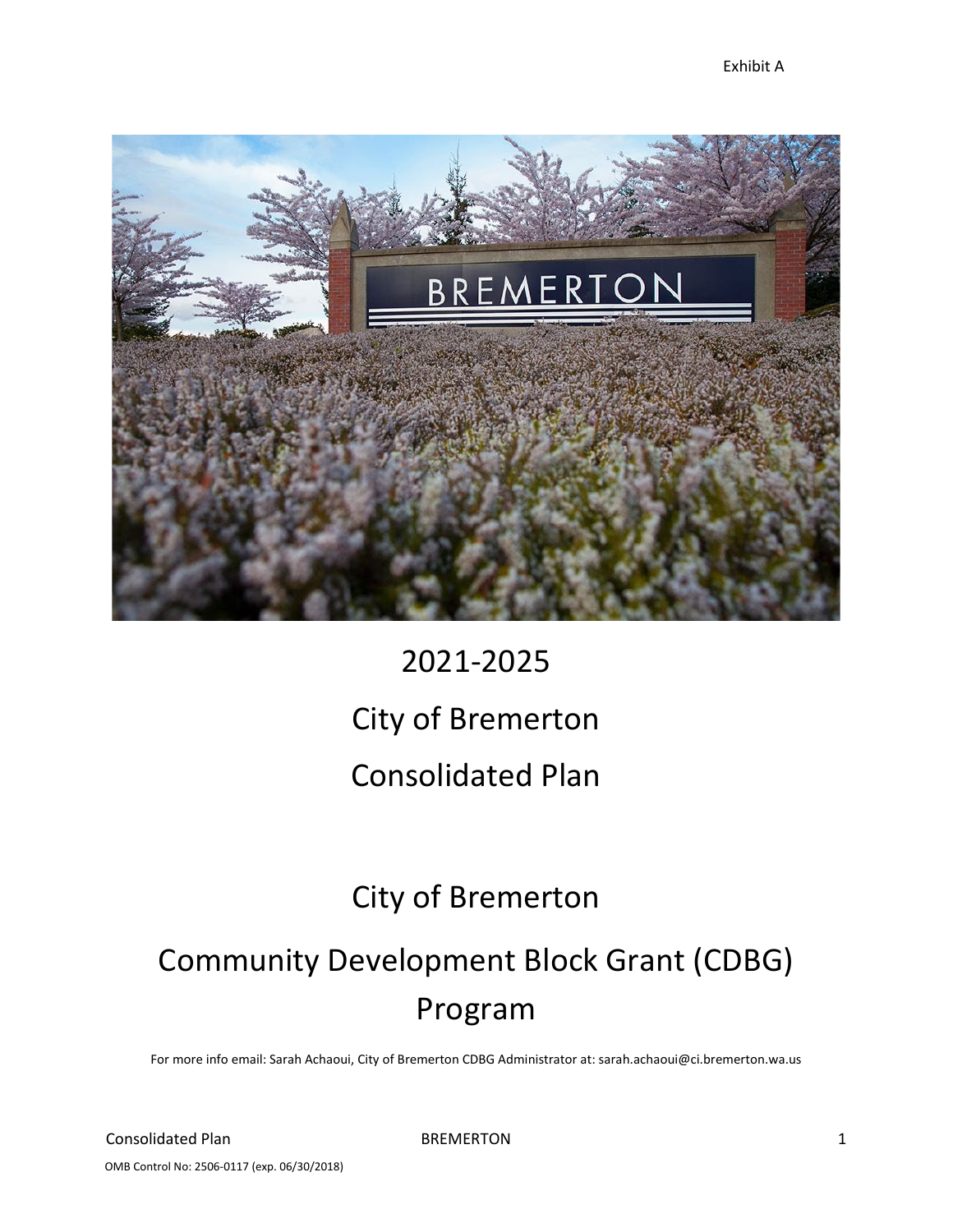Exhibit A

# 2021-2025

# City of Bremerton

# Consolidated Plan

# City of Bremerton

# Community Development Block Grant (CDBG) Program

For more info email: Sarah Achaoui, City of Bremerton CDBG Administrator at: sarah.achaoui@ci.bremerton.wa.us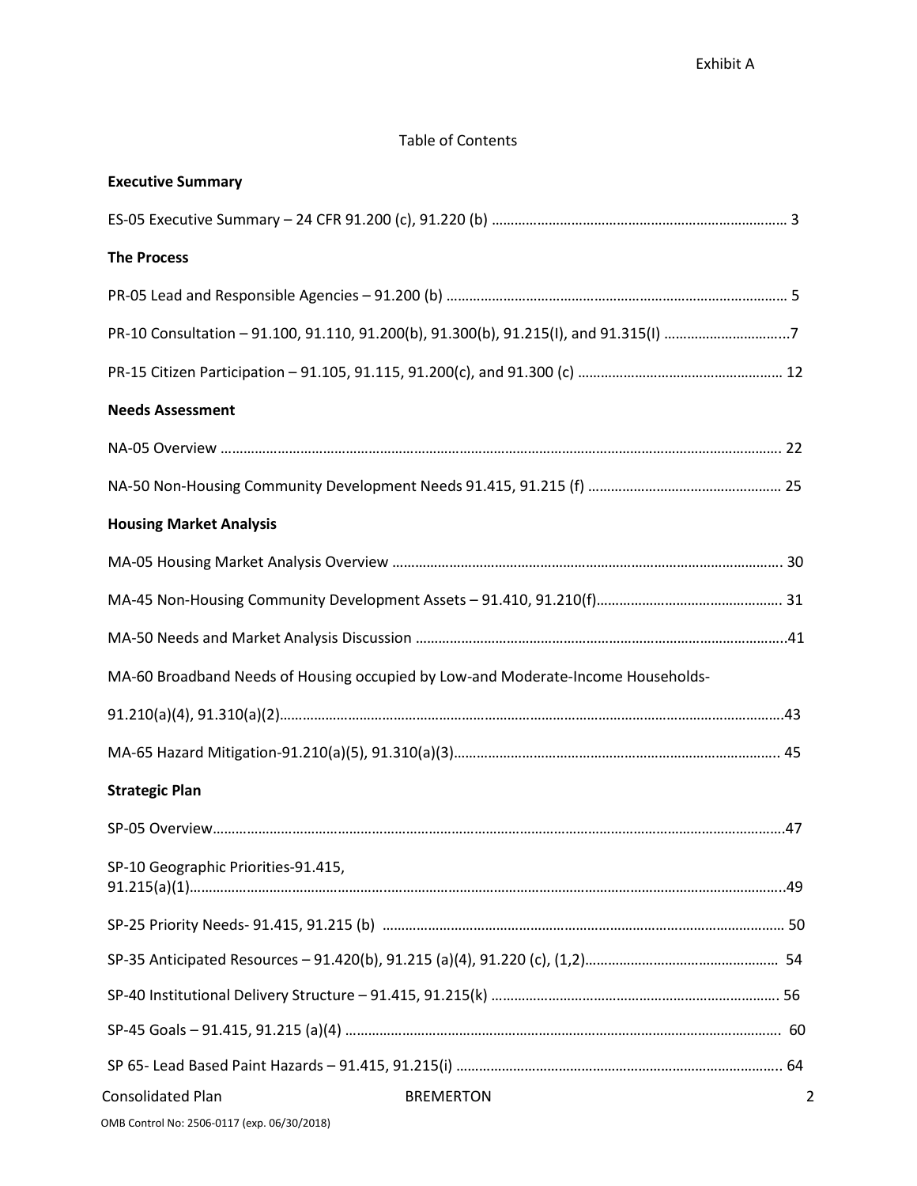Exhibit A

Table of Contents

**Executive Summary**

ES-05 Executive Summary – 24 CFR 91.200 (c), 91.220 (b) ........................................................................ 3

**The Process**

PR-05 Lead and Responsible Agencies – 91.200 (b) ........................................................................ 5

PR-10 Consultation – 91.100, 91.110, 91.200(b), 91.300(b), 91.215(I), and 91.315(I) ..................................7

PR-15 Citizen Participation – 91.105, 91.115, 91.200(c), and 91.300 (c) ............................................. 12

**Needs Assessment**

NA-05 Overview ........................................................................................................................ 22

NA-50 Non-Housing Community Development Needs 91.415, 91.215 (f) ............................................ 25

**Housing Market Analysis**

MA-05 Housing Market Analysis Overview ....................................................................................... 30

MA-45 Non-Housing Community Development Assets – 91.410, 91.210(f)............................................ 31

MA-50 Needs and Market Analysis Discussion .................................................................................41

MA-60 Broadband Needs of Housing occupied by Low-and Moderate-Income Households-

91.210(a)(4), 91.310(a)(2).......................................................................................................43

MA-65 Hazard Mitigation-91.210(a)(5), 91.310(a)(3)...................................................................... 45

**Strategic Plan**

SP-05 Overview.........................................................................................................................47

SP-10 Geographic Priorities-91.415, 91.215(a)(1)..............................................................................49

SP-25 Priority Needs- 91.415, 91.215 (b) ........................................................................................ 50

SP-35 Anticipated Resources – 91.420(b), 91.215 (a)(4), 91.220 (c), (1,2)............................................ 54

SP-40 Institutional Delivery Structure – 91.415, 91.215(k) ................................................................ 56

SP-45 Goals – 91.415, 91.215 (a)(4) ............................................................................................... 60

SP 65- Lead Based Paint Hazards – 91.415, 91.215(i) ......................................................................... 64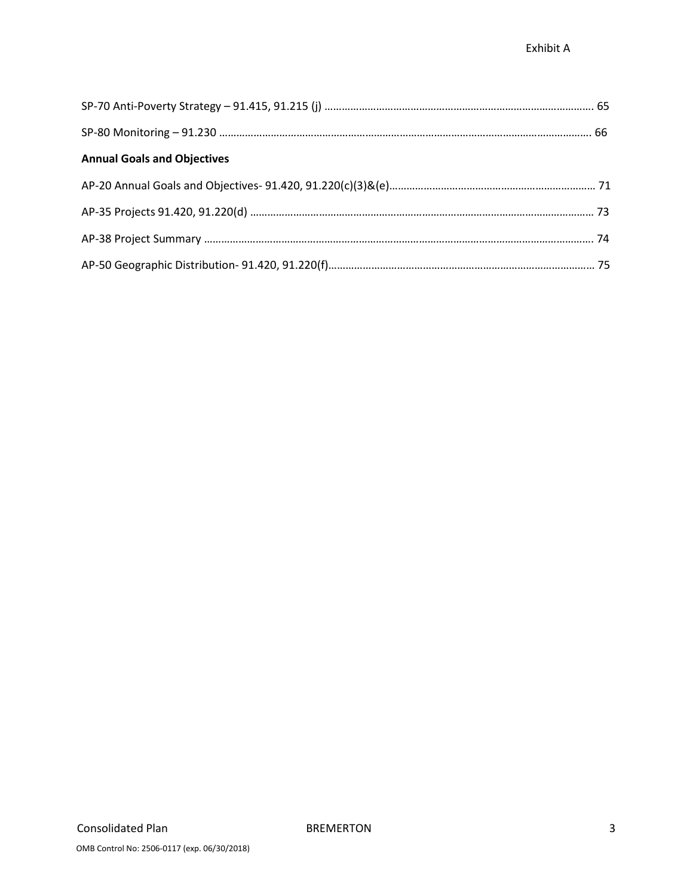SP-70 Anti-Poverty Strategy – 91.415, 91.215 (j) .................................................................................... 65

SP-80 Monitoring – 91.230 ........................................................................................................................ 66

**Annual Goals and Objectives**

AP-20 Annual Goals and Objectives- 91.420, 91.220(c)(3)&(e)................................................................. 71

AP-35 Projects 91.420, 91.220(d) ............................................................................................................. 73

AP-38 Project Summary ............................................................................................................................ 74

AP-50 Geographic Distribution- 91.420, 91.220(f)...................................................................................... 75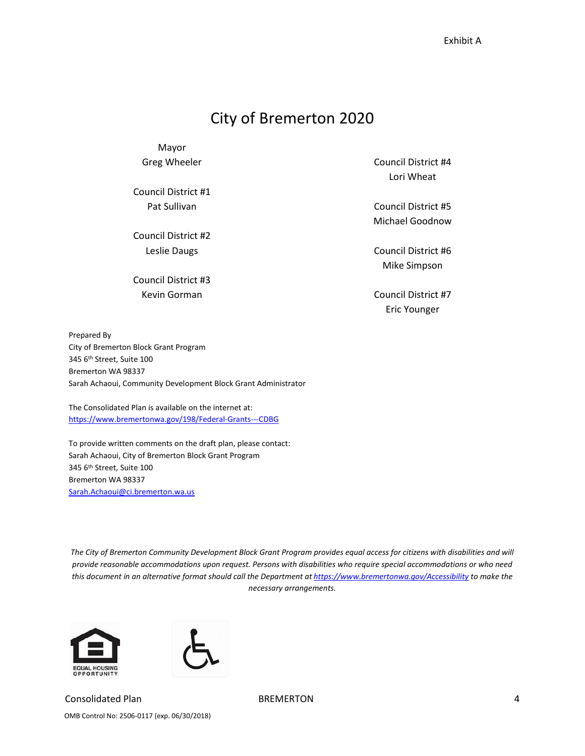Exhibit A

# City of Bremerton 2020

Mayor
Greg Wheeler

Council District #1
Pat Sullivan

Council District #2
Leslie Daugs

Council District #3
Kevin Gorman

Council District #4
Lori Wheat

Council District #5
Michael Goodnow

Council District #6
Mike Simpson

Council District #7
Eric Younger

Prepared By
City of Bremerton Block Grant Program
345 6th Street, Suite 100
Bremerton WA 98337
Sarah Achaoui, Community Development Block Grant Administrator

The Consolidated Plan is available on the internet at:
https://www.bremertonwa.gov/198/Federal-Grants---CDBG

To provide written comments on the draft plan, please contact:
Sarah Achaoui, City of Bremerton Block Grant Program
345 6th Street, Suite 100
Bremerton WA 98337
Sarah.Achaoui@ci.bremerton.wa.us

*The City of Bremerton Community Development Block Grant Program provides equal access for citizens with disabilities and will provide reasonable accommodations upon request. Persons with disabilities who require special accommodations or who need this document in an alternative format should call the Department at https://www.bremertonwa.gov/Accessibility to make the necessary arrangements.*

EQUAL HOUSING OPPORTUNITY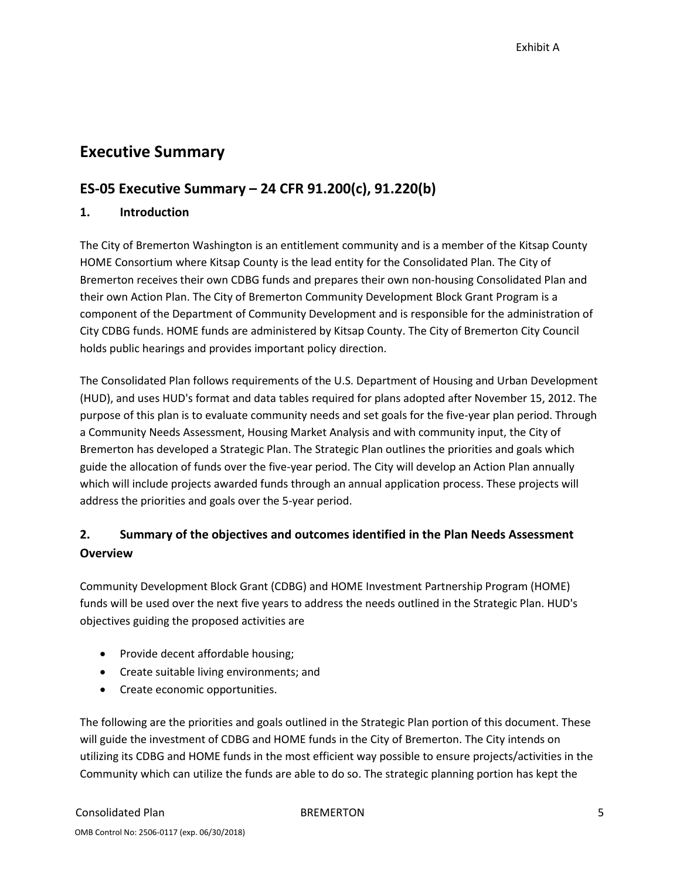Exhibit A

# Executive Summary

## ES-05 Executive Summary – 24 CFR 91.200(c), 91.220(b)

### 1. Introduction

The City of Bremerton Washington is an entitlement community and is a member of the Kitsap County HOME Consortium where Kitsap County is the lead entity for the Consolidated Plan. The City of Bremerton receives their own CDBG funds and prepares their own non-housing Consolidated Plan and their own Action Plan. The City of Bremerton Community Development Block Grant Program is a component of the Department of Community Development and is responsible for the administration of City CDBG funds. HOME funds are administered by Kitsap County. The City of Bremerton City Council holds public hearings and provides important policy direction.

The Consolidated Plan follows requirements of the U.S. Department of Housing and Urban Development (HUD), and uses HUD's format and data tables required for plans adopted after November 15, 2012. The purpose of this plan is to evaluate community needs and set goals for the five-year plan period. Through a Community Needs Assessment, Housing Market Analysis and with community input, the City of Bremerton has developed a Strategic Plan. The Strategic Plan outlines the priorities and goals which guide the allocation of funds over the five-year period. The City will develop an Action Plan annually which will include projects awarded funds through an annual application process. These projects will address the priorities and goals over the 5-year period.

### 2. Summary of the objectives and outcomes identified in the Plan Needs Assessment Overview

Community Development Block Grant (CDBG) and HOME Investment Partnership Program (HOME) funds will be used over the next five years to address the needs outlined in the Strategic Plan. HUD's objectives guiding the proposed activities are

- Provide decent affordable housing;
- Create suitable living environments; and
- Create economic opportunities.

The following are the priorities and goals outlined in the Strategic Plan portion of this document. These will guide the investment of CDBG and HOME funds in the City of Bremerton. The City intends on utilizing its CDBG and HOME funds in the most efficient way possible to ensure projects/activities in the Community which can utilize the funds are able to do so. The strategic planning portion has kept the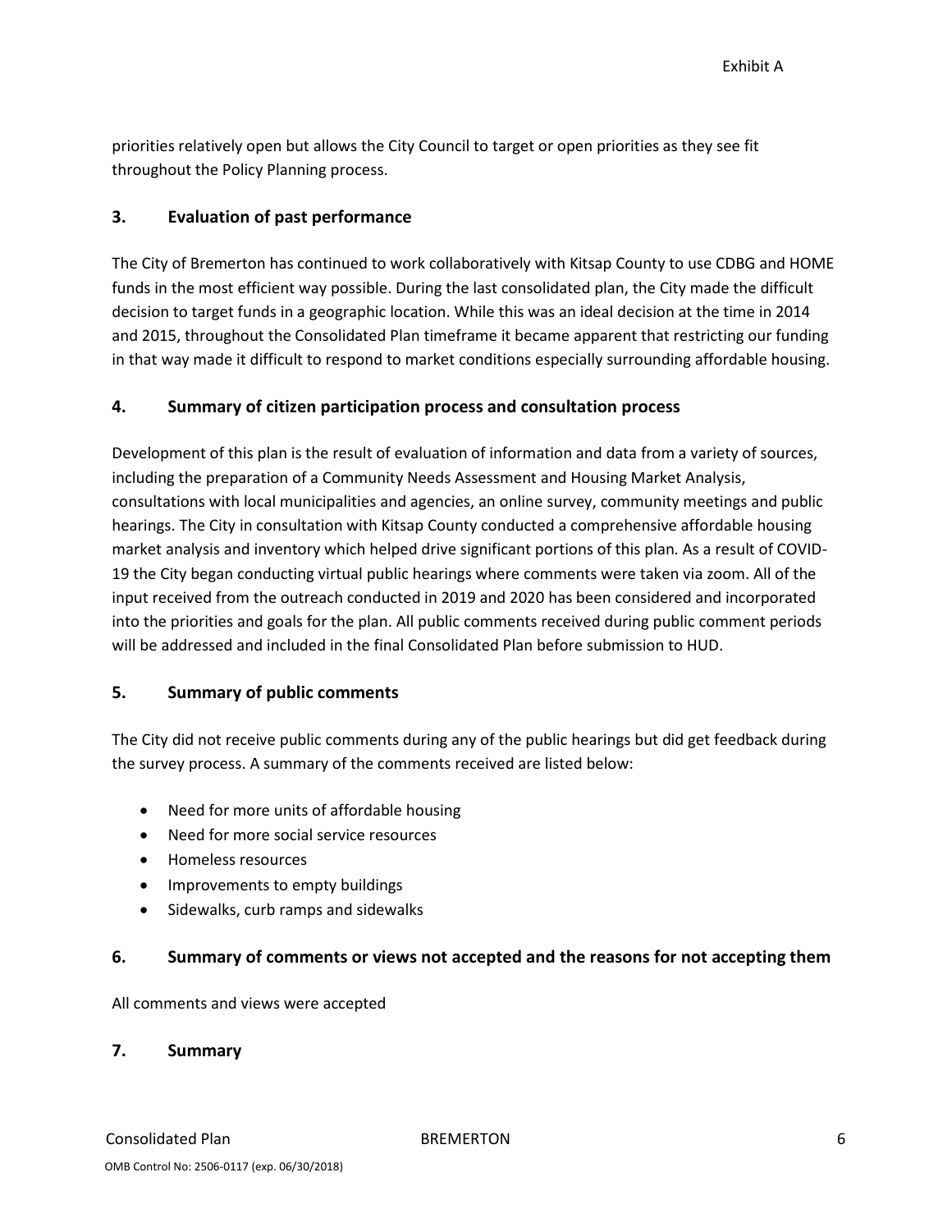priorities relatively open but allows the City Council to target or open priorities as they see fit throughout the Policy Planning process.

## 3. Evaluation of past performance

The City of Bremerton has continued to work collaboratively with Kitsap County to use CDBG and HOME funds in the most efficient way possible. During the last consolidated plan, the City made the difficult decision to target funds in a geographic location. While this was an ideal decision at the time in 2014 and 2015, throughout the Consolidated Plan timeframe it became apparent that restricting our funding in that way made it difficult to respond to market conditions especially surrounding affordable housing.

## 4. Summary of citizen participation process and consultation process

Development of this plan is the result of evaluation of information and data from a variety of sources, including the preparation of a Community Needs Assessment and Housing Market Analysis, consultations with local municipalities and agencies, an online survey, community meetings and public hearings. The City in consultation with Kitsap County conducted a comprehensive affordable housing market analysis and inventory which helped drive significant portions of this plan. As a result of COVID-19 the City began conducting virtual public hearings where comments were taken via zoom. All of the input received from the outreach conducted in 2019 and 2020 has been considered and incorporated into the priorities and goals for the plan. All public comments received during public comment periods will be addressed and included in the final Consolidated Plan before submission to HUD.

## 5. Summary of public comments

The City did not receive public comments during any of the public hearings but did get feedback during the survey process. A summary of the comments received are listed below:

- Need for more units of affordable housing
- Need for more social service resources
- Homeless resources
- Improvements to empty buildings
- Sidewalks, curb ramps and sidewalks

## 6. Summary of comments or views not accepted and the reasons for not accepting them

All comments and views were accepted

## 7. Summary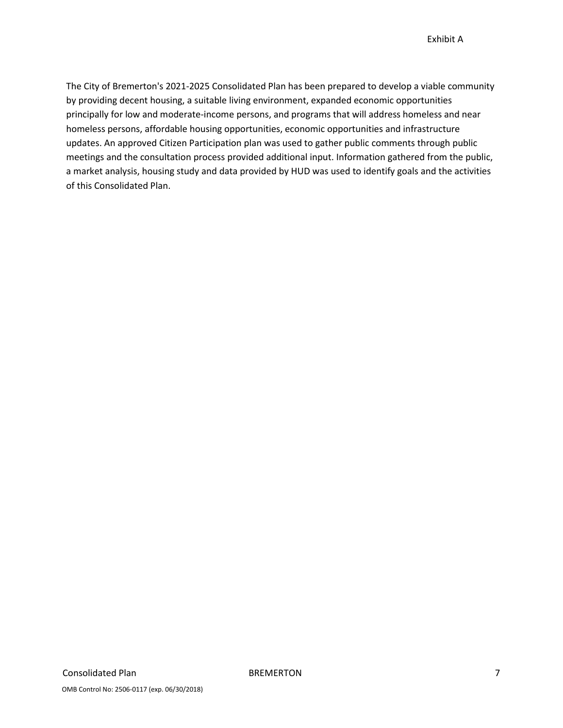The City of Bremerton's 2021-2025 Consolidated Plan has been prepared to develop a viable community by providing decent housing, a suitable living environment, expanded economic opportunities principally for low and moderate-income persons, and programs that will address homeless and near homeless persons, affordable housing opportunities, economic opportunities and infrastructure updates. An approved Citizen Participation plan was used to gather public comments through public meetings and the consultation process provided additional input. Information gathered from the public, a market analysis, housing study and data provided by HUD was used to identify goals and the activities of this Consolidated Plan.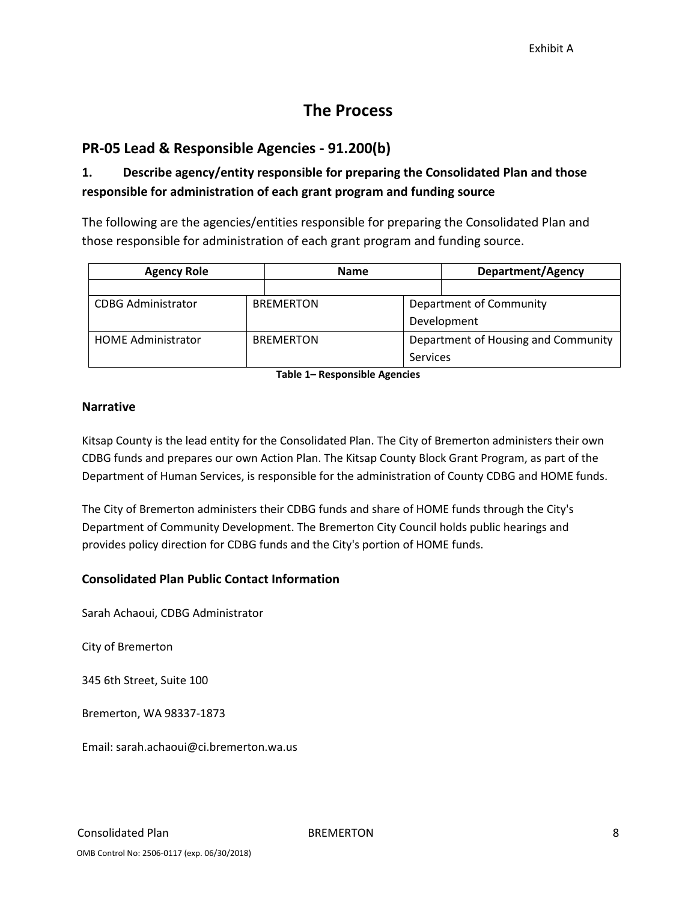Exhibit A

# The Process

## PR-05 Lead & Responsible Agencies - 91.200(b)

### 1. Describe agency/entity responsible for preparing the Consolidated Plan and those responsible for administration of each grant program and funding source

The following are the agencies/entities responsible for preparing the Consolidated Plan and those responsible for administration of each grant program and funding source.

| Agency Role | Name | Department/Agency |
|---|---|---|
| | | |
| CDBG Administrator | BREMERTON | Department of Community Development |
| HOME Administrator | BREMERTON | Department of Housing and Community Services |

**Table 1– Responsible Agencies**

### Narrative

Kitsap County is the lead entity for the Consolidated Plan. The City of Bremerton administers their own CDBG funds and prepares our own Action Plan. The Kitsap County Block Grant Program, as part of the Department of Human Services, is responsible for the administration of County CDBG and HOME funds.

The City of Bremerton administers their CDBG funds and share of HOME funds through the City's Department of Community Development. The Bremerton City Council holds public hearings and provides policy direction for CDBG funds and the City's portion of HOME funds.

### Consolidated Plan Public Contact Information

Sarah Achaoui, CDBG Administrator

City of Bremerton

345 6th Street, Suite 100

Bremerton, WA 98337-1873

Email: sarah.achaoui@ci.bremerton.wa.us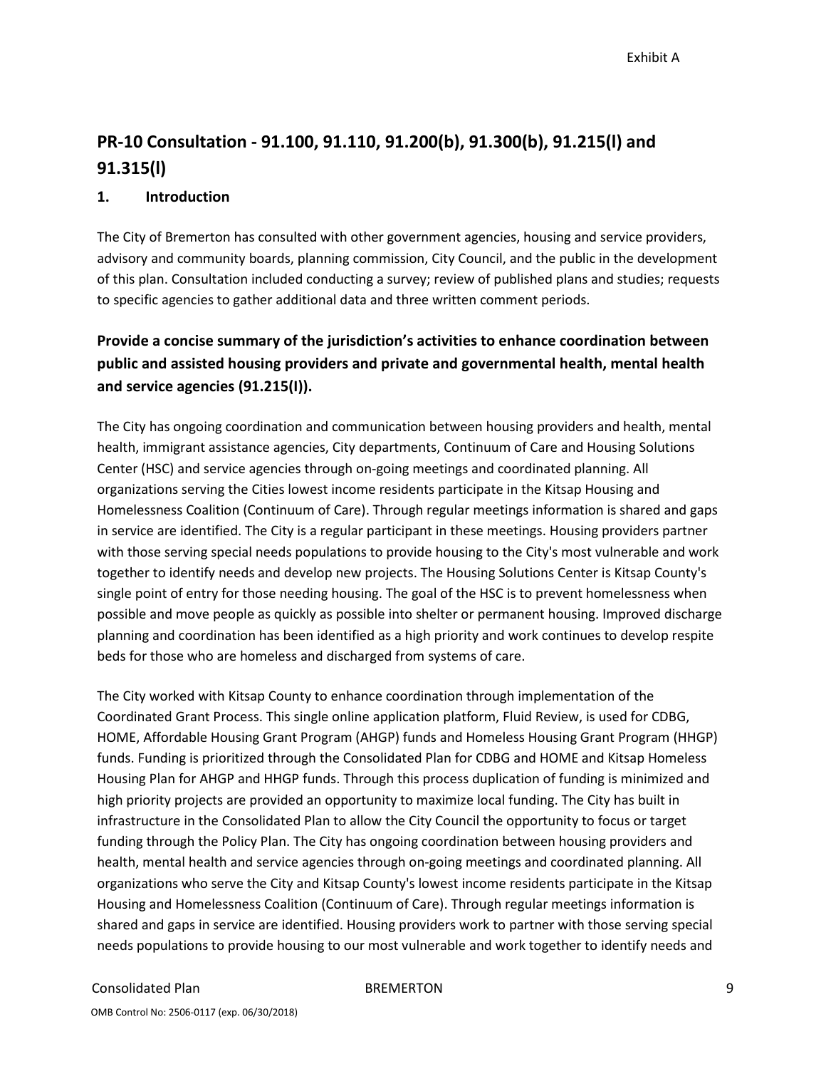Exhibit A

## PR-10 Consultation - 91.100, 91.110, 91.200(b), 91.300(b), 91.215(l) and 91.315(l)

### 1. Introduction

The City of Bremerton has consulted with other government agencies, housing and service providers, advisory and community boards, planning commission, City Council, and the public in the development of this plan. Consultation included conducting a survey; review of published plans and studies; requests to specific agencies to gather additional data and three written comment periods.

### Provide a concise summary of the jurisdiction's activities to enhance coordination between public and assisted housing providers and private and governmental health, mental health and service agencies (91.215(I)).

The City has ongoing coordination and communication between housing providers and health, mental health, immigrant assistance agencies, City departments, Continuum of Care and Housing Solutions Center (HSC) and service agencies through on-going meetings and coordinated planning. All organizations serving the Cities lowest income residents participate in the Kitsap Housing and Homelessness Coalition (Continuum of Care). Through regular meetings information is shared and gaps in service are identified. The City is a regular participant in these meetings. Housing providers partner with those serving special needs populations to provide housing to the City's most vulnerable and work together to identify needs and develop new projects. The Housing Solutions Center is Kitsap County's single point of entry for those needing housing. The goal of the HSC is to prevent homelessness when possible and move people as quickly as possible into shelter or permanent housing. Improved discharge planning and coordination has been identified as a high priority and work continues to develop respite beds for those who are homeless and discharged from systems of care.

The City worked with Kitsap County to enhance coordination through implementation of the Coordinated Grant Process. This single online application platform, Fluid Review, is used for CDBG, HOME, Affordable Housing Grant Program (AHGP) funds and Homeless Housing Grant Program (HHGP) funds. Funding is prioritized through the Consolidated Plan for CDBG and HOME and Kitsap Homeless Housing Plan for AHGP and HHGP funds. Through this process duplication of funding is minimized and high priority projects are provided an opportunity to maximize local funding. The City has built in infrastructure in the Consolidated Plan to allow the City Council the opportunity to focus or target funding through the Policy Plan. The City has ongoing coordination between housing providers and health, mental health and service agencies through on-going meetings and coordinated planning. All organizations who serve the City and Kitsap County's lowest income residents participate in the Kitsap Housing and Homelessness Coalition (Continuum of Care). Through regular meetings information is shared and gaps in service are identified. Housing providers work to partner with those serving special needs populations to provide housing to our most vulnerable and work together to identify needs and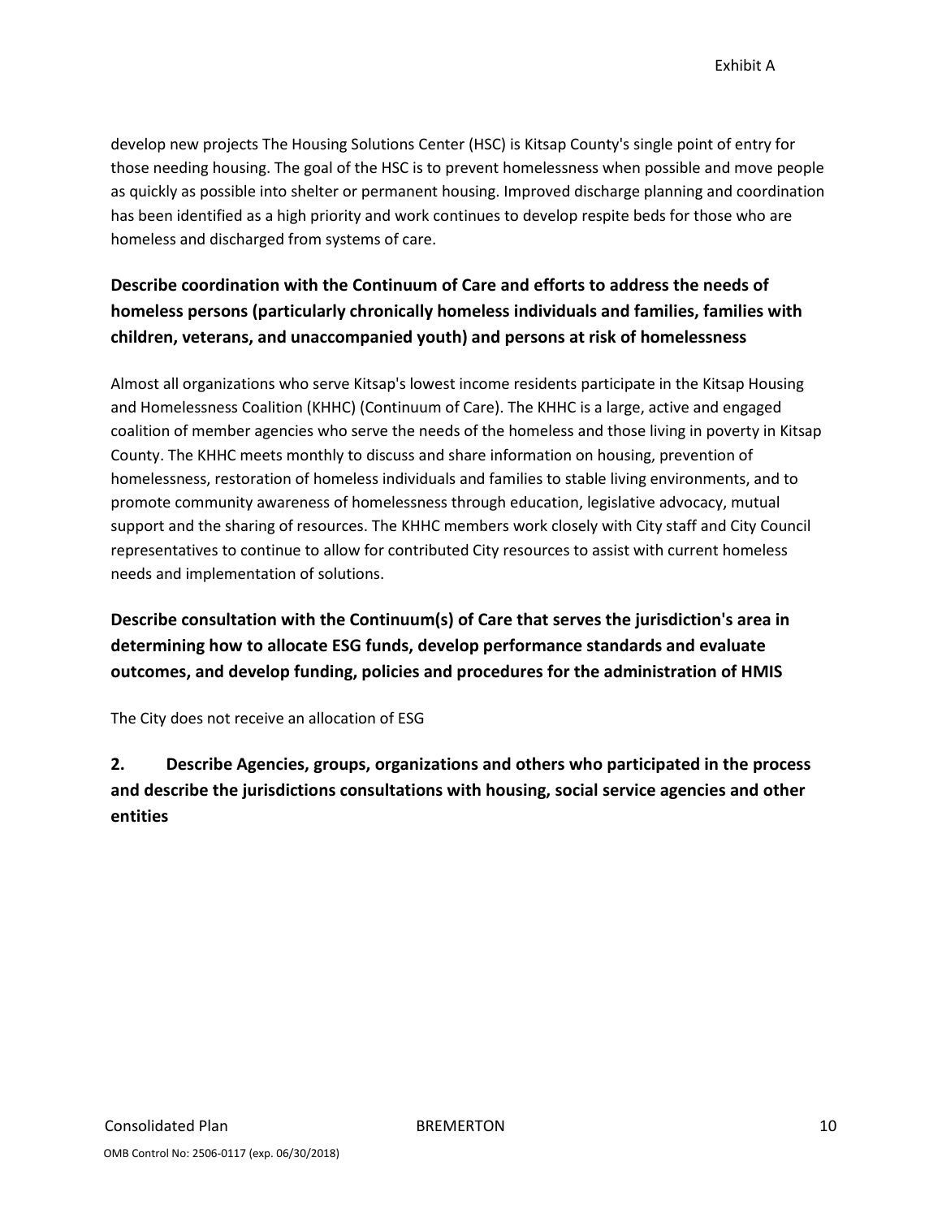develop new projects The Housing Solutions Center (HSC) is Kitsap County's single point of entry for those needing housing. The goal of the HSC is to prevent homelessness when possible and move people as quickly as possible into shelter or permanent housing. Improved discharge planning and coordination has been identified as a high priority and work continues to develop respite beds for those who are homeless and discharged from systems of care.

**Describe coordination with the Continuum of Care and efforts to address the needs of homeless persons (particularly chronically homeless individuals and families, families with children, veterans, and unaccompanied youth) and persons at risk of homelessness**

Almost all organizations who serve Kitsap's lowest income residents participate in the Kitsap Housing and Homelessness Coalition (KHHC) (Continuum of Care). The KHHC is a large, active and engaged coalition of member agencies who serve the needs of the homeless and those living in poverty in Kitsap County. The KHHC meets monthly to discuss and share information on housing, prevention of homelessness, restoration of homeless individuals and families to stable living environments, and to promote community awareness of homelessness through education, legislative advocacy, mutual support and the sharing of resources. The KHHC members work closely with City staff and City Council representatives to continue to allow for contributed City resources to assist with current homeless needs and implementation of solutions.

**Describe consultation with the Continuum(s) of Care that serves the jurisdiction's area in determining how to allocate ESG funds, develop performance standards and evaluate outcomes, and develop funding, policies and procedures for the administration of HMIS**

The City does not receive an allocation of ESG

**2. Describe Agencies, groups, organizations and others who participated in the process and describe the jurisdictions consultations with housing, social service agencies and other entities**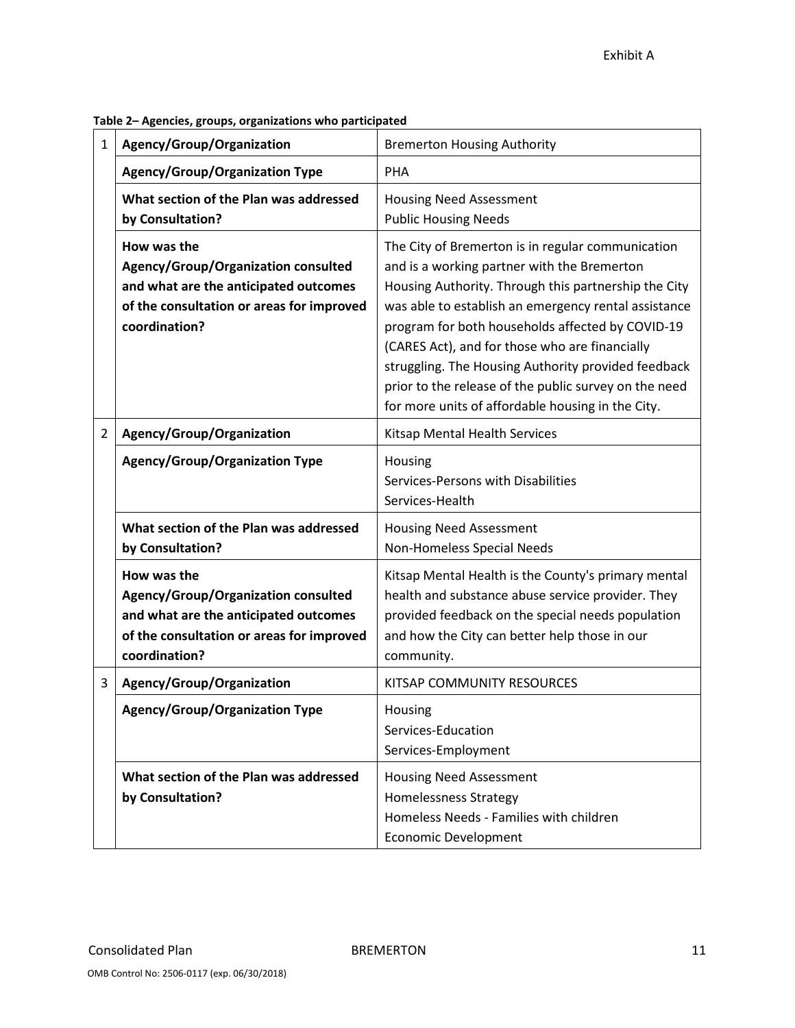Exhibit A

**Table 2– Agencies, groups, organizations who participated**

| | | |
|---|---|---|
| 1 | **Agency/Group/Organization** | Bremerton Housing Authority |
| | **Agency/Group/Organization Type** | PHA |
| | **What section of the Plan was addressed by Consultation?** | Housing Need Assessment<br>Public Housing Needs |
| | **How was the Agency/Group/Organization consulted and what are the anticipated outcomes of the consultation or areas for improved coordination?** | The City of Bremerton is in regular communication and is a working partner with the Bremerton Housing Authority. Through this partnership the City was able to establish an emergency rental assistance program for both households affected by COVID-19 (CARES Act), and for those who are financially struggling. The Housing Authority provided feedback prior to the release of the public survey on the need for more units of affordable housing in the City. |
| 2 | **Agency/Group/Organization** | Kitsap Mental Health Services |
| | **Agency/Group/Organization Type** | Housing<br>Services-Persons with Disabilities<br>Services-Health |
| | **What section of the Plan was addressed by Consultation?** | Housing Need Assessment<br>Non-Homeless Special Needs |
| | **How was the Agency/Group/Organization consulted and what are the anticipated outcomes of the consultation or areas for improved coordination?** | Kitsap Mental Health is the County's primary mental health and substance abuse service provider. They provided feedback on the special needs population and how the City can better help those in our community. |
| 3 | **Agency/Group/Organization** | KITSAP COMMUNITY RESOURCES |
| | **Agency/Group/Organization Type** | Housing<br>Services-Education<br>Services-Employment |
| | **What section of the Plan was addressed by Consultation?** | Housing Need Assessment<br>Homelessness Strategy<br>Homeless Needs - Families with children<br>Economic Development |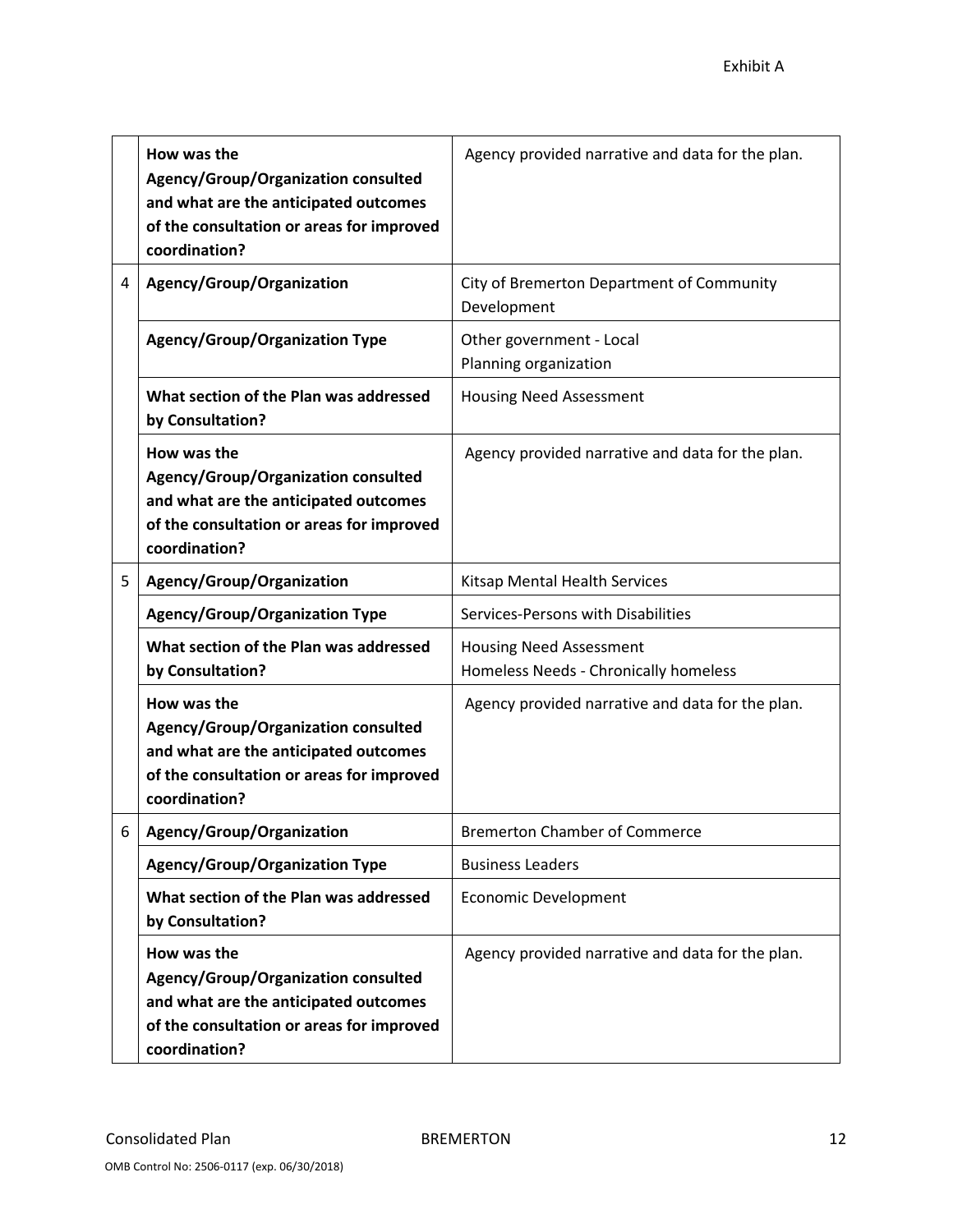| | | |
|---|---|---|
| | **How was the Agency/Group/Organization consulted and what are the anticipated outcomes of the consultation or areas for improved coordination?** | Agency provided narrative and data for the plan. |
| 4 | **Agency/Group/Organization** | City of Bremerton Department of Community Development |
| | **Agency/Group/Organization Type** | Other government - Local<br>Planning organization |
| | **What section of the Plan was addressed by Consultation?** | Housing Need Assessment |
| | **How was the Agency/Group/Organization consulted and what are the anticipated outcomes of the consultation or areas for improved coordination?** | Agency provided narrative and data for the plan. |
| 5 | **Agency/Group/Organization** | Kitsap Mental Health Services |
| | **Agency/Group/Organization Type** | Services-Persons with Disabilities |
| | **What section of the Plan was addressed by Consultation?** | Housing Need Assessment<br>Homeless Needs - Chronically homeless |
| | **How was the Agency/Group/Organization consulted and what are the anticipated outcomes of the consultation or areas for improved coordination?** | Agency provided narrative and data for the plan. |
| 6 | **Agency/Group/Organization** | Bremerton Chamber of Commerce |
| | **Agency/Group/Organization Type** | Business Leaders |
| | **What section of the Plan was addressed by Consultation?** | Economic Development |
| | **How was the Agency/Group/Organization consulted and what are the anticipated outcomes of the consultation or areas for improved coordination?** | Agency provided narrative and data for the plan. |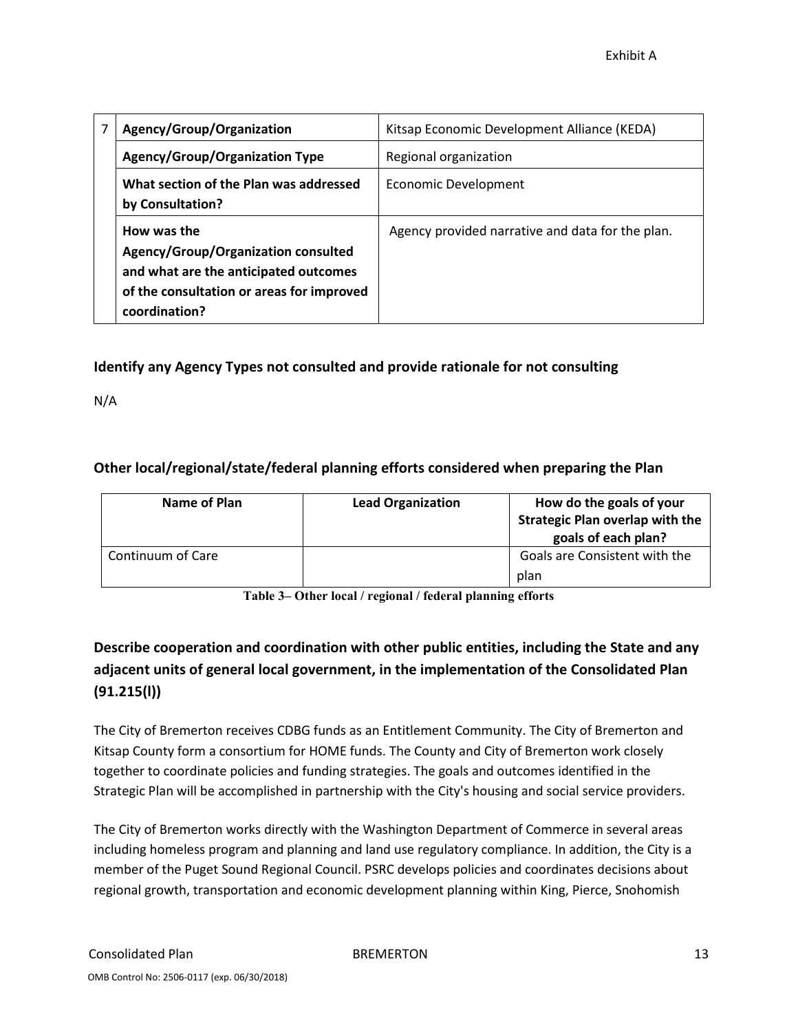| 7 | Agency/Group/Organization | Kitsap Economic Development Alliance (KEDA) |
|---|---|---|
| | **Agency/Group/Organization Type** | Regional organization |
| | **What section of the Plan was addressed by Consultation?** | Economic Development |
| | **How was the Agency/Group/Organization consulted and what are the anticipated outcomes of the consultation or areas for improved coordination?** | Agency provided narrative and data for the plan. |

### Identify any Agency Types not consulted and provide rationale for not consulting

N/A

### Other local/regional/state/federal planning efforts considered when preparing the Plan

| Name of Plan | Lead Organization | How do the goals of your Strategic Plan overlap with the goals of each plan? |
|---|---|---|
| Continuum of Care | | Goals are Consistent with the plan |

**Table 3– Other local / regional / federal planning efforts**

### Describe cooperation and coordination with other public entities, including the State and any adjacent units of general local government, in the implementation of the Consolidated Plan (91.215(l))

The City of Bremerton receives CDBG funds as an Entitlement Community. The City of Bremerton and Kitsap County form a consortium for HOME funds. The County and City of Bremerton work closely together to coordinate policies and funding strategies. The goals and outcomes identified in the Strategic Plan will be accomplished in partnership with the City's housing and social service providers.

The City of Bremerton works directly with the Washington Department of Commerce in several areas including homeless program and planning and land use regulatory compliance. In addition, the City is a member of the Puget Sound Regional Council. PSRC develops policies and coordinates decisions about regional growth, transportation and economic development planning within King, Pierce, Snohomish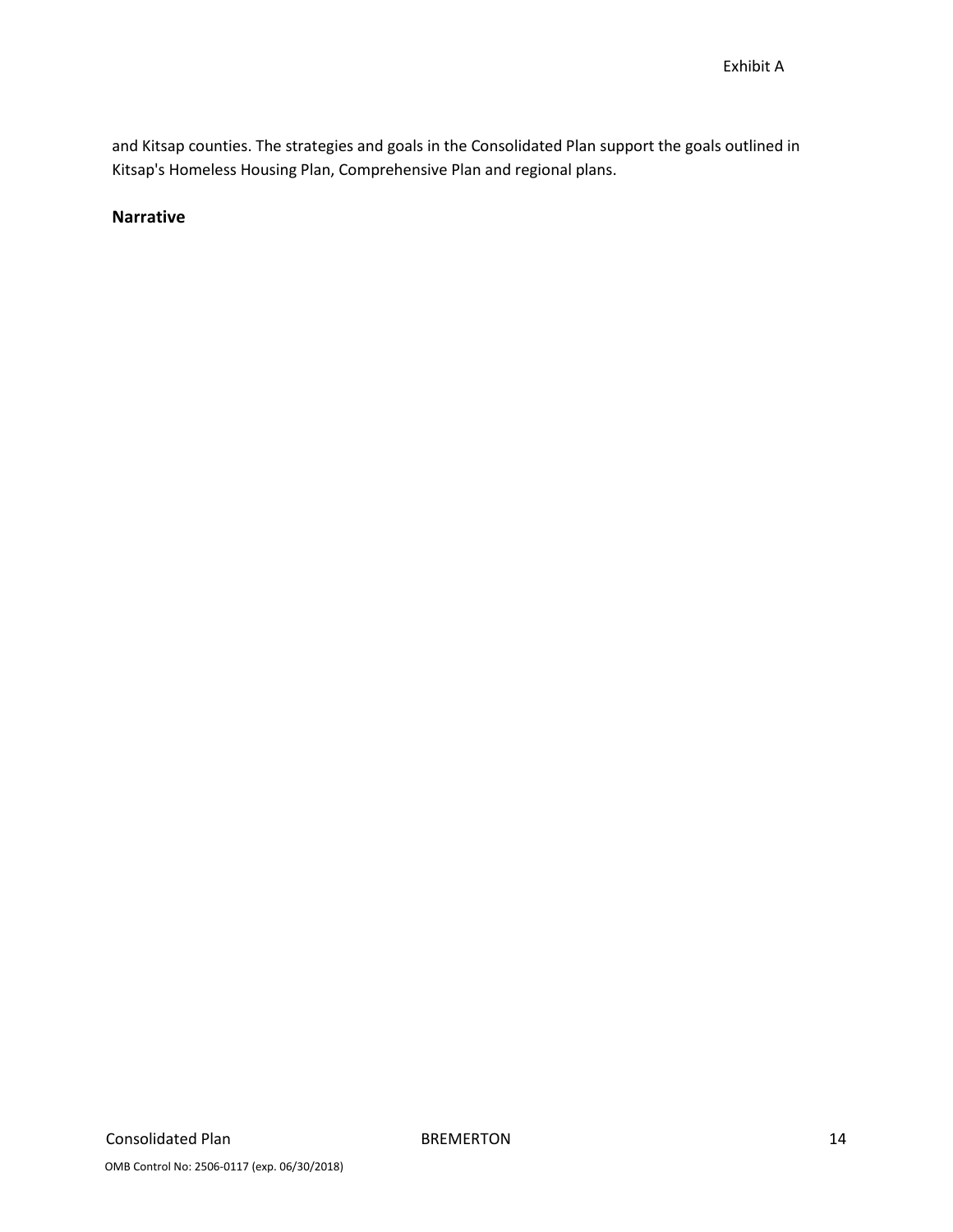and Kitsap counties. The strategies and goals in the Consolidated Plan support the goals outlined in Kitsap's Homeless Housing Plan, Comprehensive Plan and regional plans.

**Narrative**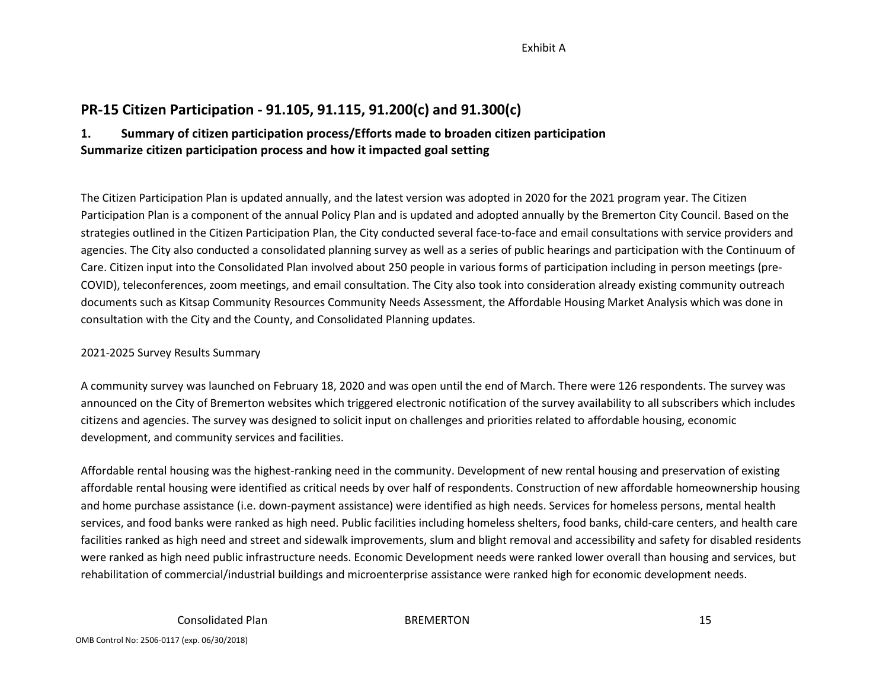Exhibit A

## PR-15 Citizen Participation - 91.105, 91.115, 91.200(c) and 91.300(c)

### 1. Summary of citizen participation process/Efforts made to broaden citizen participation

**Summarize citizen participation process and how it impacted goal setting**

The Citizen Participation Plan is updated annually, and the latest version was adopted in 2020 for the 2021 program year. The Citizen Participation Plan is a component of the annual Policy Plan and is updated and adopted annually by the Bremerton City Council. Based on the strategies outlined in the Citizen Participation Plan, the City conducted several face-to-face and email consultations with service providers and agencies. The City also conducted a consolidated planning survey as well as a series of public hearings and participation with the Continuum of Care. Citizen input into the Consolidated Plan involved about 250 people in various forms of participation including in person meetings (pre-COVID), teleconferences, zoom meetings, and email consultation. The City also took into consideration already existing community outreach documents such as Kitsap Community Resources Community Needs Assessment, the Affordable Housing Market Analysis which was done in consultation with the City and the County, and Consolidated Planning updates.

2021-2025 Survey Results Summary

A community survey was launched on February 18, 2020 and was open until the end of March. There were 126 respondents. The survey was announced on the City of Bremerton websites which triggered electronic notification of the survey availability to all subscribers which includes citizens and agencies. The survey was designed to solicit input on challenges and priorities related to affordable housing, economic development, and community services and facilities.

Affordable rental housing was the highest-ranking need in the community. Development of new rental housing and preservation of existing affordable rental housing were identified as critical needs by over half of respondents. Construction of new affordable homeownership housing and home purchase assistance (i.e. down-payment assistance) were identified as high needs. Services for homeless persons, mental health services, and food banks were ranked as high need. Public facilities including homeless shelters, food banks, child-care centers, and health care facilities ranked as high need and street and sidewalk improvements, slum and blight removal and accessibility and safety for disabled residents were ranked as high need public infrastructure needs. Economic Development needs were ranked lower overall than housing and services, but rehabilitation of commercial/industrial buildings and microenterprise assistance were ranked high for economic development needs.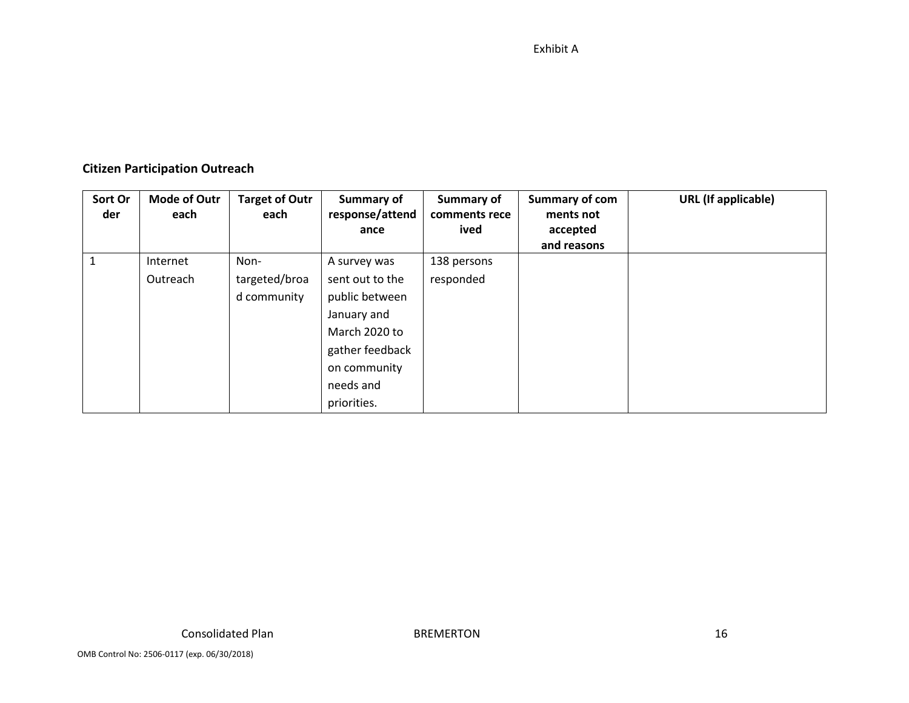Exhibit A

**Citizen Participation Outreach**

| Sort Order | Mode of Outreach | Target of Outreach | Summary of response/attendance | Summary of comments received | Summary of comments not accepted and reasons | URL (If applicable) |
|---|---|---|---|---|---|---|
| 1 | Internet Outreach | Non-targeted/broad community | A survey was sent out to the public between January and March 2020 to gather feedback on community needs and priorities. | 138 persons responded | | |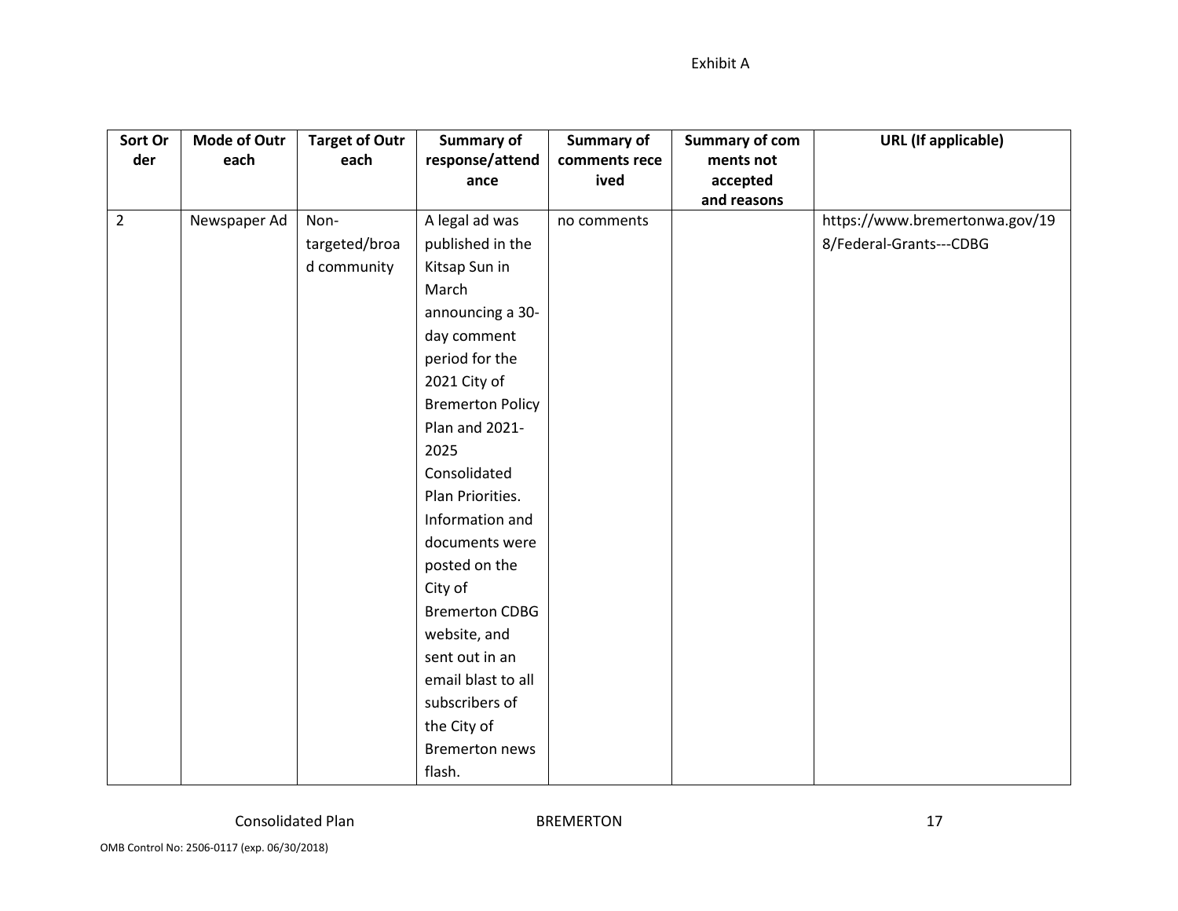Exhibit A

| Sort Order | Mode of Outreach | Target of Outreach | Summary of response/attendance | Summary of comments received | Summary of comments not accepted and reasons | URL (If applicable) |
|---|---|---|---|---|---|---|
| 2 | Newspaper Ad | Non-targeted/broad community | A legal ad was published in the Kitsap Sun in March announcing a 30-day comment period for the 2021 City of Bremerton Policy Plan and 2021-2025 Consolidated Plan Priorities. Information and documents were posted on the City of Bremerton CDBG website, and sent out in an email blast to all subscribers of the City of Bremerton news flash. | no comments | | https://www.bremertonwa.gov/198/Federal-Grants---CDBG |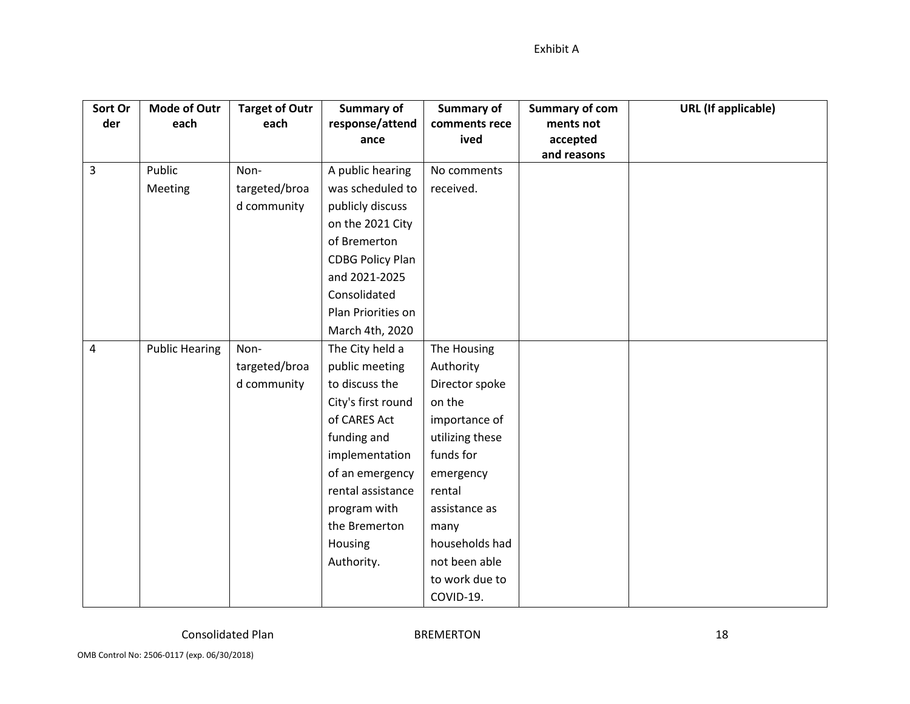Exhibit A

| Sort Order | Mode of Outreach | Target of Outreach | Summary of response/attendance | Summary of comments received | Summary of comments not accepted and reasons | URL (If applicable) |
|---|---|---|---|---|---|---|
| 3 | Public Meeting | Non-targeted/broad community | A public hearing was scheduled to publicly discuss on the 2021 City of Bremerton CDBG Policy Plan and 2021-2025 Consolidated Plan Priorities on March 4th, 2020 | No comments received. | | |
| 4 | Public Hearing | Non-targeted/broad community | The City held a public meeting to discuss the City's first round of CARES Act funding and implementation of an emergency rental assistance program with the Bremerton Housing Authority. | The Housing Authority Director spoke on the importance of utilizing these funds for emergency rental assistance as many households had not been able to work due to COVID-19. | | |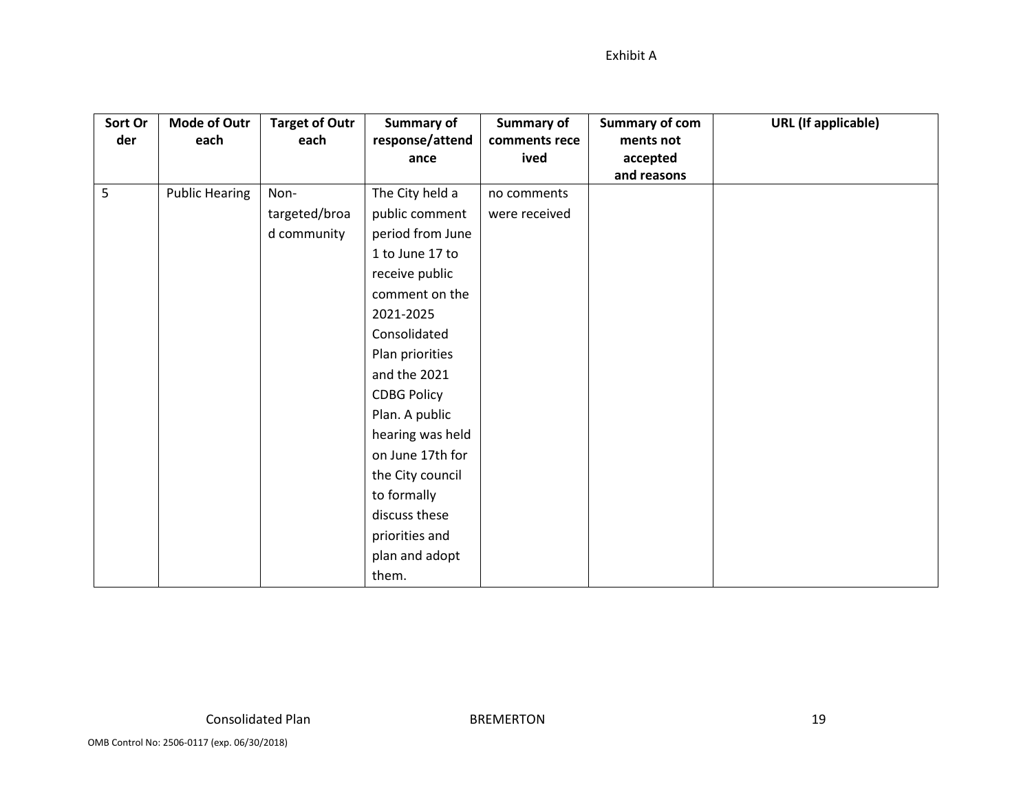Exhibit A

| Sort Order | Mode of Outreach | Target of Outreach | Summary of response/attendance | Summary of comments received | Summary of comments not accepted and reasons | URL (If applicable) |
|---|---|---|---|---|---|---|
| 5 | Public Hearing | Non-targeted/broad community | The City held a public comment period from June 1 to June 17 to receive public comment on the 2021-2025 Consolidated Plan priorities and the 2021 CDBG Policy Plan. A public hearing was held on June 17th for the City council to formally discuss these priorities and plan and adopt them. | no comments were received | | |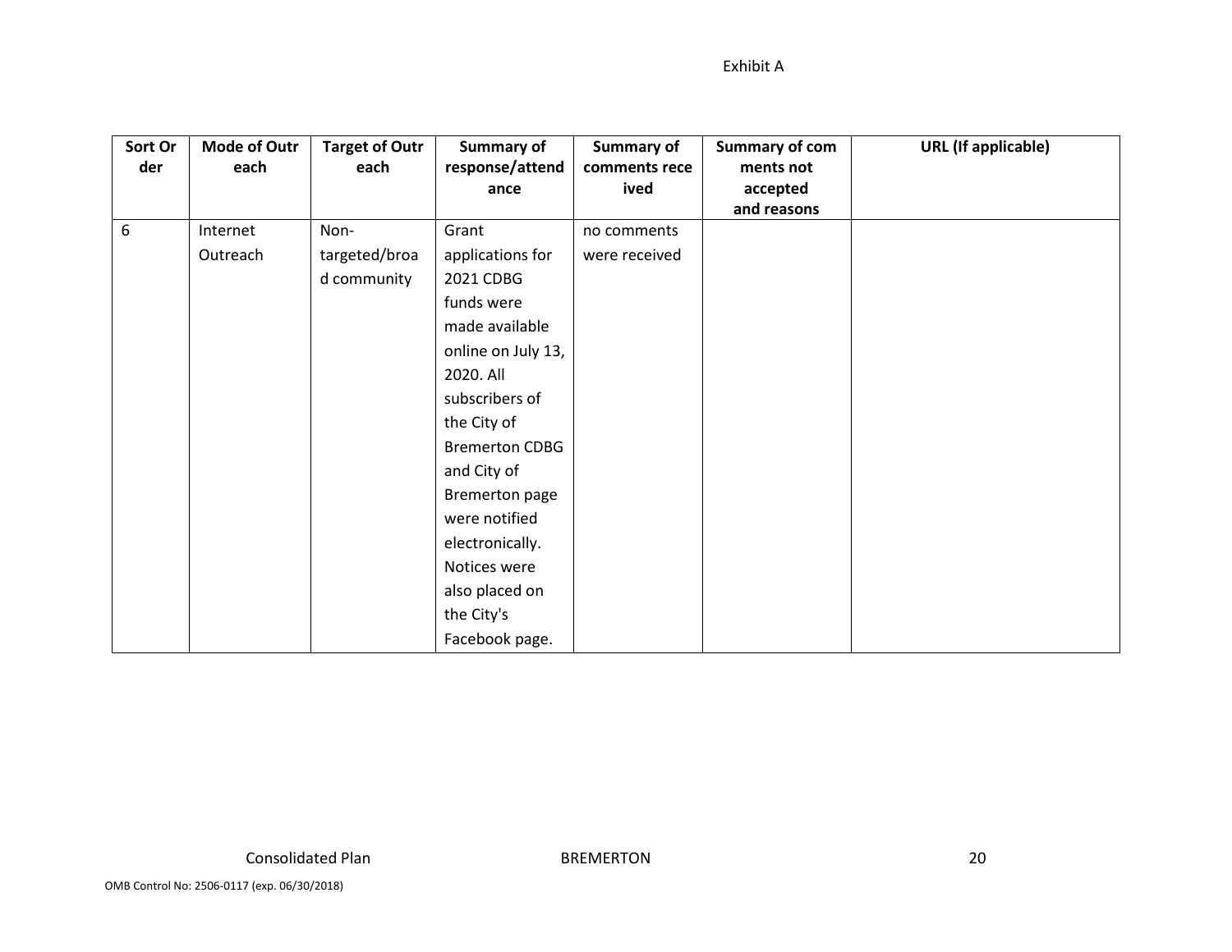Exhibit A

| Sort Order | Mode of Outreach | Target of Outreach | Summary of response/attendance | Summary of comments received | Summary of comments not accepted and reasons | URL (If applicable) |
| --- | --- | --- | --- | --- | --- | --- |
| 6 | Internet Outreach | Non-targeted/broad community | Grant applications for 2021 CDBG funds were made available online on July 13, 2020. All subscribers of the City of Bremerton CDBG and City of Bremerton page were notified electronically. Notices were also placed on the City's Facebook page. | no comments were received | | |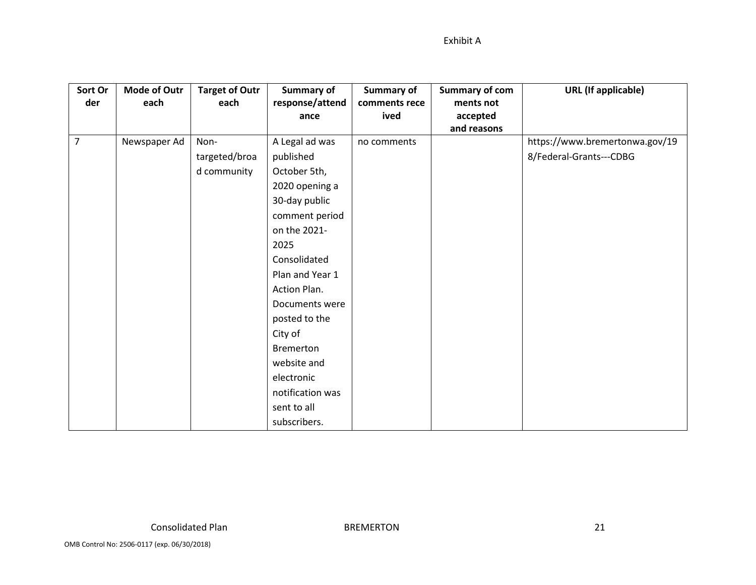Exhibit A

| Sort Order | Mode of Outreach | Target of Outreach | Summary of response/attendance | Summary of comments received | Summary of comments not accepted and reasons | URL (If applicable) |
|---|---|---|---|---|---|---|
| 7 | Newspaper Ad | Non-targeted/broad community | A Legal ad was published October 5th, 2020 opening a 30-day public comment period on the 2021-2025 Consolidated Plan and Year 1 Action Plan. Documents were posted to the City of Bremerton website and electronic notification was sent to all subscribers. | no comments | | https://www.bremertonwa.gov/198/Federal-Grants---CDBG |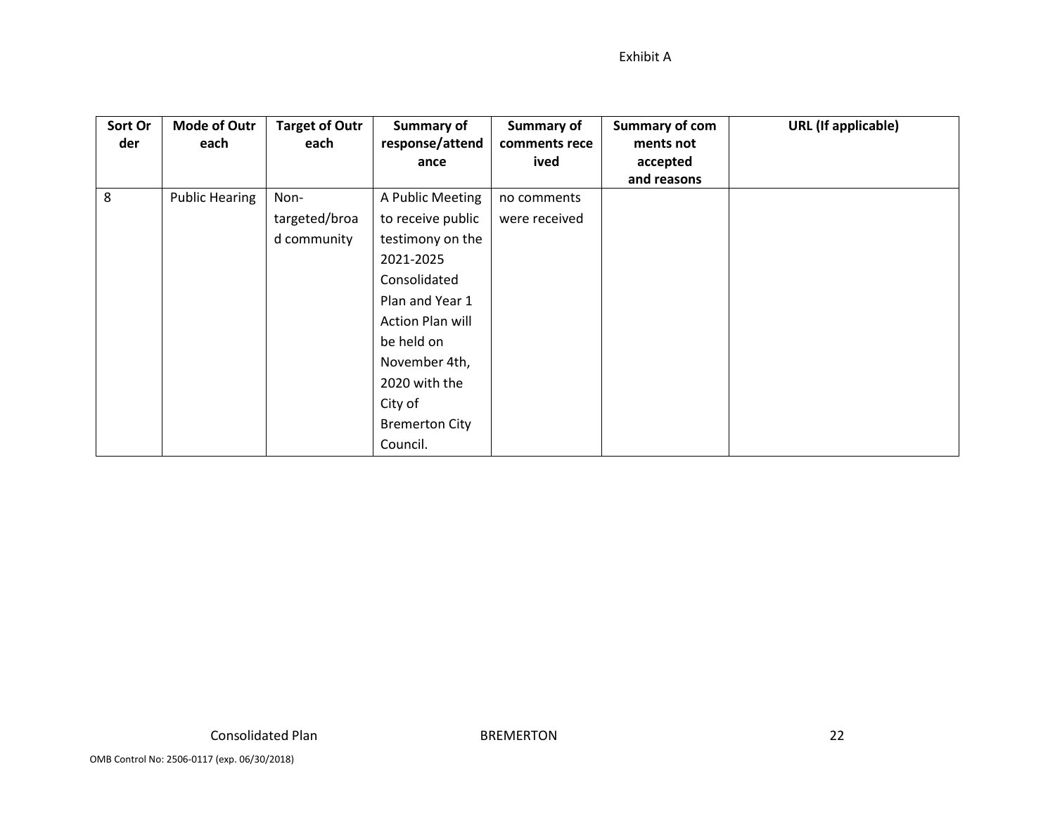Exhibit A

| Sort Order | Mode of Outreach | Target of Outreach | Summary of response/attendance | Summary of comments received | Summary of comments not accepted and reasons | URL (If applicable) |
|---|---|---|---|---|---|---|
| 8 | Public Hearing | Non-targeted/broad community | A Public Meeting to receive public testimony on the 2021-2025 Consolidated Plan and Year 1 Action Plan will be held on November 4th, 2020 with the City of Bremerton City Council. | no comments were received | | |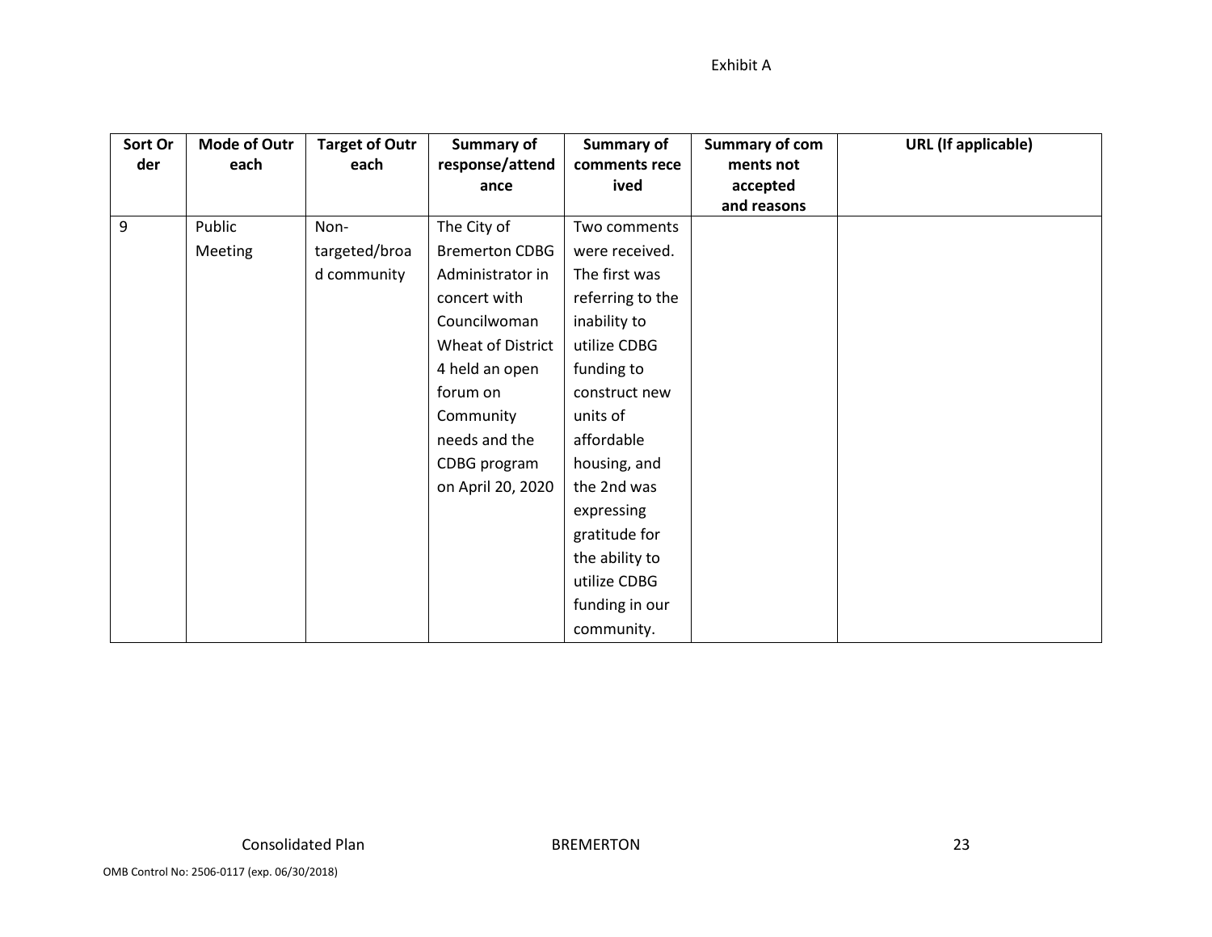Exhibit A

| Sort Order | Mode of Outreach | Target of Outreach | Summary of response/attendance | Summary of comments received | Summary of comments not accepted and reasons | URL (If applicable) |
|---|---|---|---|---|---|---|
| 9 | Public Meeting | Non-targeted/broad community | The City of Bremerton CDBG Administrator in concert with Councilwoman Wheat of District 4 held an open forum on Community needs and the CDBG program on April 20, 2020 | Two comments were received. The first was referring to the inability to utilize CDBG funding to construct new units of affordable housing, and the 2nd was expressing gratitude for the ability to utilize CDBG funding in our community. | | |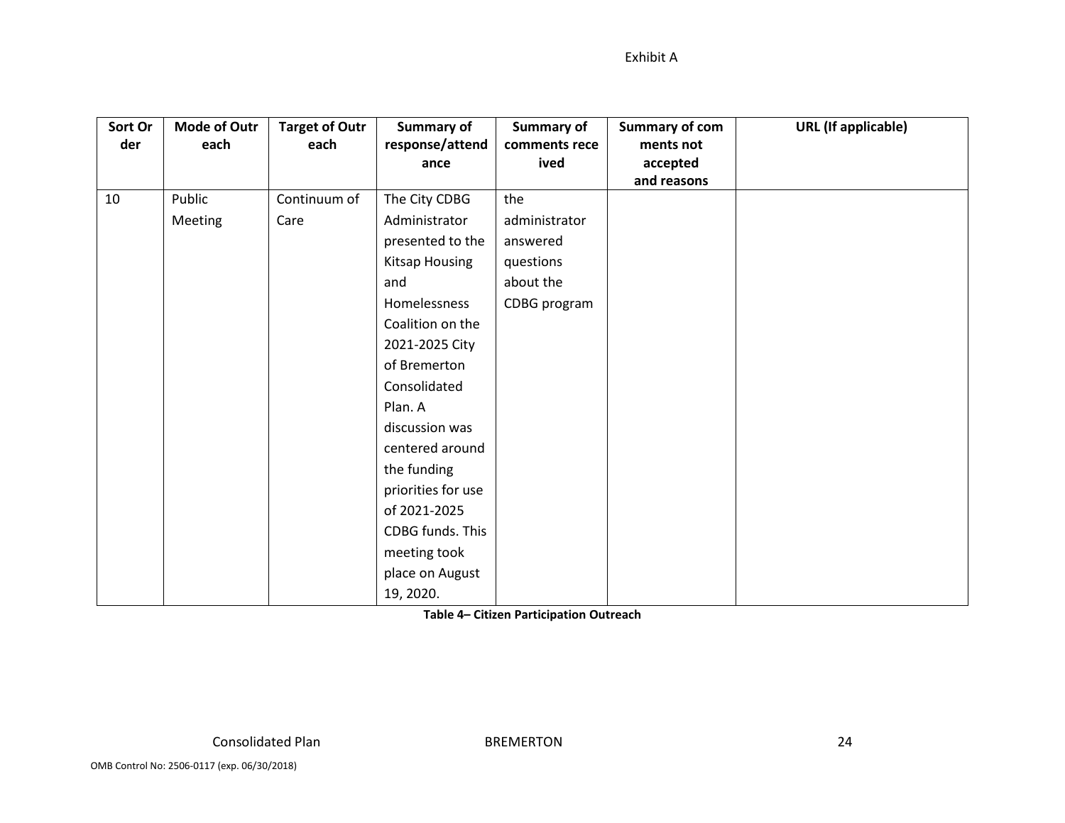Exhibit A

| Sort Order | Mode of Outreach | Target of Outreach | Summary of response/attendance | Summary of comments received | Summary of comments not accepted and reasons | URL (If applicable) |
|---|---|---|---|---|---|---|
| 10 | Public Meeting | Continuum of Care | The City CDBG Administrator presented to the Kitsap Housing and Homelessness Coalition on the 2021-2025 City of Bremerton Consolidated Plan. A discussion was centered around the funding priorities for use of 2021-2025 CDBG funds. This meeting took place on August 19, 2020. | the administrator answered questions about the CDBG program | | |

**Table 4– Citizen Participation Outreach**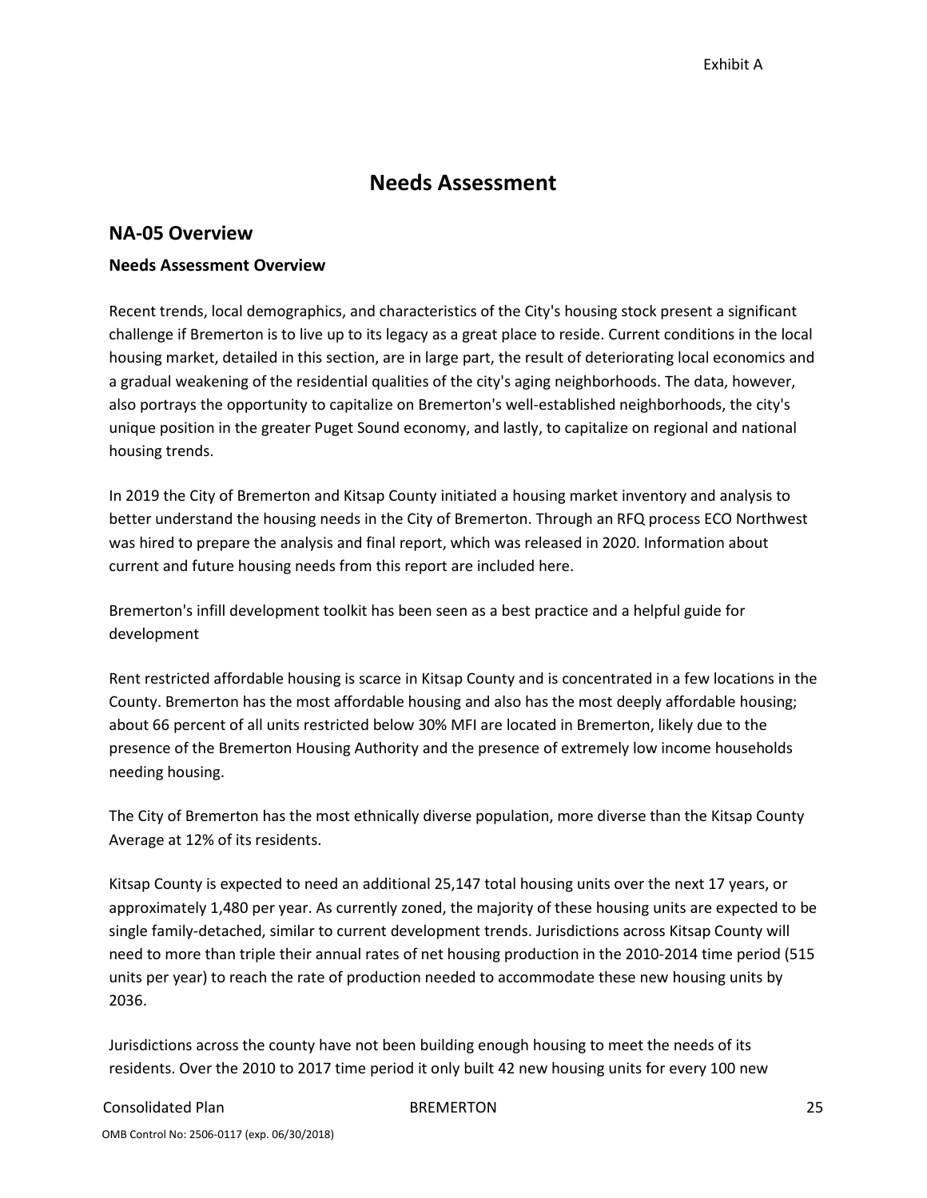# Needs Assessment

## NA-05 Overview

### Needs Assessment Overview

Recent trends, local demographics, and characteristics of the City's housing stock present a significant challenge if Bremerton is to live up to its legacy as a great place to reside. Current conditions in the local housing market, detailed in this section, are in large part, the result of deteriorating local economics and a gradual weakening of the residential qualities of the city's aging neighborhoods. The data, however, also portrays the opportunity to capitalize on Bremerton's well-established neighborhoods, the city's unique position in the greater Puget Sound economy, and lastly, to capitalize on regional and national housing trends.

In 2019 the City of Bremerton and Kitsap County initiated a housing market inventory and analysis to better understand the housing needs in the City of Bremerton. Through an RFQ process ECO Northwest was hired to prepare the analysis and final report, which was released in 2020. Information about current and future housing needs from this report are included here.

Bremerton's infill development toolkit has been seen as a best practice and a helpful guide for development

Rent restricted affordable housing is scarce in Kitsap County and is concentrated in a few locations in the County. Bremerton has the most affordable housing and also has the most deeply affordable housing; about 66 percent of all units restricted below 30% MFI are located in Bremerton, likely due to the presence of the Bremerton Housing Authority and the presence of extremely low income households needing housing.

The City of Bremerton has the most ethnically diverse population, more diverse than the Kitsap County Average at 12% of its residents.

Kitsap County is expected to need an additional 25,147 total housing units over the next 17 years, or approximately 1,480 per year. As currently zoned, the majority of these housing units are expected to be single family-detached, similar to current development trends. Jurisdictions across Kitsap County will need to more than triple their annual rates of net housing production in the 2010-2014 time period (515 units per year) to reach the rate of production needed to accommodate these new housing units by 2036.

Jurisdictions across the county have not been building enough housing to meet the needs of its residents. Over the 2010 to 2017 time period it only built 42 new housing units for every 100 new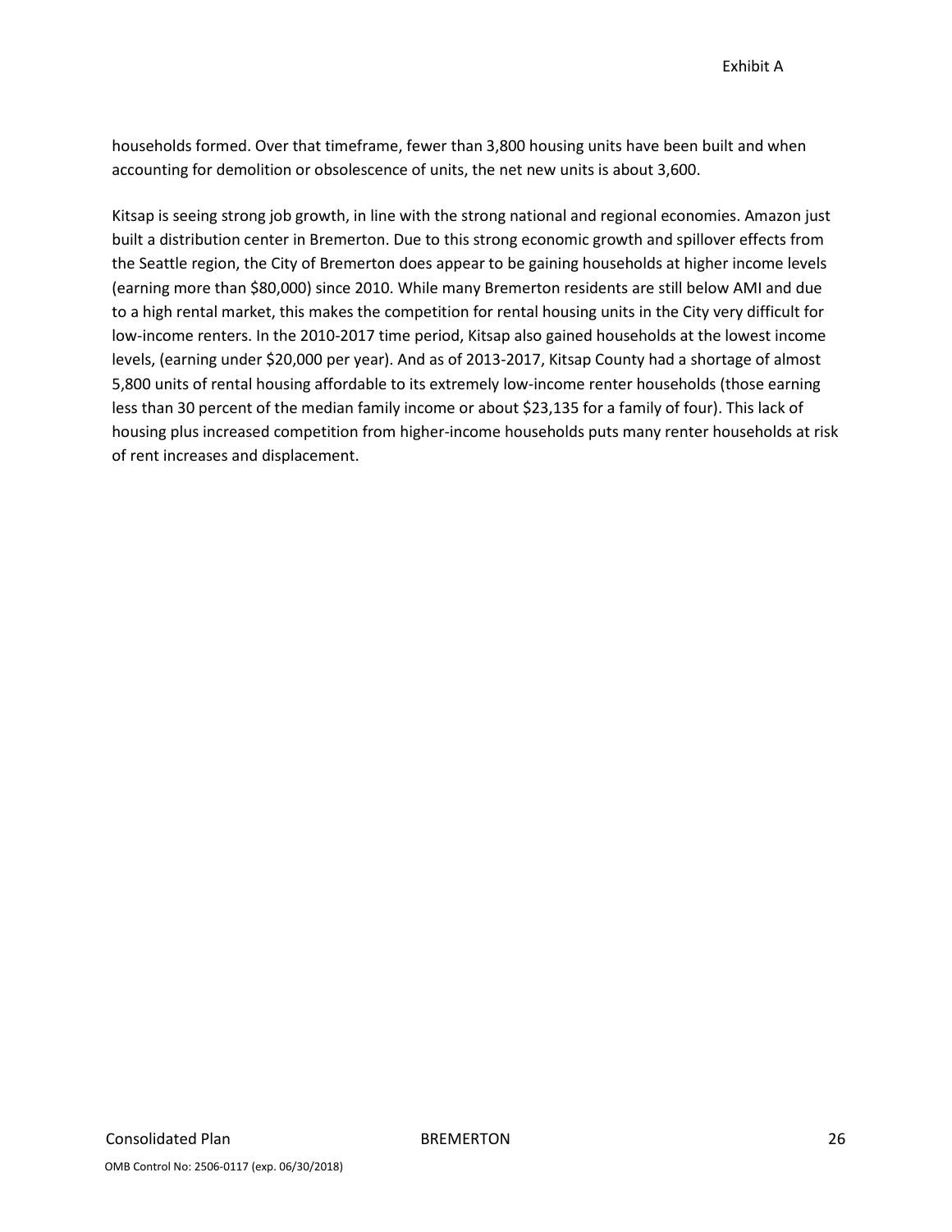households formed. Over that timeframe, fewer than 3,800 housing units have been built and when accounting for demolition or obsolescence of units, the net new units is about 3,600.

Kitsap is seeing strong job growth, in line with the strong national and regional economies. Amazon just built a distribution center in Bremerton. Due to this strong economic growth and spillover effects from the Seattle region, the City of Bremerton does appear to be gaining households at higher income levels (earning more than $80,000) since 2010. While many Bremerton residents are still below AMI and due to a high rental market, this makes the competition for rental housing units in the City very difficult for low-income renters. In the 2010-2017 time period, Kitsap also gained households at the lowest income levels, (earning under $20,000 per year). And as of 2013-2017, Kitsap County had a shortage of almost 5,800 units of rental housing affordable to its extremely low-income renter households (those earning less than 30 percent of the median family income or about $23,135 for a family of four). This lack of housing plus increased competition from higher-income households puts many renter households at risk of rent increases and displacement.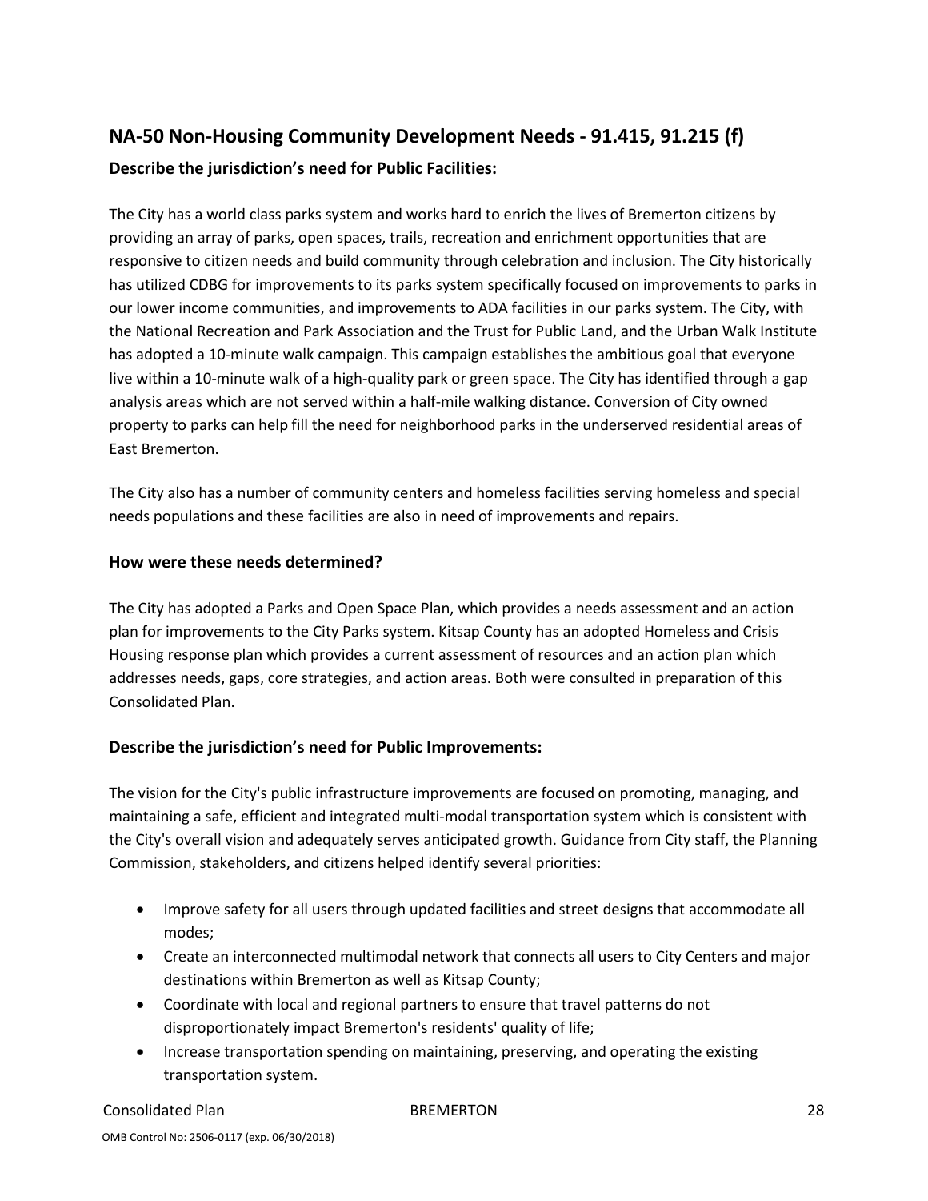## NA-50 Non-Housing Community Development Needs - 91.415, 91.215 (f)

### Describe the jurisdiction's need for Public Facilities:

The City has a world class parks system and works hard to enrich the lives of Bremerton citizens by providing an array of parks, open spaces, trails, recreation and enrichment opportunities that are responsive to citizen needs and build community through celebration and inclusion. The City historically has utilized CDBG for improvements to its parks system specifically focused on improvements to parks in our lower income communities, and improvements to ADA facilities in our parks system. The City, with the National Recreation and Park Association and the Trust for Public Land, and the Urban Walk Institute has adopted a 10-minute walk campaign. This campaign establishes the ambitious goal that everyone live within a 10-minute walk of a high-quality park or green space. The City has identified through a gap analysis areas which are not served within a half-mile walking distance. Conversion of City owned property to parks can help fill the need for neighborhood parks in the underserved residential areas of East Bremerton.

The City also has a number of community centers and homeless facilities serving homeless and special needs populations and these facilities are also in need of improvements and repairs.

### How were these needs determined?

The City has adopted a Parks and Open Space Plan, which provides a needs assessment and an action plan for improvements to the City Parks system. Kitsap County has an adopted Homeless and Crisis Housing response plan which provides a current assessment of resources and an action plan which addresses needs, gaps, core strategies, and action areas. Both were consulted in preparation of this Consolidated Plan.

### Describe the jurisdiction's need for Public Improvements:

The vision for the City's public infrastructure improvements are focused on promoting, managing, and maintaining a safe, efficient and integrated multi-modal transportation system which is consistent with the City's overall vision and adequately serves anticipated growth. Guidance from City staff, the Planning Commission, stakeholders, and citizens helped identify several priorities:

- Improve safety for all users through updated facilities and street designs that accommodate all modes;
- Create an interconnected multimodal network that connects all users to City Centers and major destinations within Bremerton as well as Kitsap County;
- Coordinate with local and regional partners to ensure that travel patterns do not disproportionately impact Bremerton's residents' quality of life;
- Increase transportation spending on maintaining, preserving, and operating the existing transportation system.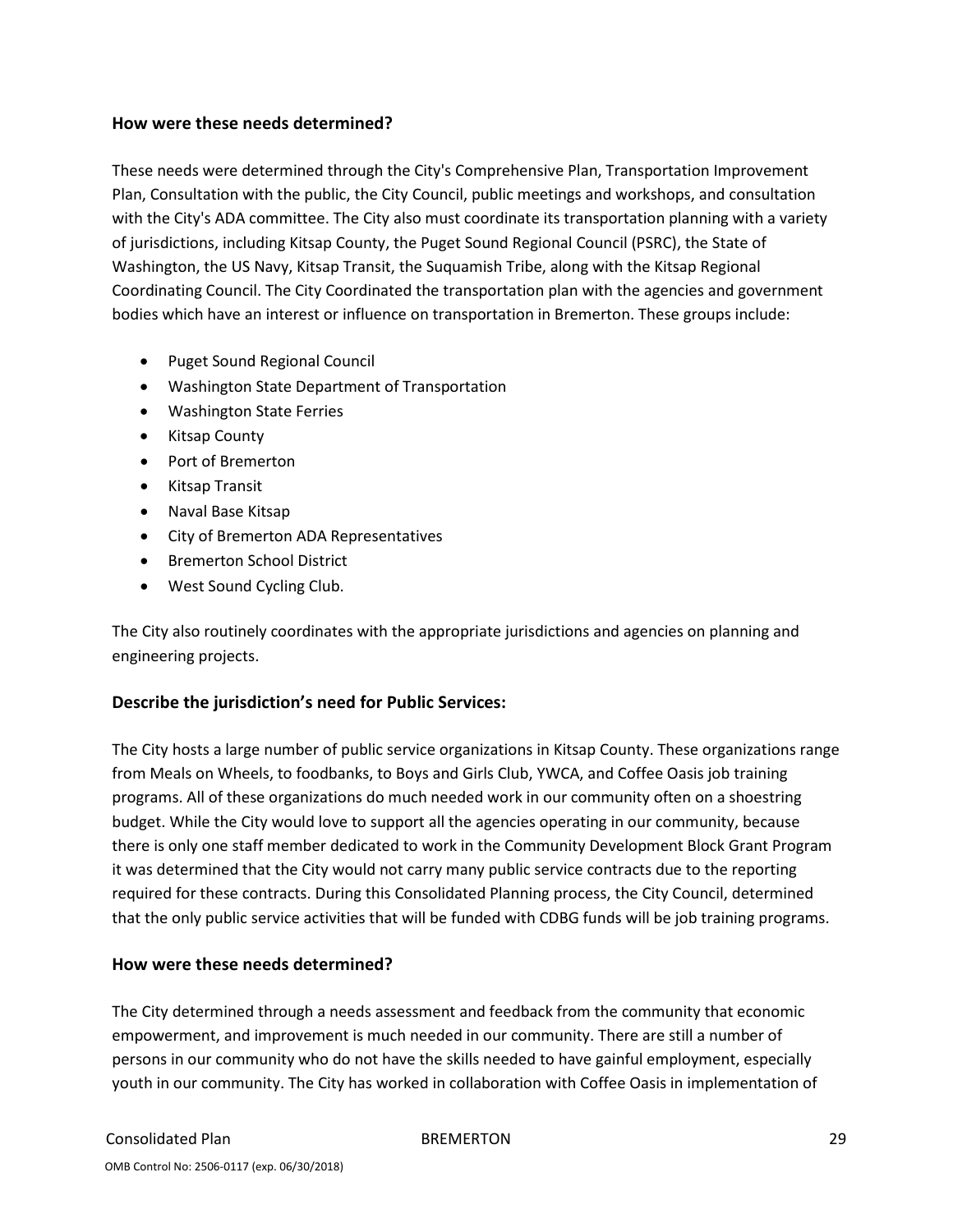### How were these needs determined?

These needs were determined through the City's Comprehensive Plan, Transportation Improvement Plan, Consultation with the public, the City Council, public meetings and workshops, and consultation with the City's ADA committee. The City also must coordinate its transportation planning with a variety of jurisdictions, including Kitsap County, the Puget Sound Regional Council (PSRC), the State of Washington, the US Navy, Kitsap Transit, the Suquamish Tribe, along with the Kitsap Regional Coordinating Council. The City Coordinated the transportation plan with the agencies and government bodies which have an interest or influence on transportation in Bremerton. These groups include:

- Puget Sound Regional Council
- Washington State Department of Transportation
- Washington State Ferries
- Kitsap County
- Port of Bremerton
- Kitsap Transit
- Naval Base Kitsap
- City of Bremerton ADA Representatives
- Bremerton School District
- West Sound Cycling Club.

The City also routinely coordinates with the appropriate jurisdictions and agencies on planning and engineering projects.

### Describe the jurisdiction's need for Public Services:

The City hosts a large number of public service organizations in Kitsap County. These organizations range from Meals on Wheels, to foodbanks, to Boys and Girls Club, YWCA, and Coffee Oasis job training programs. All of these organizations do much needed work in our community often on a shoestring budget. While the City would love to support all the agencies operating in our community, because there is only one staff member dedicated to work in the Community Development Block Grant Program it was determined that the City would not carry many public service contracts due to the reporting required for these contracts. During this Consolidated Planning process, the City Council, determined that the only public service activities that will be funded with CDBG funds will be job training programs.

### How were these needs determined?

The City determined through a needs assessment and feedback from the community that economic empowerment, and improvement is much needed in our community. There are still a number of persons in our community who do not have the skills needed to have gainful employment, especially youth in our community. The City has worked in collaboration with Coffee Oasis in implementation of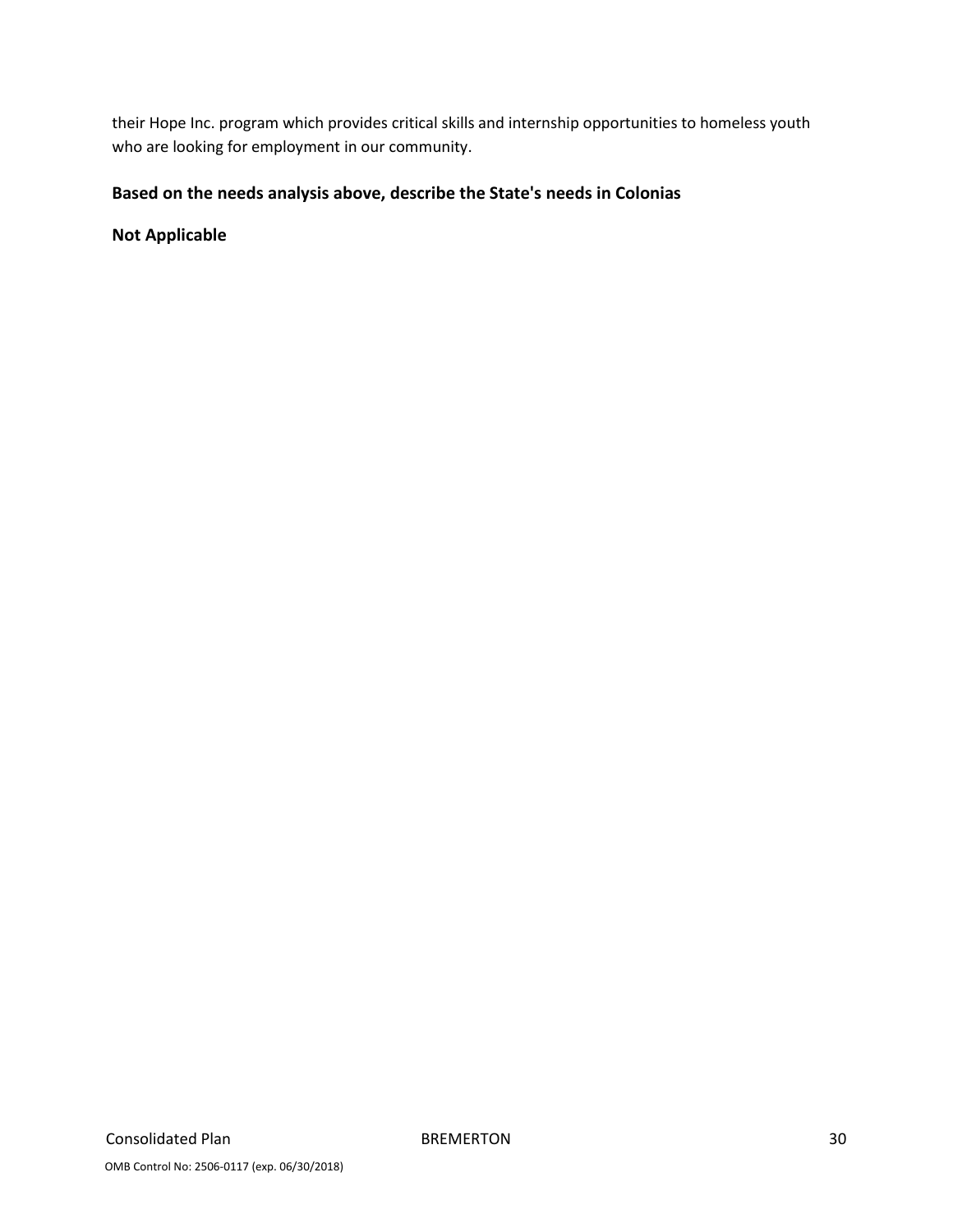their Hope Inc. program which provides critical skills and internship opportunities to homeless youth who are looking for employment in our community.

### Based on the needs analysis above, describe the State's needs in Colonias

**Not Applicable**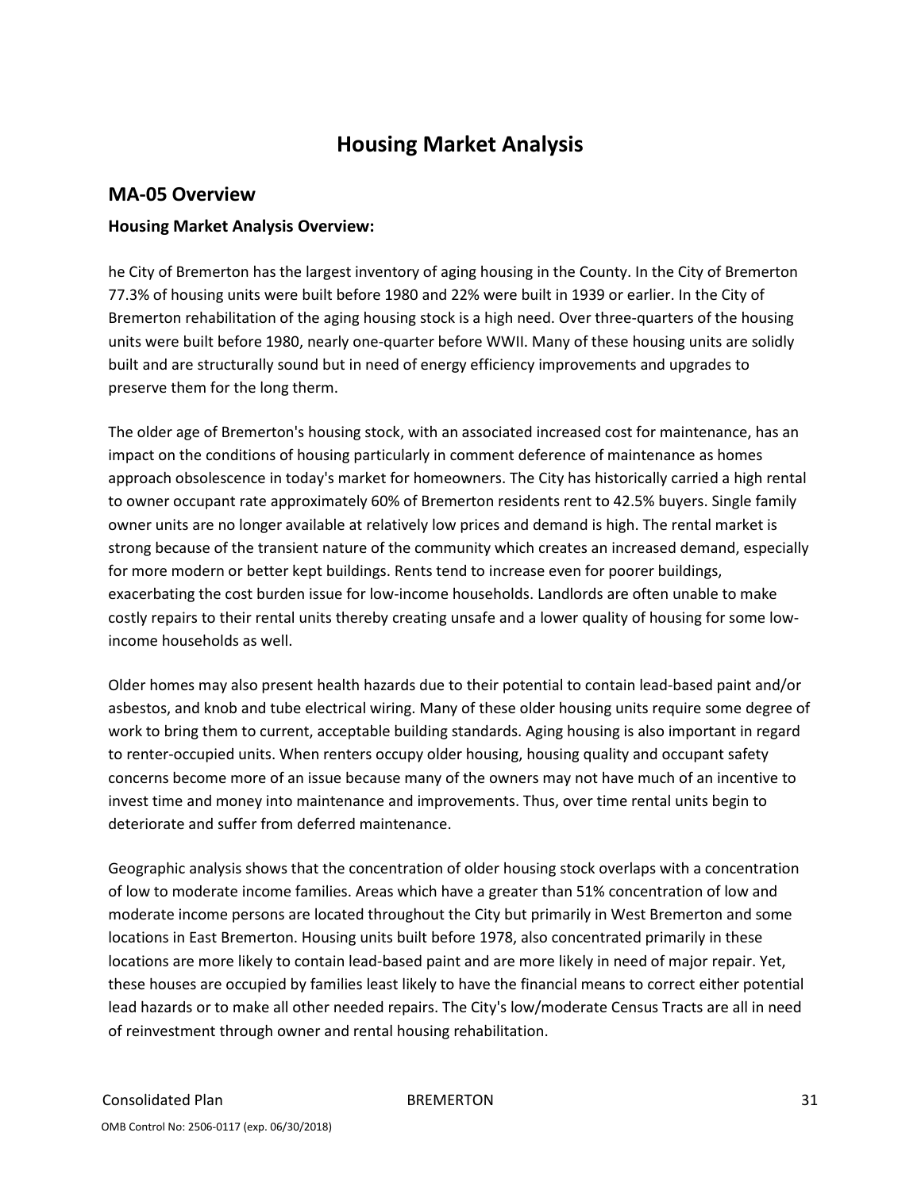# Housing Market Analysis

## MA-05 Overview

### Housing Market Analysis Overview:

he City of Bremerton has the largest inventory of aging housing in the County. In the City of Bremerton 77.3% of housing units were built before 1980 and 22% were built in 1939 or earlier. In the City of Bremerton rehabilitation of the aging housing stock is a high need. Over three-quarters of the housing units were built before 1980, nearly one-quarter before WWII. Many of these housing units are solidly built and are structurally sound but in need of energy efficiency improvements and upgrades to preserve them for the long therm.

The older age of Bremerton's housing stock, with an associated increased cost for maintenance, has an impact on the conditions of housing particularly in comment deference of maintenance as homes approach obsolescence in today's market for homeowners. The City has historically carried a high rental to owner occupant rate approximately 60% of Bremerton residents rent to 42.5% buyers. Single family owner units are no longer available at relatively low prices and demand is high. The rental market is strong because of the transient nature of the community which creates an increased demand, especially for more modern or better kept buildings. Rents tend to increase even for poorer buildings, exacerbating the cost burden issue for low-income households. Landlords are often unable to make costly repairs to their rental units thereby creating unsafe and a lower quality of housing for some low-income households as well.

Older homes may also present health hazards due to their potential to contain lead-based paint and/or asbestos, and knob and tube electrical wiring. Many of these older housing units require some degree of work to bring them to current, acceptable building standards. Aging housing is also important in regard to renter-occupied units. When renters occupy older housing, housing quality and occupant safety concerns become more of an issue because many of the owners may not have much of an incentive to invest time and money into maintenance and improvements. Thus, over time rental units begin to deteriorate and suffer from deferred maintenance.

Geographic analysis shows that the concentration of older housing stock overlaps with a concentration of low to moderate income families. Areas which have a greater than 51% concentration of low and moderate income persons are located throughout the City but primarily in West Bremerton and some locations in East Bremerton. Housing units built before 1978, also concentrated primarily in these locations are more likely to contain lead-based paint and are more likely in need of major repair. Yet, these houses are occupied by families least likely to have the financial means to correct either potential lead hazards or to make all other needed repairs. The City's low/moderate Census Tracts are all in need of reinvestment through owner and rental housing rehabilitation.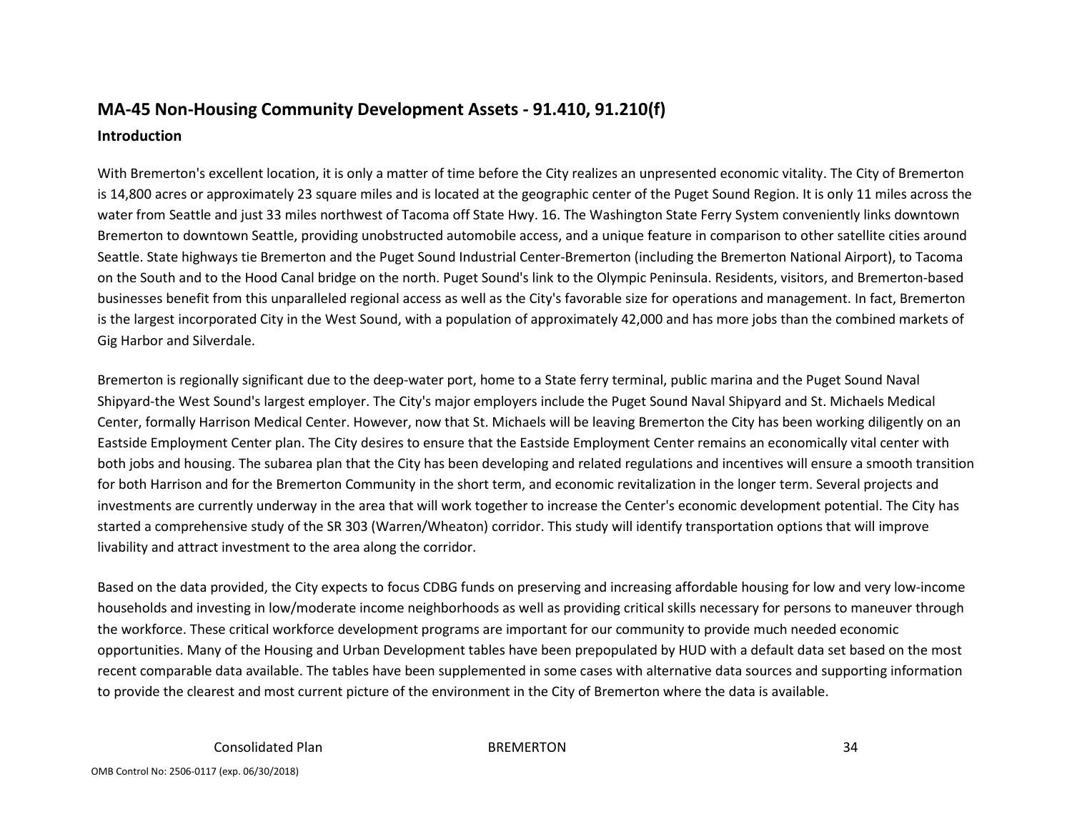## MA-45 Non-Housing Community Development Assets - 91.410, 91.210(f)

### Introduction

With Bremerton's excellent location, it is only a matter of time before the City realizes an unpresented economic vitality. The City of Bremerton is 14,800 acres or approximately 23 square miles and is located at the geographic center of the Puget Sound Region. It is only 11 miles across the water from Seattle and just 33 miles northwest of Tacoma off State Hwy. 16. The Washington State Ferry System conveniently links downtown Bremerton to downtown Seattle, providing unobstructed automobile access, and a unique feature in comparison to other satellite cities around Seattle. State highways tie Bremerton and the Puget Sound Industrial Center-Bremerton (including the Bremerton National Airport), to Tacoma on the South and to the Hood Canal bridge on the north. Puget Sound's link to the Olympic Peninsula. Residents, visitors, and Bremerton-based businesses benefit from this unparalleled regional access as well as the City's favorable size for operations and management. In fact, Bremerton is the largest incorporated City in the West Sound, with a population of approximately 42,000 and has more jobs than the combined markets of Gig Harbor and Silverdale.

Bremerton is regionally significant due to the deep-water port, home to a State ferry terminal, public marina and the Puget Sound Naval Shipyard-the West Sound's largest employer. The City's major employers include the Puget Sound Naval Shipyard and St. Michaels Medical Center, formally Harrison Medical Center. However, now that St. Michaels will be leaving Bremerton the City has been working diligently on an Eastside Employment Center plan. The City desires to ensure that the Eastside Employment Center remains an economically vital center with both jobs and housing. The subarea plan that the City has been developing and related regulations and incentives will ensure a smooth transition for both Harrison and for the Bremerton Community in the short term, and economic revitalization in the longer term. Several projects and investments are currently underway in the area that will work together to increase the Center's economic development potential. The City has started a comprehensive study of the SR 303 (Warren/Wheaton) corridor. This study will identify transportation options that will improve livability and attract investment to the area along the corridor.

Based on the data provided, the City expects to focus CDBG funds on preserving and increasing affordable housing for low and very low-income households and investing in low/moderate income neighborhoods as well as providing critical skills necessary for persons to maneuver through the workforce. These critical workforce development programs are important for our community to provide much needed economic opportunities. Many of the Housing and Urban Development tables have been prepopulated by HUD with a default data set based on the most recent comparable data available. The tables have been supplemented in some cases with alternative data sources and supporting information to provide the clearest and most current picture of the environment in the City of Bremerton where the data is available.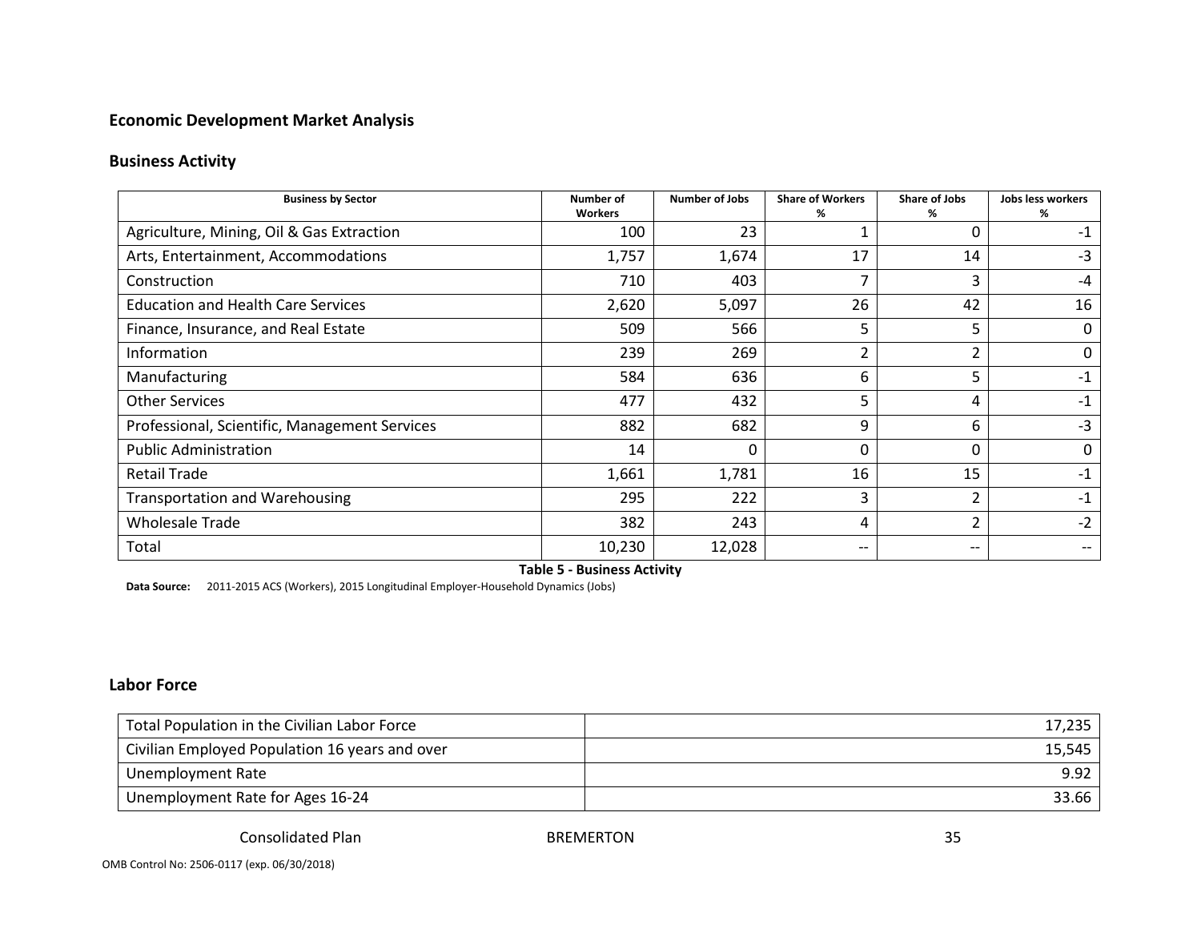## Economic Development Market Analysis

### Business Activity

| Business by Sector | Number of Workers | Number of Jobs | Share of Workers % | Share of Jobs % | Jobs less workers % |
|---|---|---|---|---|---|
| Agriculture, Mining, Oil & Gas Extraction | 100 | 23 | 1 | 0 | -1 |
| Arts, Entertainment, Accommodations | 1,757 | 1,674 | 17 | 14 | -3 |
| Construction | 710 | 403 | 7 | 3 | -4 |
| Education and Health Care Services | 2,620 | 5,097 | 26 | 42 | 16 |
| Finance, Insurance, and Real Estate | 509 | 566 | 5 | 5 | 0 |
| Information | 239 | 269 | 2 | 2 | 0 |
| Manufacturing | 584 | 636 | 6 | 5 | -1 |
| Other Services | 477 | 432 | 5 | 4 | -1 |
| Professional, Scientific, Management Services | 882 | 682 | 9 | 6 | -3 |
| Public Administration | 14 | 0 | 0 | 0 | 0 |
| Retail Trade | 1,661 | 1,781 | 16 | 15 | -1 |
| Transportation and Warehousing | 295 | 222 | 3 | 2 | -1 |
| Wholesale Trade | 382 | 243 | 4 | 2 | -2 |
| Total | 10,230 | 12,028 | -- | -- | -- |

**Table 5 - Business Activity**

**Data Source:** 2011-2015 ACS (Workers), 2015 Longitudinal Employer-Household Dynamics (Jobs)

### Labor Force

| | |
|---|---|
| Total Population in the Civilian Labor Force | 17,235 |
| Civilian Employed Population 16 years and over | 15,545 |
| Unemployment Rate | 9.92 |
| Unemployment Rate for Ages 16-24 | 33.66 |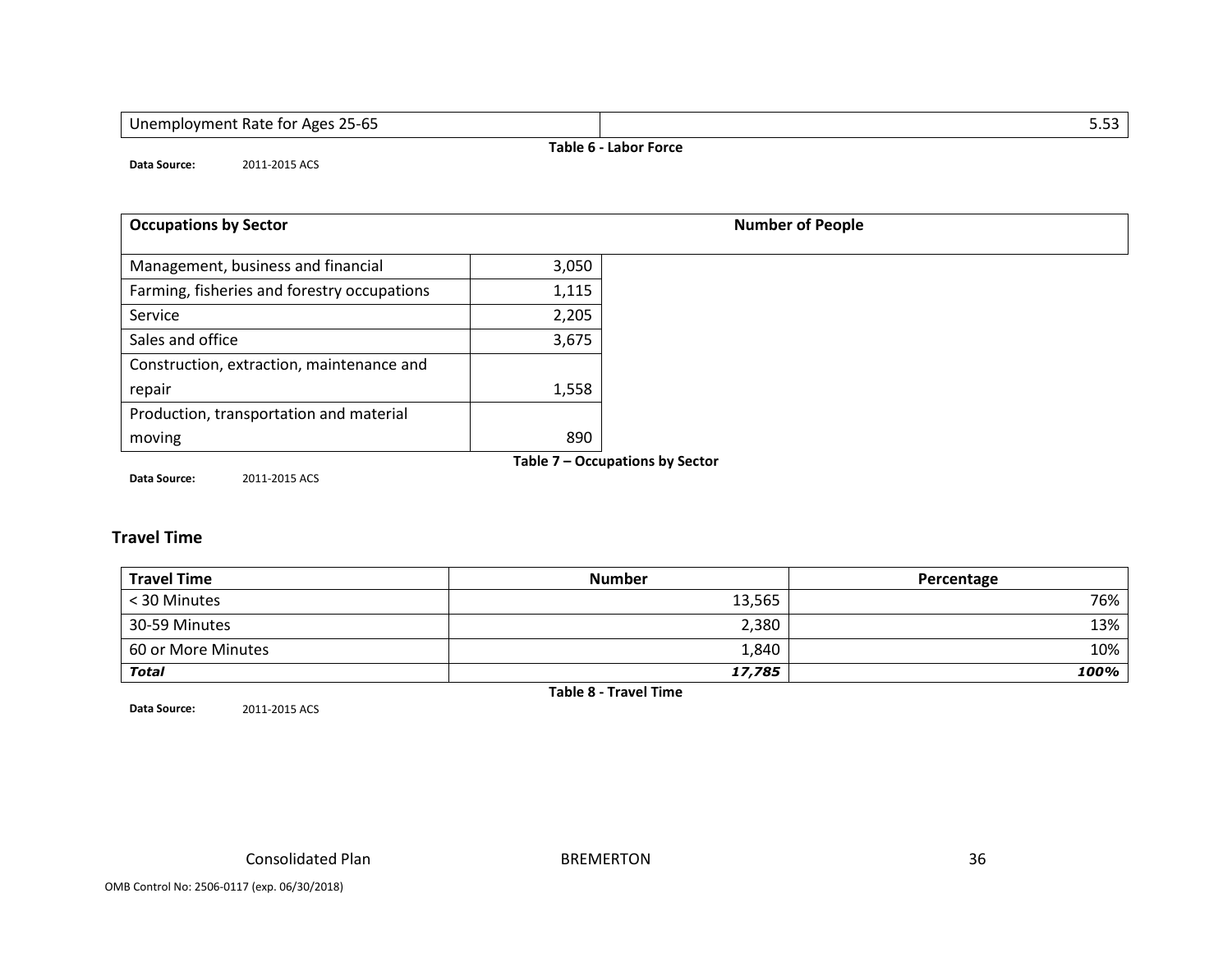| Unemployment Rate for Ages 25-65 | 5.53 |
|---|---|

**Table 6 - Labor Force**

**Data Source:** 2011-2015 ACS

| Occupations by Sector | Number of People |
|---|---|
| Management, business and financial | 3,050 |
| Farming, fisheries and forestry occupations | 1,115 |
| Service | 2,205 |
| Sales and office | 3,675 |
| Construction, extraction, maintenance and repair | 1,558 |
| Production, transportation and material moving | 890 |

**Table 7 – Occupations by Sector**

**Data Source:** 2011-2015 ACS

## Travel Time

| Travel Time | Number | Percentage |
|---|---|---|
| < 30 Minutes | 13,565 | 76% |
| 30-59 Minutes | 2,380 | 13% |
| 60 or More Minutes | 1,840 | 10% |
| ***Total*** | ***17,785*** | ***100%*** |

**Table 8 - Travel Time**

**Data Source:** 2011-2015 ACS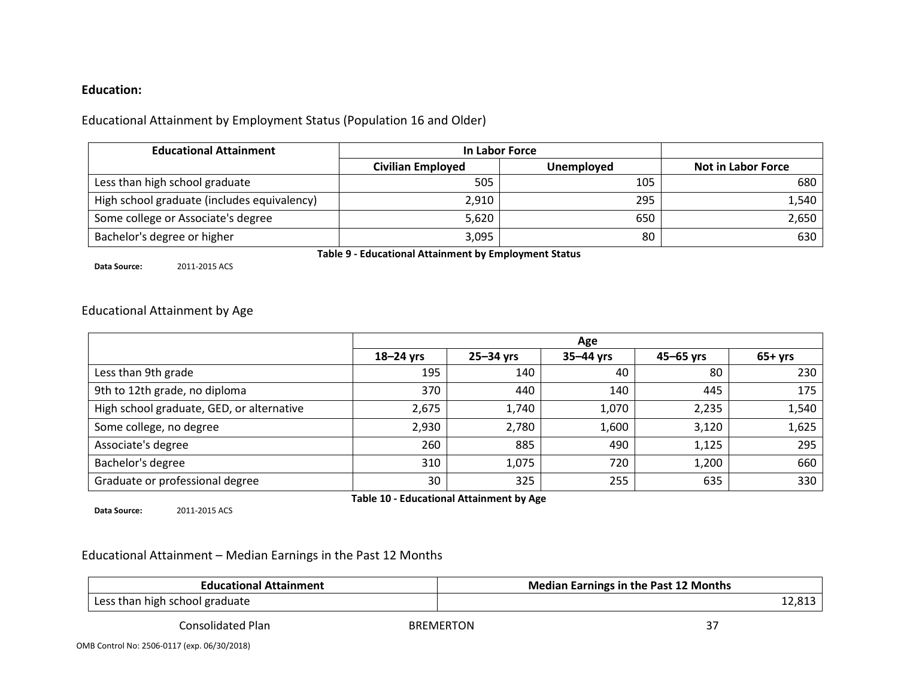**Education:**

Educational Attainment by Employment Status (Population 16 and Older)

| Educational Attainment | In Labor Force | | |
|---|---|---|---|
| | Civilian Employed | Unemployed | Not in Labor Force |
| Less than high school graduate | 505 | 105 | 680 |
| High school graduate (includes equivalency) | 2,910 | 295 | 1,540 |
| Some college or Associate's degree | 5,620 | 650 | 2,650 |
| Bachelor's degree or higher | 3,095 | 80 | 630 |

**Table 9 - Educational Attainment by Employment Status**

**Data Source:** 2011-2015 ACS

Educational Attainment by Age

| | Age | | | | |
|---|---|---|---|---|---|
| | 18–24 yrs | 25–34 yrs | 35–44 yrs | 45–65 yrs | 65+ yrs |
| Less than 9th grade | 195 | 140 | 40 | 80 | 230 |
| 9th to 12th grade, no diploma | 370 | 440 | 140 | 445 | 175 |
| High school graduate, GED, or alternative | 2,675 | 1,740 | 1,070 | 2,235 | 1,540 |
| Some college, no degree | 2,930 | 2,780 | 1,600 | 3,120 | 1,625 |
| Associate's degree | 260 | 885 | 490 | 1,125 | 295 |
| Bachelor's degree | 310 | 1,075 | 720 | 1,200 | 660 |
| Graduate or professional degree | 30 | 325 | 255 | 635 | 330 |

**Table 10 - Educational Attainment by Age**

**Data Source:** 2011-2015 ACS

Educational Attainment – Median Earnings in the Past 12 Months

| Educational Attainment | Median Earnings in the Past 12 Months |
|---|---|
| Less than high school graduate | 12,813 |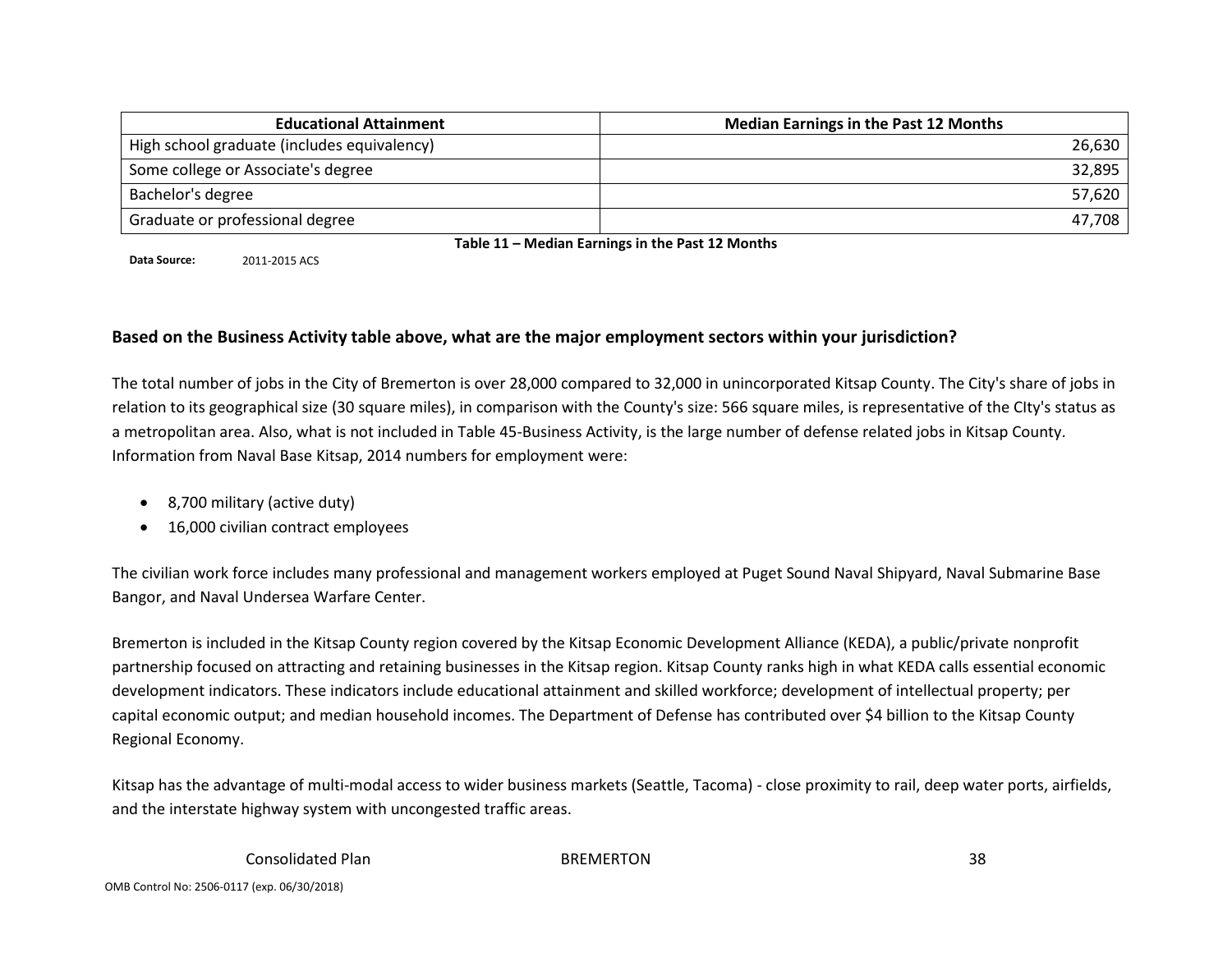| Educational Attainment | Median Earnings in the Past 12 Months |
|---|---|
| High school graduate (includes equivalency) | 26,630 |
| Some college or Associate's degree | 32,895 |
| Bachelor's degree | 57,620 |
| Graduate or professional degree | 47,708 |

**Table 11 – Median Earnings in the Past 12 Months**

**Data Source:** 2011-2015 ACS

### Based on the Business Activity table above, what are the major employment sectors within your jurisdiction?

The total number of jobs in the City of Bremerton is over 28,000 compared to 32,000 in unincorporated Kitsap County. The City's share of jobs in relation to its geographical size (30 square miles), in comparison with the County's size: 566 square miles, is representative of the CIty's status as a metropolitan area. Also, what is not included in Table 45-Business Activity, is the large number of defense related jobs in Kitsap County. Information from Naval Base Kitsap, 2014 numbers for employment were:

- 8,700 military (active duty)
- 16,000 civilian contract employees

The civilian work force includes many professional and management workers employed at Puget Sound Naval Shipyard, Naval Submarine Base Bangor, and Naval Undersea Warfare Center.

Bremerton is included in the Kitsap County region covered by the Kitsap Economic Development Alliance (KEDA), a public/private nonprofit partnership focused on attracting and retaining businesses in the Kitsap region. Kitsap County ranks high in what KEDA calls essential economic development indicators. These indicators include educational attainment and skilled workforce; development of intellectual property; per capital economic output; and median household incomes. The Department of Defense has contributed over $4 billion to the Kitsap County Regional Economy.

Kitsap has the advantage of multi-modal access to wider business markets (Seattle, Tacoma) - close proximity to rail, deep water ports, airfields, and the interstate highway system with uncongested traffic areas.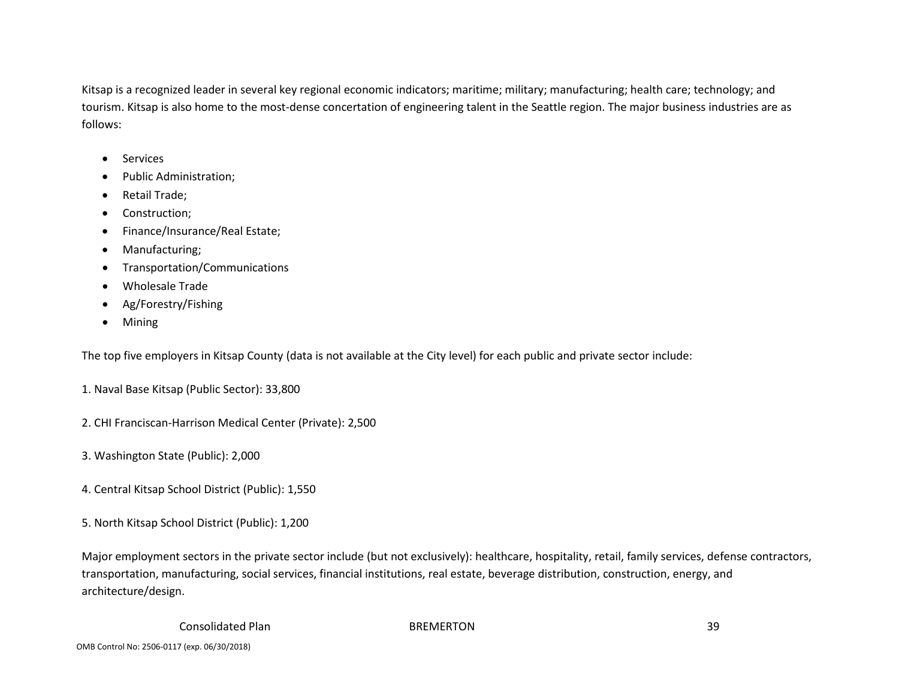Kitsap is a recognized leader in several key regional economic indicators; maritime; military; manufacturing; health care; technology; and tourism. Kitsap is also home to the most-dense concertation of engineering talent in the Seattle region. The major business industries are as follows:

- Services
- Public Administration;
- Retail Trade;
- Construction;
- Finance/Insurance/Real Estate;
- Manufacturing;
- Transportation/Communications
- Wholesale Trade
- Ag/Forestry/Fishing
- Mining

The top five employers in Kitsap County (data is not available at the City level) for each public and private sector include:

1. Naval Base Kitsap (Public Sector): 33,800

2. CHI Franciscan-Harrison Medical Center (Private): 2,500

3. Washington State (Public): 2,000

4. Central Kitsap School District (Public): 1,550

5. North Kitsap School District (Public): 1,200

Major employment sectors in the private sector include (but not exclusively): healthcare, hospitality, retail, family services, defense contractors, transportation, manufacturing, social services, financial institutions, real estate, beverage distribution, construction, energy, and architecture/design.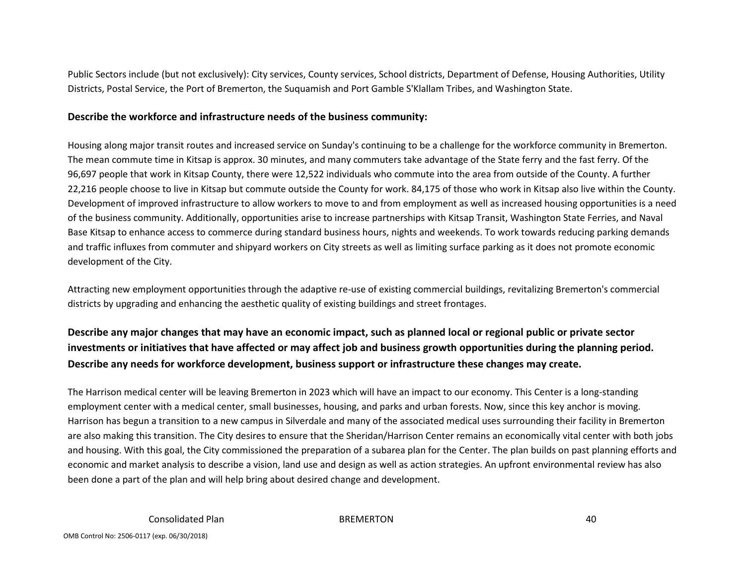Public Sectors include (but not exclusively): City services, County services, School districts, Department of Defense, Housing Authorities, Utility Districts, Postal Service, the Port of Bremerton, the Suquamish and Port Gamble S'Klallam Tribes, and Washington State.

**Describe the workforce and infrastructure needs of the business community:**

Housing along major transit routes and increased service on Sunday's continuing to be a challenge for the workforce community in Bremerton. The mean commute time in Kitsap is approx. 30 minutes, and many commuters take advantage of the State ferry and the fast ferry. Of the 96,697 people that work in Kitsap County, there were 12,522 individuals who commute into the area from outside of the County. A further 22,216 people choose to live in Kitsap but commute outside the County for work. 84,175 of those who work in Kitsap also live within the County. Development of improved infrastructure to allow workers to move to and from employment as well as increased housing opportunities is a need of the business community. Additionally, opportunities arise to increase partnerships with Kitsap Transit, Washington State Ferries, and Naval Base Kitsap to enhance access to commerce during standard business hours, nights and weekends. To work towards reducing parking demands and traffic influxes from commuter and shipyard workers on City streets as well as limiting surface parking as it does not promote economic development of the City.

Attracting new employment opportunities through the adaptive re-use of existing commercial buildings, revitalizing Bremerton's commercial districts by upgrading and enhancing the aesthetic quality of existing buildings and street frontages.

**Describe any major changes that may have an economic impact, such as planned local or regional public or private sector investments or initiatives that have affected or may affect job and business growth opportunities during the planning period. Describe any needs for workforce development, business support or infrastructure these changes may create.**

The Harrison medical center will be leaving Bremerton in 2023 which will have an impact to our economy. This Center is a long-standing employment center with a medical center, small businesses, housing, and parks and urban forests. Now, since this key anchor is moving. Harrison has begun a transition to a new campus in Silverdale and many of the associated medical uses surrounding their facility in Bremerton are also making this transition. The City desires to ensure that the Sheridan/Harrison Center remains an economically vital center with both jobs and housing. With this goal, the City commissioned the preparation of a subarea plan for the Center. The plan builds on past planning efforts and economic and market analysis to describe a vision, land use and design as well as action strategies. An upfront environmental review has also been done a part of the plan and will help bring about desired change and development.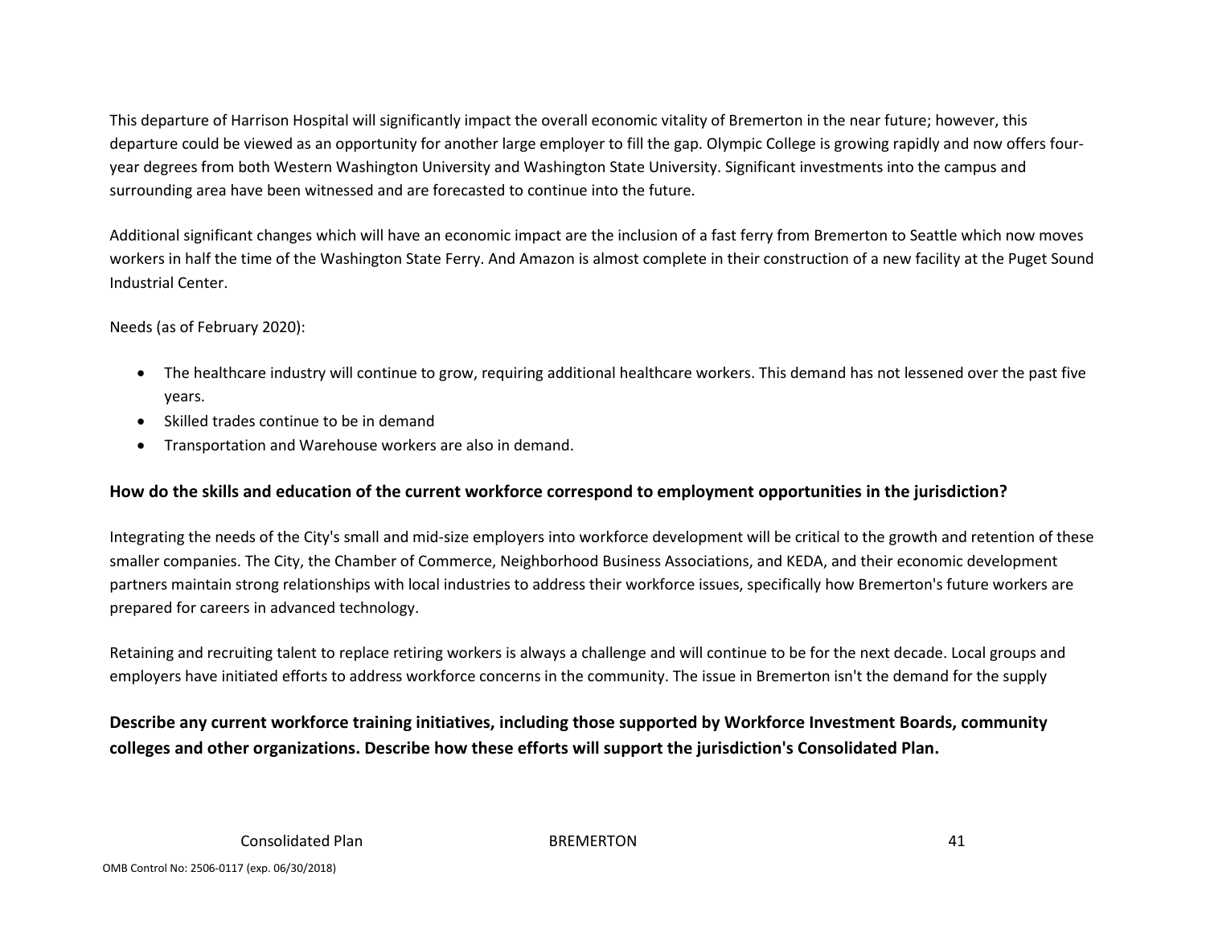This departure of Harrison Hospital will significantly impact the overall economic vitality of Bremerton in the near future; however, this departure could be viewed as an opportunity for another large employer to fill the gap. Olympic College is growing rapidly and now offers four-year degrees from both Western Washington University and Washington State University. Significant investments into the campus and surrounding area have been witnessed and are forecasted to continue into the future.

Additional significant changes which will have an economic impact are the inclusion of a fast ferry from Bremerton to Seattle which now moves workers in half the time of the Washington State Ferry. And Amazon is almost complete in their construction of a new facility at the Puget Sound Industrial Center.

Needs (as of February 2020):

- The healthcare industry will continue to grow, requiring additional healthcare workers. This demand has not lessened over the past five years.
- Skilled trades continue to be in demand
- Transportation and Warehouse workers are also in demand.

**How do the skills and education of the current workforce correspond to employment opportunities in the jurisdiction?**

Integrating the needs of the City's small and mid-size employers into workforce development will be critical to the growth and retention of these smaller companies. The City, the Chamber of Commerce, Neighborhood Business Associations, and KEDA, and their economic development partners maintain strong relationships with local industries to address their workforce issues, specifically how Bremerton's future workers are prepared for careers in advanced technology.

Retaining and recruiting talent to replace retiring workers is always a challenge and will continue to be for the next decade. Local groups and employers have initiated efforts to address workforce concerns in the community. The issue in Bremerton isn't the demand for the supply

**Describe any current workforce training initiatives, including those supported by Workforce Investment Boards, community colleges and other organizations. Describe how these efforts will support the jurisdiction's Consolidated Plan.**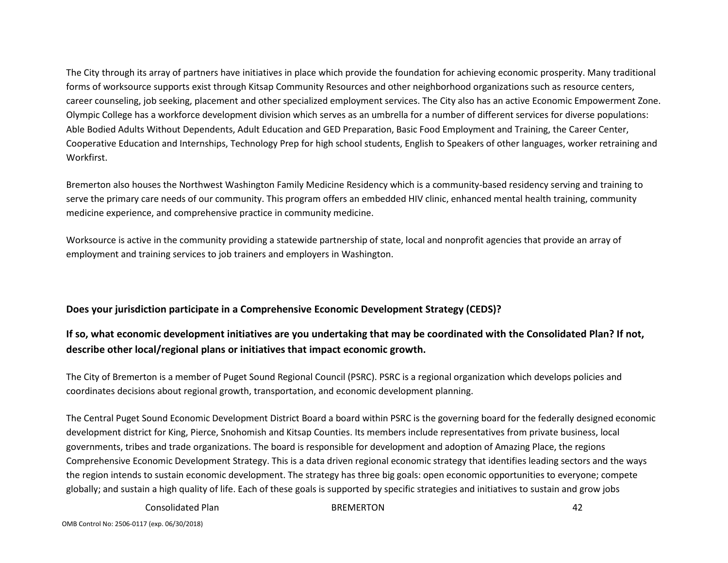The City through its array of partners have initiatives in place which provide the foundation for achieving economic prosperity. Many traditional forms of worksource supports exist through Kitsap Community Resources and other neighborhood organizations such as resource centers, career counseling, job seeking, placement and other specialized employment services. The City also has an active Economic Empowerment Zone. Olympic College has a workforce development division which serves as an umbrella for a number of different services for diverse populations: Able Bodied Adults Without Dependents, Adult Education and GED Preparation, Basic Food Employment and Training, the Career Center, Cooperative Education and Internships, Technology Prep for high school students, English to Speakers of other languages, worker retraining and Workfirst.

Bremerton also houses the Northwest Washington Family Medicine Residency which is a community-based residency serving and training to serve the primary care needs of our community. This program offers an embedded HIV clinic, enhanced mental health training, community medicine experience, and comprehensive practice in community medicine.

Worksource is active in the community providing a statewide partnership of state, local and nonprofit agencies that provide an array of employment and training services to job trainers and employers in Washington.

**Does your jurisdiction participate in a Comprehensive Economic Development Strategy (CEDS)?**

### If so, what economic development initiatives are you undertaking that may be coordinated with the Consolidated Plan? If not, describe other local/regional plans or initiatives that impact economic growth.

The City of Bremerton is a member of Puget Sound Regional Council (PSRC). PSRC is a regional organization which develops policies and coordinates decisions about regional growth, transportation, and economic development planning.

The Central Puget Sound Economic Development District Board a board within PSRC is the governing board for the federally designed economic development district for King, Pierce, Snohomish and Kitsap Counties. Its members include representatives from private business, local governments, tribes and trade organizations. The board is responsible for development and adoption of Amazing Place, the regions Comprehensive Economic Development Strategy. This is a data driven regional economic strategy that identifies leading sectors and the ways the region intends to sustain economic development. The strategy has three big goals: open economic opportunities to everyone; compete globally; and sustain a high quality of life. Each of these goals is supported by specific strategies and initiatives to sustain and grow jobs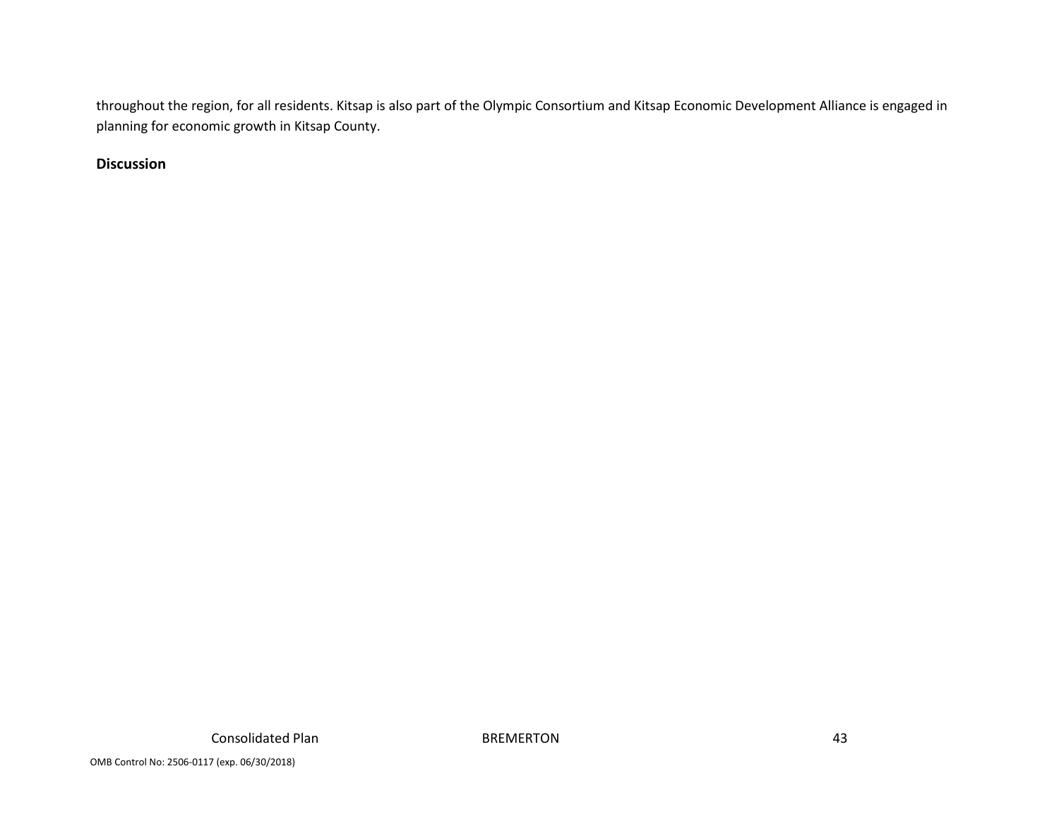throughout the region, for all residents. Kitsap is also part of the Olympic Consortium and Kitsap Economic Development Alliance is engaged in planning for economic growth in Kitsap County.

**Discussion**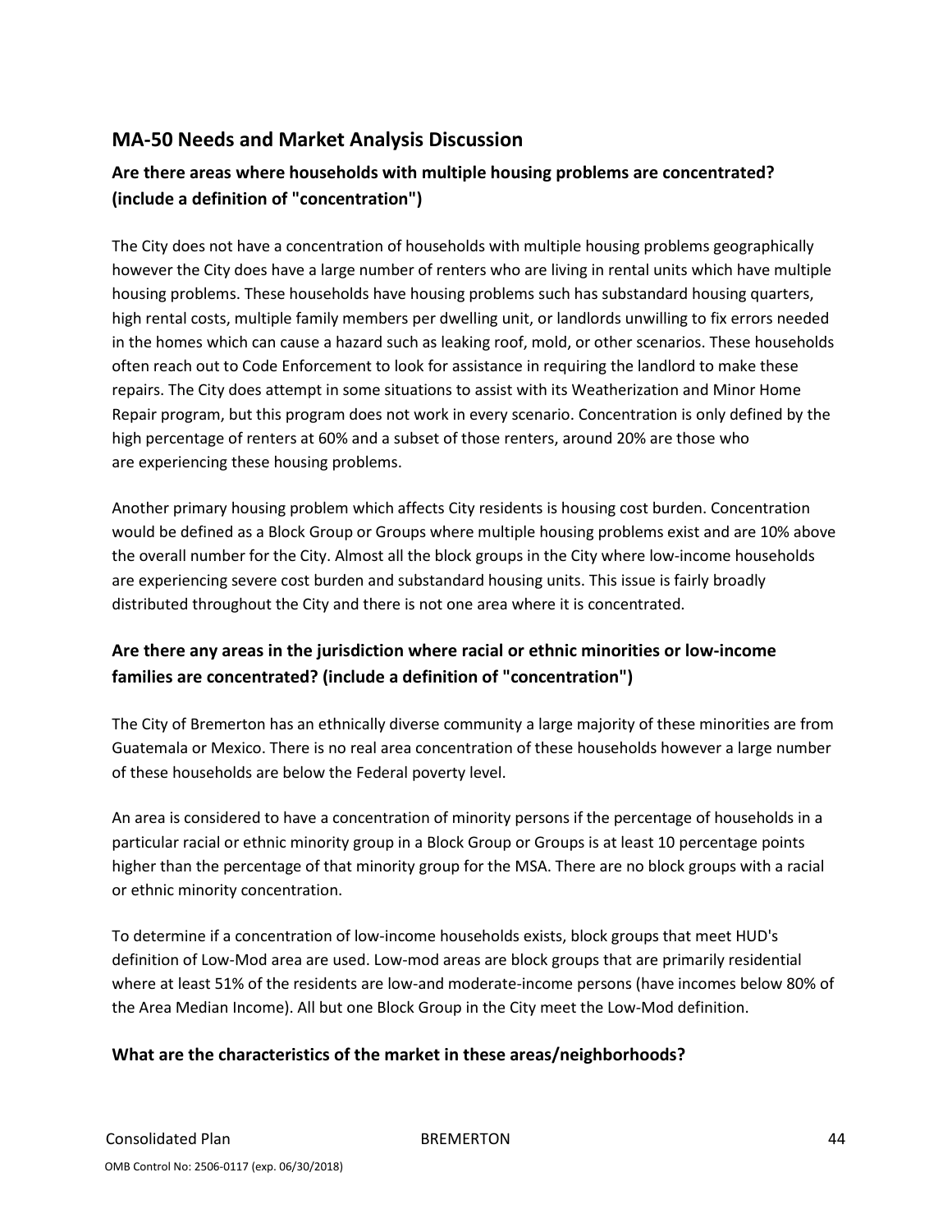## MA-50 Needs and Market Analysis Discussion

### Are there areas where households with multiple housing problems are concentrated? (include a definition of "concentration")

The City does not have a concentration of households with multiple housing problems geographically however the City does have a large number of renters who are living in rental units which have multiple housing problems. These households have housing problems such has substandard housing quarters, high rental costs, multiple family members per dwelling unit, or landlords unwilling to fix errors needed in the homes which can cause a hazard such as leaking roof, mold, or other scenarios. These households often reach out to Code Enforcement to look for assistance in requiring the landlord to make these repairs. The City does attempt in some situations to assist with its Weatherization and Minor Home Repair program, but this program does not work in every scenario. Concentration is only defined by the high percentage of renters at 60% and a subset of those renters, around 20% are those who are experiencing these housing problems.

Another primary housing problem which affects City residents is housing cost burden. Concentration would be defined as a Block Group or Groups where multiple housing problems exist and are 10% above the overall number for the City. Almost all the block groups in the City where low-income households are experiencing severe cost burden and substandard housing units. This issue is fairly broadly distributed throughout the City and there is not one area where it is concentrated.

### Are there any areas in the jurisdiction where racial or ethnic minorities or low-income families are concentrated? (include a definition of "concentration")

The City of Bremerton has an ethnically diverse community a large majority of these minorities are from Guatemala or Mexico. There is no real area concentration of these households however a large number of these households are below the Federal poverty level.

An area is considered to have a concentration of minority persons if the percentage of households in a particular racial or ethnic minority group in a Block Group or Groups is at least 10 percentage points higher than the percentage of that minority group for the MSA. There are no block groups with a racial or ethnic minority concentration.

To determine if a concentration of low-income households exists, block groups that meet HUD's definition of Low-Mod area are used. Low-mod areas are block groups that are primarily residential where at least 51% of the residents are low-and moderate-income persons (have incomes below 80% of the Area Median Income). All but one Block Group in the City meet the Low-Mod definition.

### What are the characteristics of the market in these areas/neighborhoods?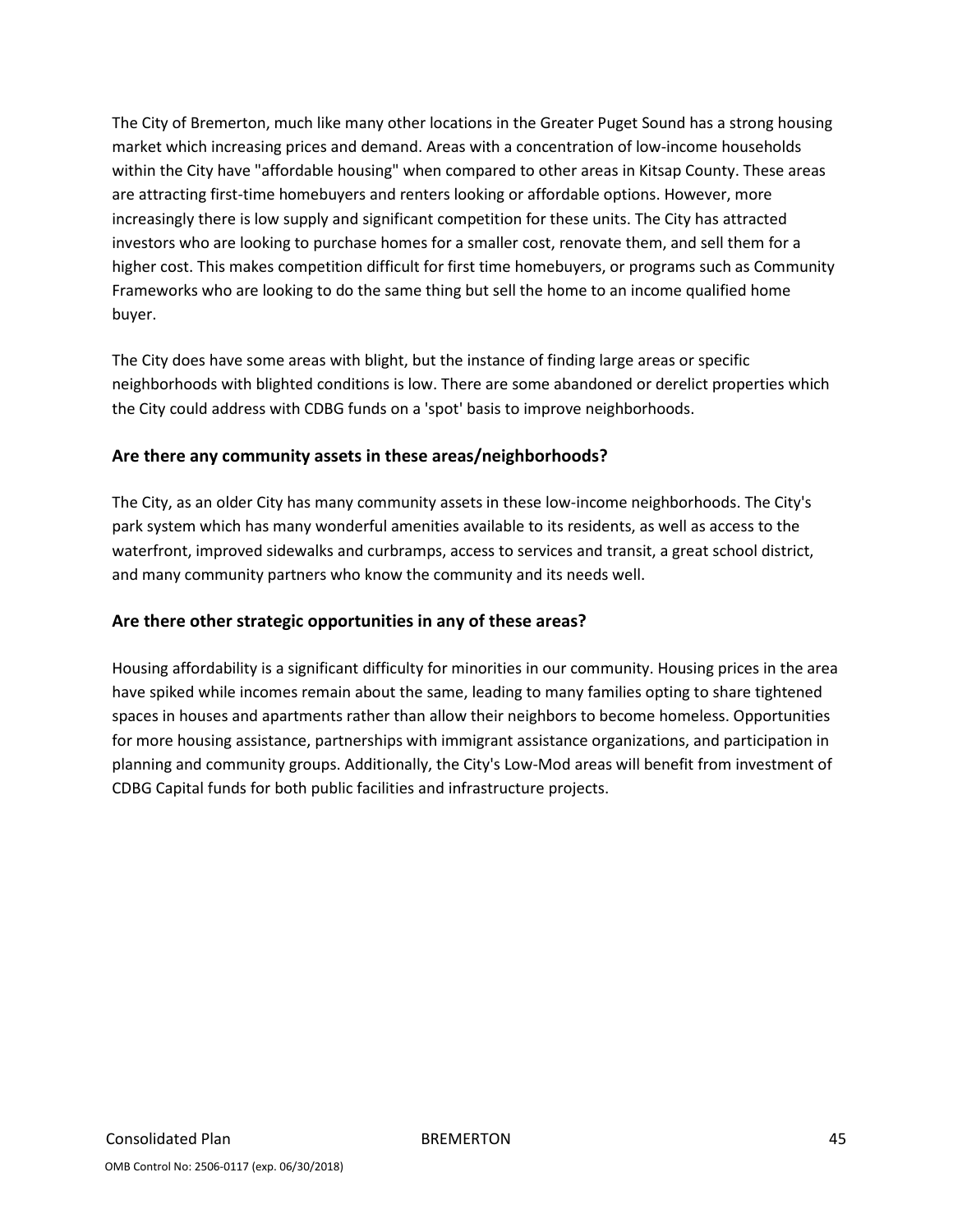The City of Bremerton, much like many other locations in the Greater Puget Sound has a strong housing market which increasing prices and demand. Areas with a concentration of low-income households within the City have "affordable housing" when compared to other areas in Kitsap County. These areas are attracting first-time homebuyers and renters looking or affordable options. However, more increasingly there is low supply and significant competition for these units. The City has attracted investors who are looking to purchase homes for a smaller cost, renovate them, and sell them for a higher cost. This makes competition difficult for first time homebuyers, or programs such as Community Frameworks who are looking to do the same thing but sell the home to an income qualified home buyer.

The City does have some areas with blight, but the instance of finding large areas or specific neighborhoods with blighted conditions is low. There are some abandoned or derelict properties which the City could address with CDBG funds on a 'spot' basis to improve neighborhoods.

### Are there any community assets in these areas/neighborhoods?

The City, as an older City has many community assets in these low-income neighborhoods. The City's park system which has many wonderful amenities available to its residents, as well as access to the waterfront, improved sidewalks and curbramps, access to services and transit, a great school district, and many community partners who know the community and its needs well.

### Are there other strategic opportunities in any of these areas?

Housing affordability is a significant difficulty for minorities in our community. Housing prices in the area have spiked while incomes remain about the same, leading to many families opting to share tightened spaces in houses and apartments rather than allow their neighbors to become homeless. Opportunities for more housing assistance, partnerships with immigrant assistance organizations, and participation in planning and community groups. Additionally, the City's Low-Mod areas will benefit from investment of CDBG Capital funds for both public facilities and infrastructure projects.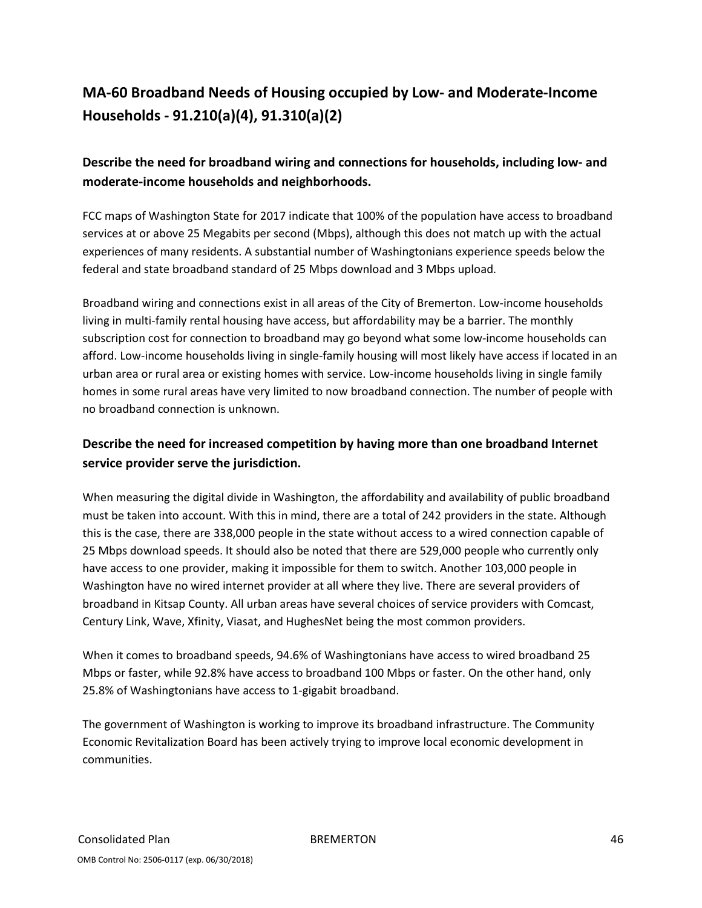## MA-60 Broadband Needs of Housing occupied by Low- and Moderate-Income Households - 91.210(a)(4), 91.310(a)(2)

### Describe the need for broadband wiring and connections for households, including low- and moderate-income households and neighborhoods.

FCC maps of Washington State for 2017 indicate that 100% of the population have access to broadband services at or above 25 Megabits per second (Mbps), although this does not match up with the actual experiences of many residents. A substantial number of Washingtonians experience speeds below the federal and state broadband standard of 25 Mbps download and 3 Mbps upload.

Broadband wiring and connections exist in all areas of the City of Bremerton. Low-income households living in multi-family rental housing have access, but affordability may be a barrier. The monthly subscription cost for connection to broadband may go beyond what some low-income households can afford. Low-income households living in single-family housing will most likely have access if located in an urban area or rural area or existing homes with service. Low-income households living in single family homes in some rural areas have very limited to now broadband connection. The number of people with no broadband connection is unknown.

### Describe the need for increased competition by having more than one broadband Internet service provider serve the jurisdiction.

When measuring the digital divide in Washington, the affordability and availability of public broadband must be taken into account. With this in mind, there are a total of 242 providers in the state. Although this is the case, there are 338,000 people in the state without access to a wired connection capable of 25 Mbps download speeds. It should also be noted that there are 529,000 people who currently only have access to one provider, making it impossible for them to switch. Another 103,000 people in Washington have no wired internet provider at all where they live. There are several providers of broadband in Kitsap County. All urban areas have several choices of service providers with Comcast, Century Link, Wave, Xfinity, Viasat, and HughesNet being the most common providers.

When it comes to broadband speeds, 94.6% of Washingtonians have access to wired broadband 25 Mbps or faster, while 92.8% have access to broadband 100 Mbps or faster. On the other hand, only 25.8% of Washingtonians have access to 1-gigabit broadband.

The government of Washington is working to improve its broadband infrastructure. The Community Economic Revitalization Board has been actively trying to improve local economic development in communities.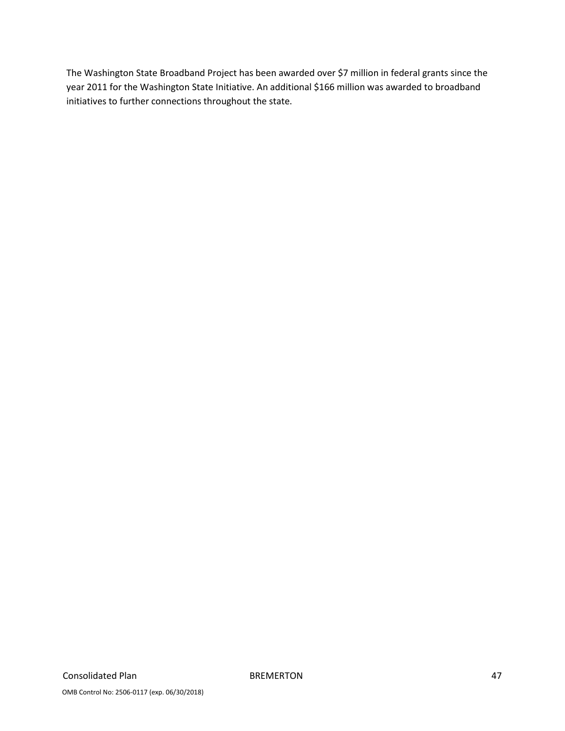The Washington State Broadband Project has been awarded over $7 million in federal grants since the year 2011 for the Washington State Initiative. An additional $166 million was awarded to broadband initiatives to further connections throughout the state.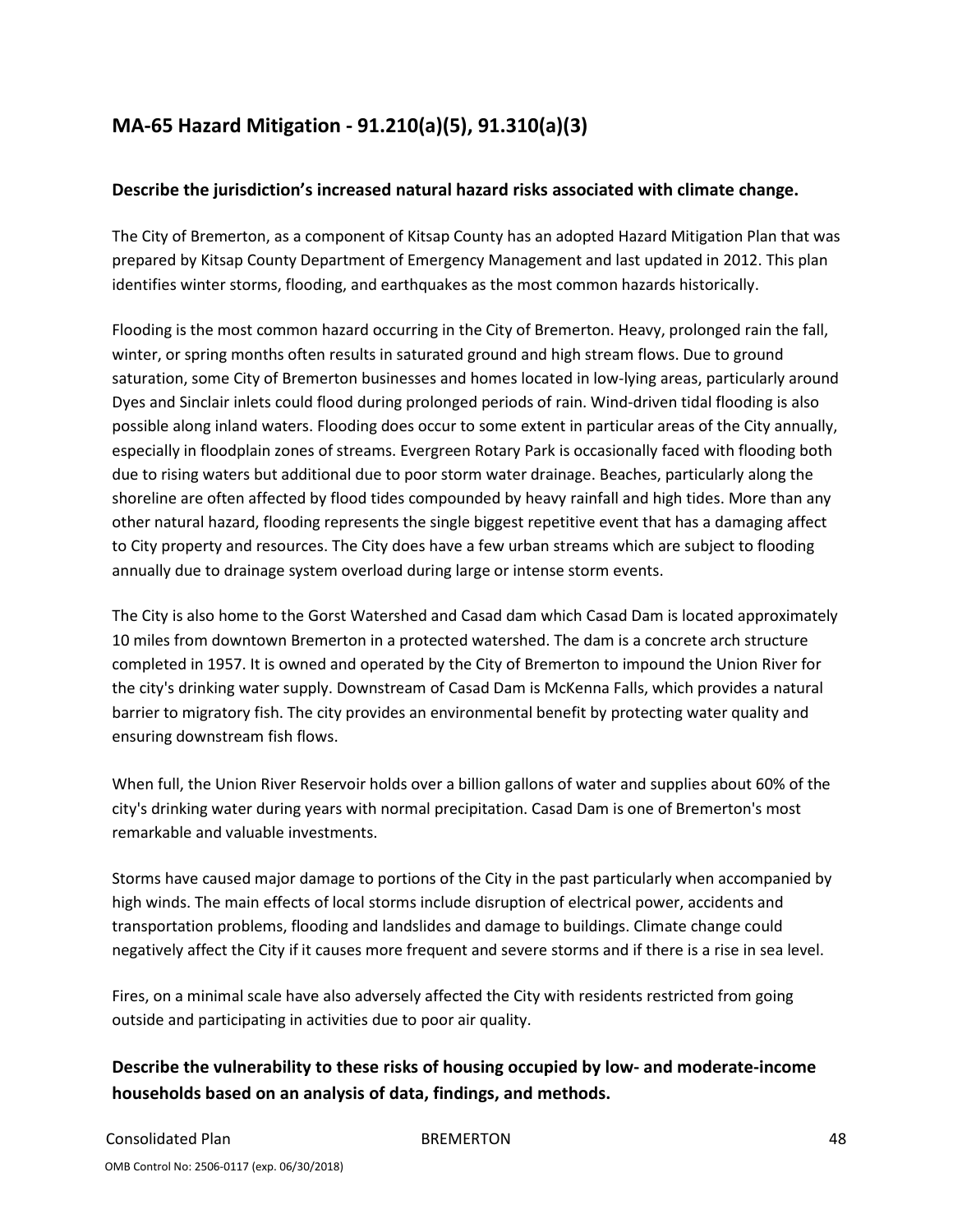## MA-65 Hazard Mitigation - 91.210(a)(5), 91.310(a)(3)

### Describe the jurisdiction's increased natural hazard risks associated with climate change.

The City of Bremerton, as a component of Kitsap County has an adopted Hazard Mitigation Plan that was prepared by Kitsap County Department of Emergency Management and last updated in 2012. This plan identifies winter storms, flooding, and earthquakes as the most common hazards historically.

Flooding is the most common hazard occurring in the City of Bremerton. Heavy, prolonged rain the fall, winter, or spring months often results in saturated ground and high stream flows. Due to ground saturation, some City of Bremerton businesses and homes located in low-lying areas, particularly around Dyes and Sinclair inlets could flood during prolonged periods of rain. Wind-driven tidal flooding is also possible along inland waters. Flooding does occur to some extent in particular areas of the City annually, especially in floodplain zones of streams. Evergreen Rotary Park is occasionally faced with flooding both due to rising waters but additional due to poor storm water drainage. Beaches, particularly along the shoreline are often affected by flood tides compounded by heavy rainfall and high tides. More than any other natural hazard, flooding represents the single biggest repetitive event that has a damaging affect to City property and resources. The City does have a few urban streams which are subject to flooding annually due to drainage system overload during large or intense storm events.

The City is also home to the Gorst Watershed and Casad dam which Casad Dam is located approximately 10 miles from downtown Bremerton in a protected watershed. The dam is a concrete arch structure completed in 1957. It is owned and operated by the City of Bremerton to impound the Union River for the city's drinking water supply. Downstream of Casad Dam is McKenna Falls, which provides a natural barrier to migratory fish. The city provides an environmental benefit by protecting water quality and ensuring downstream fish flows.

When full, the Union River Reservoir holds over a billion gallons of water and supplies about 60% of the city's drinking water during years with normal precipitation. Casad Dam is one of Bremerton's most remarkable and valuable investments.

Storms have caused major damage to portions of the City in the past particularly when accompanied by high winds. The main effects of local storms include disruption of electrical power, accidents and transportation problems, flooding and landslides and damage to buildings. Climate change could negatively affect the City if it causes more frequent and severe storms and if there is a rise in sea level.

Fires, on a minimal scale have also adversely affected the City with residents restricted from going outside and participating in activities due to poor air quality.

### Describe the vulnerability to these risks of housing occupied by low- and moderate-income households based on an analysis of data, findings, and methods.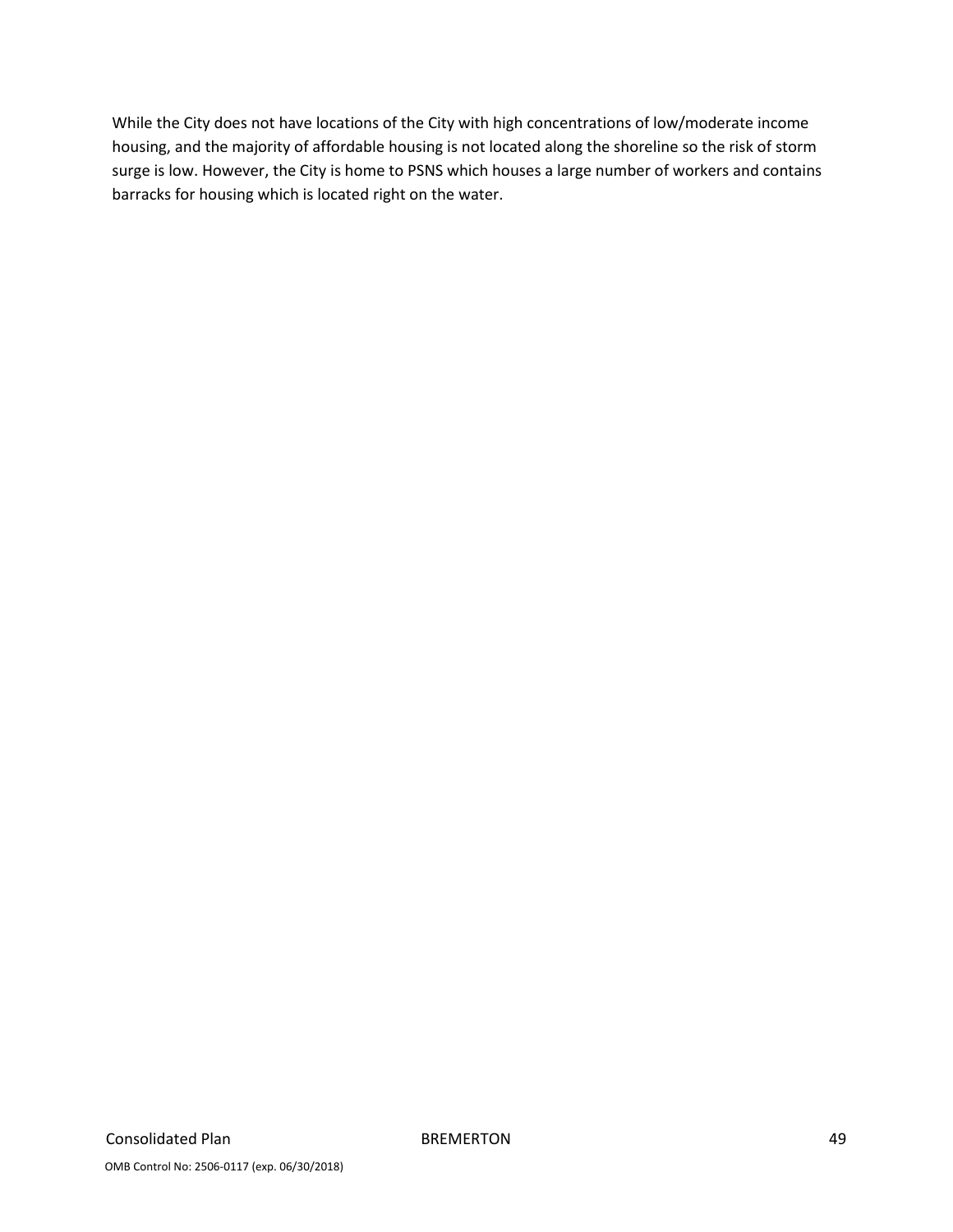While the City does not have locations of the City with high concentrations of low/moderate income housing, and the majority of affordable housing is not located along the shoreline so the risk of storm surge is low. However, the City is home to PSNS which houses a large number of workers and contains barracks for housing which is located right on the water.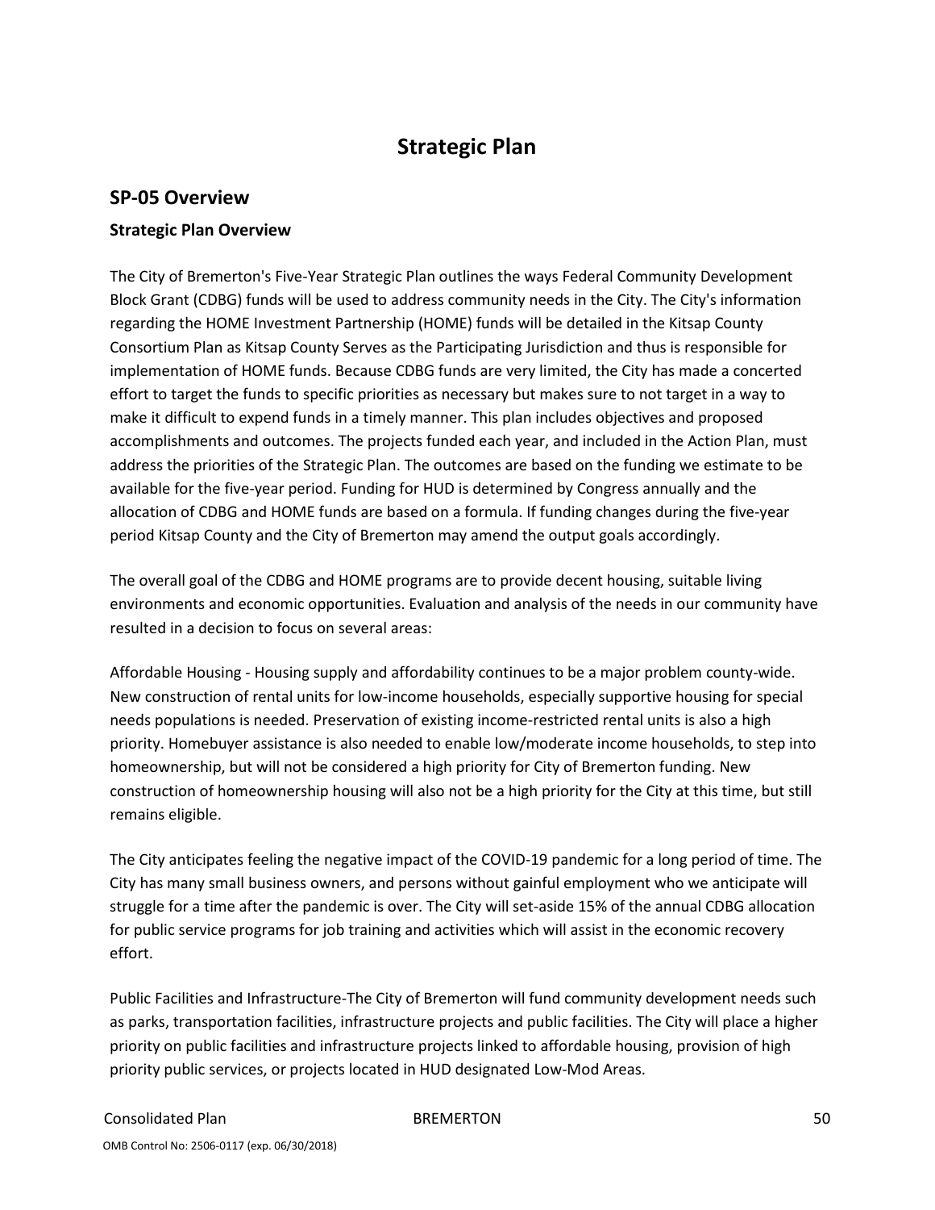# Strategic Plan

## SP-05 Overview

### Strategic Plan Overview

The City of Bremerton's Five-Year Strategic Plan outlines the ways Federal Community Development Block Grant (CDBG) funds will be used to address community needs in the City. The City's information regarding the HOME Investment Partnership (HOME) funds will be detailed in the Kitsap County Consortium Plan as Kitsap County Serves as the Participating Jurisdiction and thus is responsible for implementation of HOME funds. Because CDBG funds are very limited, the City has made a concerted effort to target the funds to specific priorities as necessary but makes sure to not target in a way to make it difficult to expend funds in a timely manner. This plan includes objectives and proposed accomplishments and outcomes. The projects funded each year, and included in the Action Plan, must address the priorities of the Strategic Plan. The outcomes are based on the funding we estimate to be available for the five-year period. Funding for HUD is determined by Congress annually and the allocation of CDBG and HOME funds are based on a formula. If funding changes during the five-year period Kitsap County and the City of Bremerton may amend the output goals accordingly.

The overall goal of the CDBG and HOME programs are to provide decent housing, suitable living environments and economic opportunities. Evaluation and analysis of the needs in our community have resulted in a decision to focus on several areas:

Affordable Housing - Housing supply and affordability continues to be a major problem county-wide. New construction of rental units for low-income households, especially supportive housing for special needs populations is needed. Preservation of existing income-restricted rental units is also a high priority. Homebuyer assistance is also needed to enable low/moderate income households, to step into homeownership, but will not be considered a high priority for City of Bremerton funding. New construction of homeownership housing will also not be a high priority for the City at this time, but still remains eligible.

The City anticipates feeling the negative impact of the COVID-19 pandemic for a long period of time. The City has many small business owners, and persons without gainful employment who we anticipate will struggle for a time after the pandemic is over. The City will set-aside 15% of the annual CDBG allocation for public service programs for job training and activities which will assist in the economic recovery effort.

Public Facilities and Infrastructure-The City of Bremerton will fund community development needs such as parks, transportation facilities, infrastructure projects and public facilities. The City will place a higher priority on public facilities and infrastructure projects linked to affordable housing, provision of high priority public services, or projects located in HUD designated Low-Mod Areas.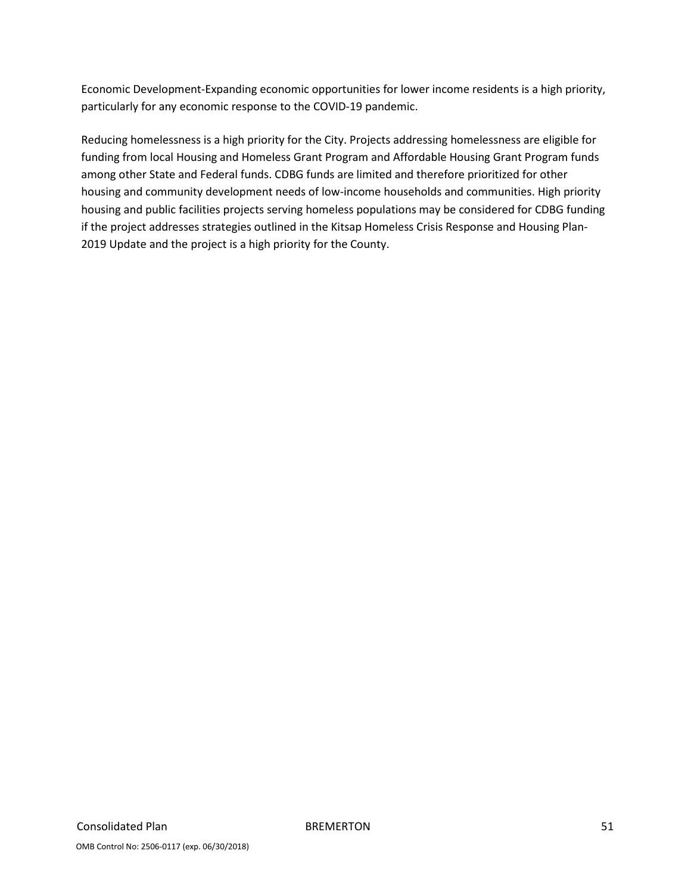Economic Development-Expanding economic opportunities for lower income residents is a high priority, particularly for any economic response to the COVID-19 pandemic.

Reducing homelessness is a high priority for the City. Projects addressing homelessness are eligible for funding from local Housing and Homeless Grant Program and Affordable Housing Grant Program funds among other State and Federal funds. CDBG funds are limited and therefore prioritized for other housing and community development needs of low-income households and communities. High priority housing and public facilities projects serving homeless populations may be considered for CDBG funding if the project addresses strategies outlined in the Kitsap Homeless Crisis Response and Housing Plan-2019 Update and the project is a high priority for the County.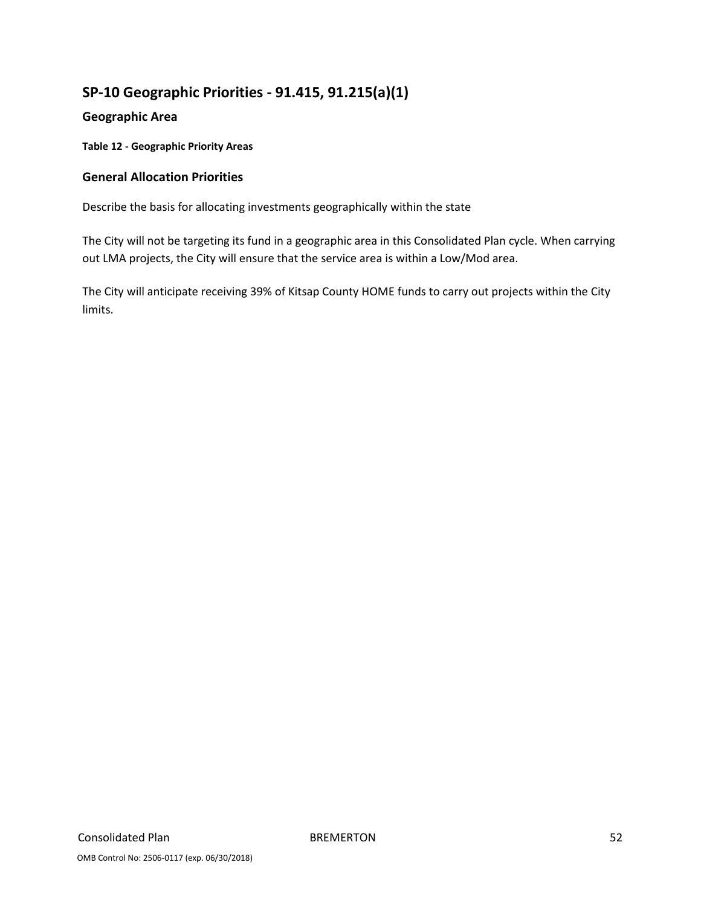## SP-10 Geographic Priorities - 91.415, 91.215(a)(1)

### Geographic Area

**Table 12 - Geographic Priority Areas**

### General Allocation Priorities

Describe the basis for allocating investments geographically within the state

The City will not be targeting its fund in a geographic area in this Consolidated Plan cycle. When carrying out LMA projects, the City will ensure that the service area is within a Low/Mod area.

The City will anticipate receiving 39% of Kitsap County HOME funds to carry out projects within the City limits.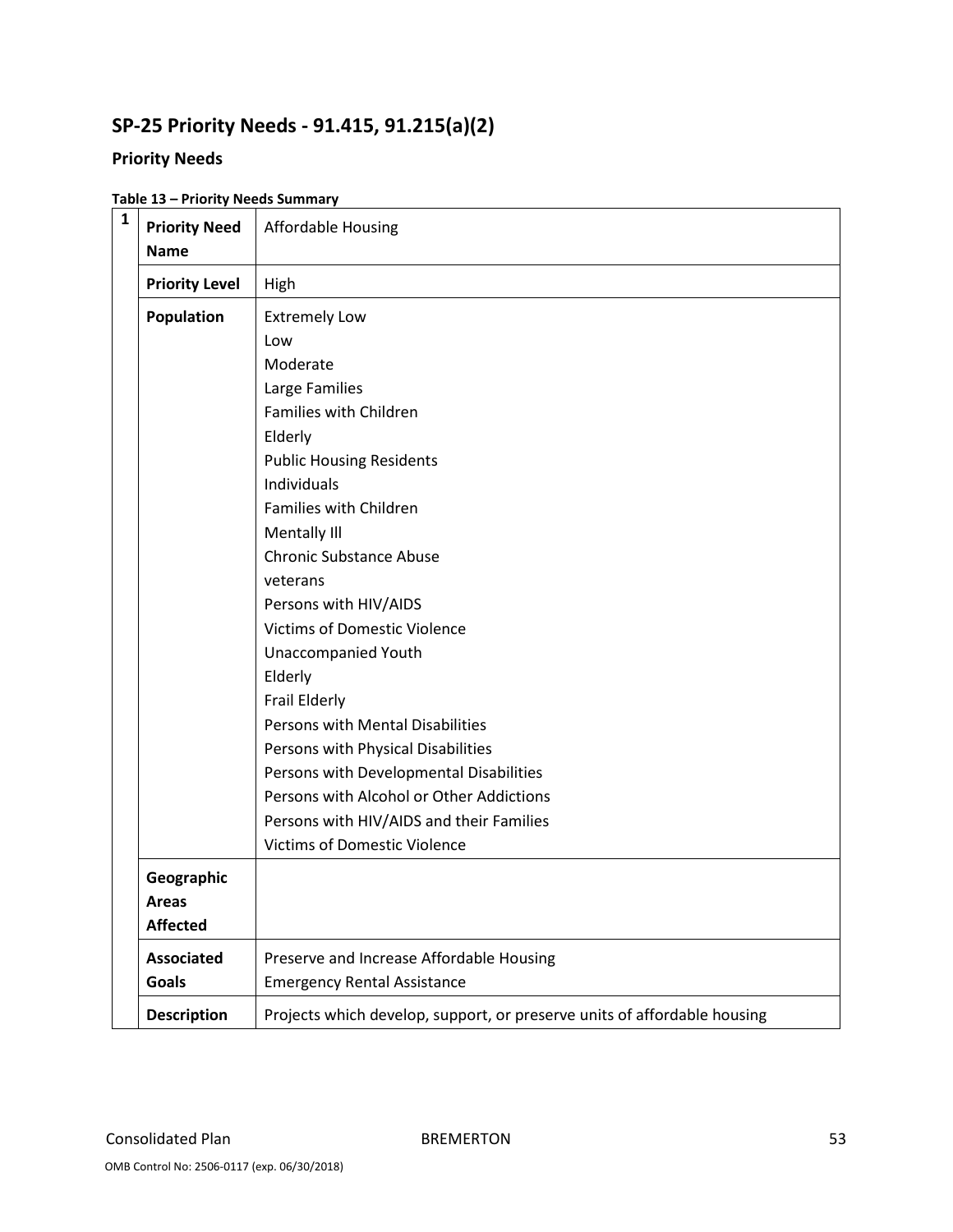## SP-25 Priority Needs - 91.415, 91.215(a)(2)

### Priority Needs

**Table 13 – Priority Needs Summary**

| 1 | | |
|---|---|---|
| | **Priority Need Name** | Affordable Housing |
| | **Priority Level** | High |
| | **Population** | Extremely Low<br>Low<br>Moderate<br>Large Families<br>Families with Children<br>Elderly<br>Public Housing Residents<br>Individuals<br>Families with Children<br>Mentally Ill<br>Chronic Substance Abuse<br>veterans<br>Persons with HIV/AIDS<br>Victims of Domestic Violence<br>Unaccompanied Youth<br>Elderly<br>Frail Elderly<br>Persons with Mental Disabilities<br>Persons with Physical Disabilities<br>Persons with Developmental Disabilities<br>Persons with Alcohol or Other Addictions<br>Persons with HIV/AIDS and their Families<br>Victims of Domestic Violence |
| | **Geographic Areas Affected** | |
| | **Associated Goals** | Preserve and Increase Affordable Housing<br>Emergency Rental Assistance |
| | **Description** | Projects which develop, support, or preserve units of affordable housing |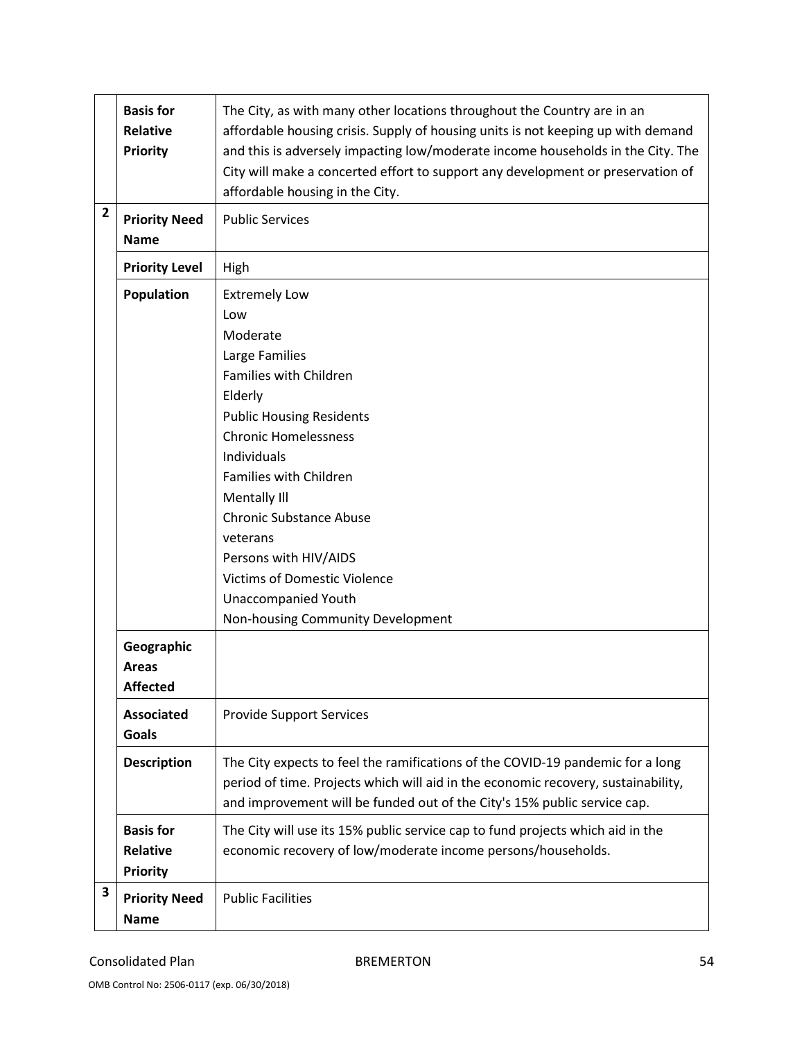| | | |
|---|---|---|
| | **Basis for Relative Priority** | The City, as with many other locations throughout the Country are in an affordable housing crisis. Supply of housing units is not keeping up with demand and this is adversely impacting low/moderate income households in the City. The City will make a concerted effort to support any development or preservation of affordable housing in the City. |
| **2** | **Priority Need Name** | Public Services |
| | **Priority Level** | High |
| | **Population** | Extremely Low<br>Low<br>Moderate<br>Large Families<br>Families with Children<br>Elderly<br>Public Housing Residents<br>Chronic Homelessness<br>Individuals<br>Families with Children<br>Mentally Ill<br>Chronic Substance Abuse<br>veterans<br>Persons with HIV/AIDS<br>Victims of Domestic Violence<br>Unaccompanied Youth<br>Non-housing Community Development |
| | **Geographic Areas Affected** | |
| | **Associated Goals** | Provide Support Services |
| | **Description** | The City expects to feel the ramifications of the COVID-19 pandemic for a long period of time. Projects which will aid in the economic recovery, sustainability, and improvement will be funded out of the City's 15% public service cap. |
| | **Basis for Relative Priority** | The City will use its 15% public service cap to fund projects which aid in the economic recovery of low/moderate income persons/households. |
| **3** | **Priority Need Name** | Public Facilities |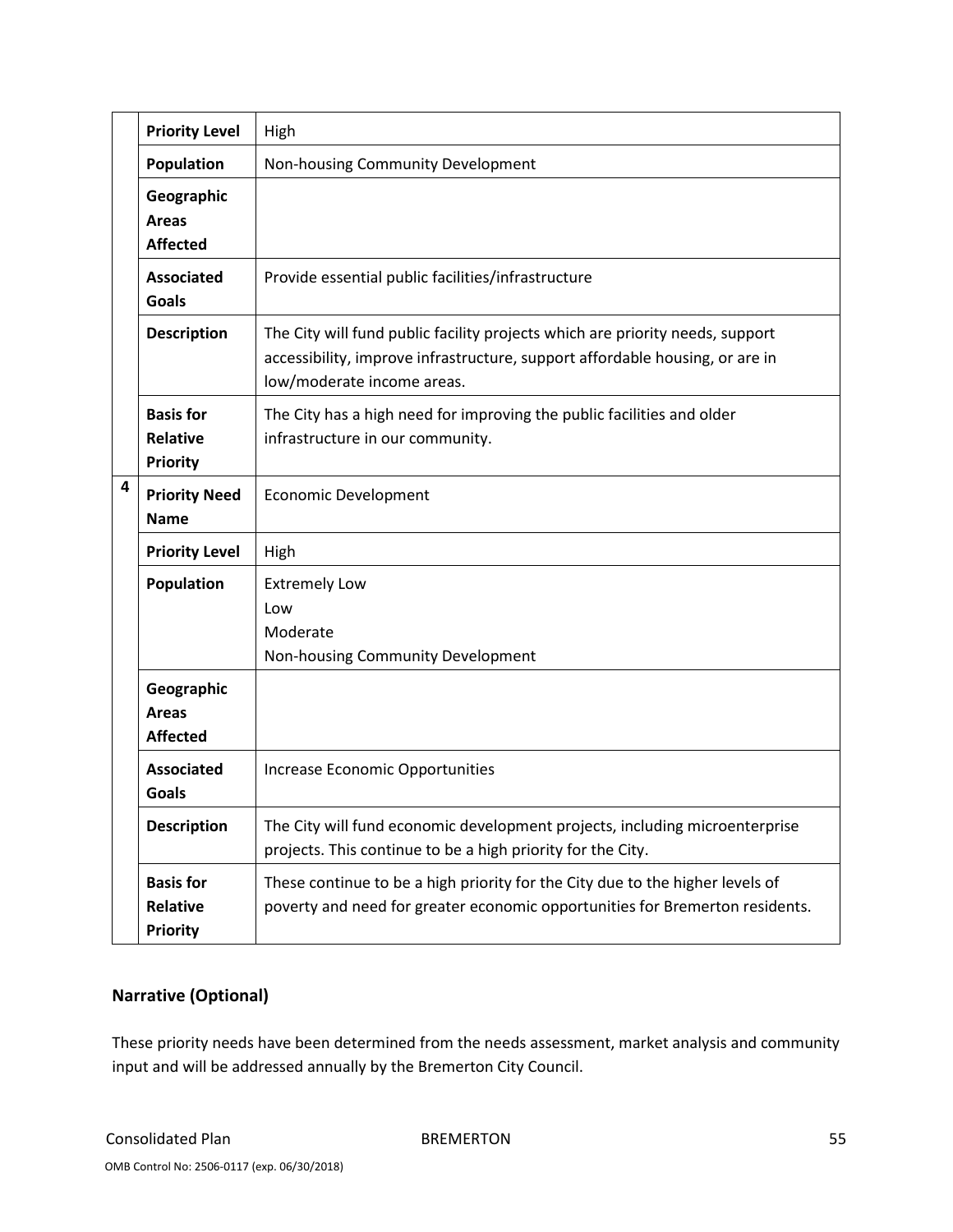| | | |
|---|---|---|
| | **Priority Level** | High |
| | **Population** | Non-housing Community Development |
| | **Geographic Areas Affected** | |
| | **Associated Goals** | Provide essential public facilities/infrastructure |
| | **Description** | The City will fund public facility projects which are priority needs, support accessibility, improve infrastructure, support affordable housing, or are in low/moderate income areas. |
| | **Basis for Relative Priority** | The City has a high need for improving the public facilities and older infrastructure in our community. |
| **4** | **Priority Need Name** | Economic Development |
| | **Priority Level** | High |
| | **Population** | Extremely Low<br>Low<br>Moderate<br>Non-housing Community Development |
| | **Geographic Areas Affected** | |
| | **Associated Goals** | Increase Economic Opportunities |
| | **Description** | The City will fund economic development projects, including microenterprise projects. This continue to be a high priority for the City. |
| | **Basis for Relative Priority** | These continue to be a high priority for the City due to the higher levels of poverty and need for greater economic opportunities for Bremerton residents. |

## Narrative (Optional)

These priority needs have been determined from the needs assessment, market analysis and community input and will be addressed annually by the Bremerton City Council.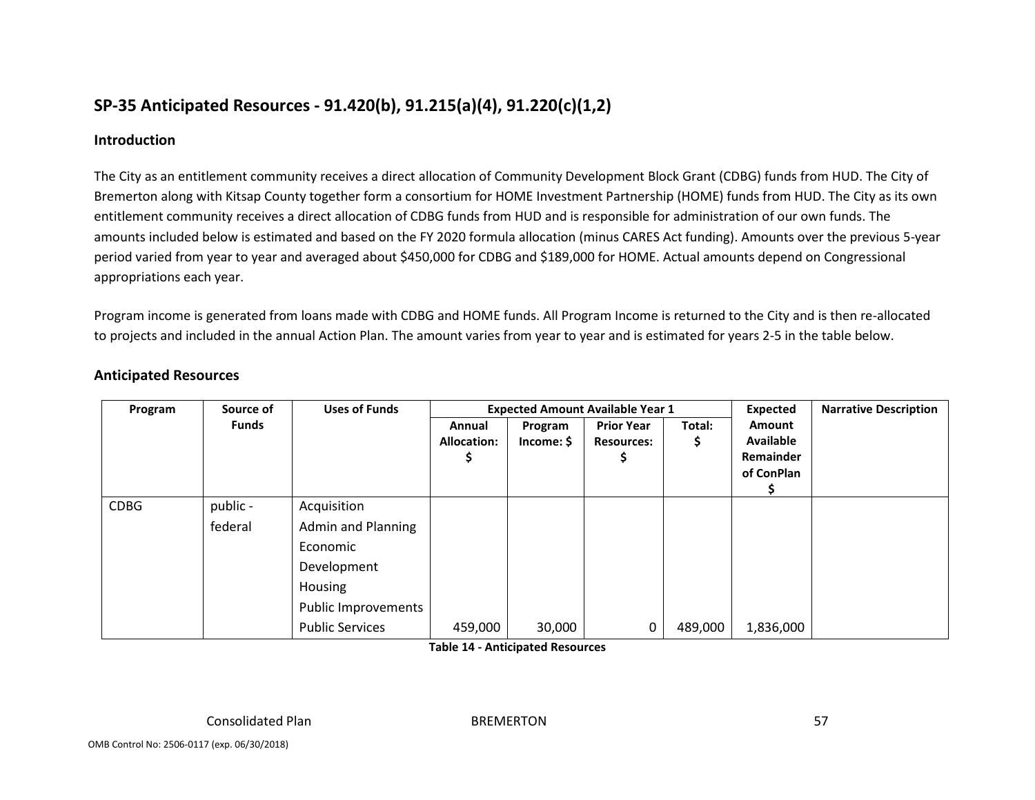## SP-35 Anticipated Resources - 91.420(b), 91.215(a)(4), 91.220(c)(1,2)

### Introduction

The City as an entitlement community receives a direct allocation of Community Development Block Grant (CDBG) funds from HUD. The City of Bremerton along with Kitsap County together form a consortium for HOME Investment Partnership (HOME) funds from HUD. The City as its own entitlement community receives a direct allocation of CDBG funds from HUD and is responsible for administration of our own funds. The amounts included below is estimated and based on the FY 2020 formula allocation (minus CARES Act funding). Amounts over the previous 5-year period varied from year to year and averaged about $450,000 for CDBG and $189,000 for HOME. Actual amounts depend on Congressional appropriations each year.

Program income is generated from loans made with CDBG and HOME funds. All Program Income is returned to the City and is then re-allocated to projects and included in the annual Action Plan. The amount varies from year to year and is estimated for years 2-5 in the table below.

### Anticipated Resources

| Program | Source of Funds | Uses of Funds | Expected Amount Available Year 1 | | | | Expected Amount Available Remainder of ConPlan $ | Narrative Description |
|---|---|---|---|---|---|---|---|---|
| | | | Annual Allocation: $ | Program Income: $ | Prior Year Resources: $ | Total: $ | | |
| CDBG | public - federal | Acquisition<br>Admin and Planning<br>Economic Development<br>Housing<br>Public Improvements<br>Public Services | 459,000 | 30,000 | 0 | 489,000 | 1,836,000 | |

**Table 14 - Anticipated Resources**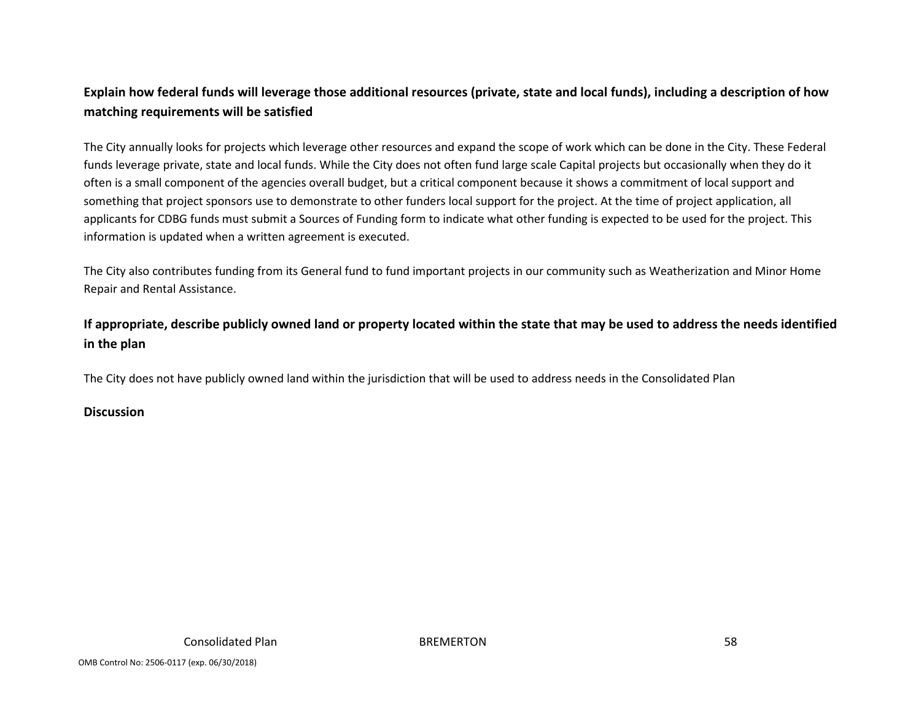**Explain how federal funds will leverage those additional resources (private, state and local funds), including a description of how matching requirements will be satisfied**

The City annually looks for projects which leverage other resources and expand the scope of work which can be done in the City. These Federal funds leverage private, state and local funds. While the City does not often fund large scale Capital projects but occasionally when they do it often is a small component of the agencies overall budget, but a critical component because it shows a commitment of local support and something that project sponsors use to demonstrate to other funders local support for the project. At the time of project application, all applicants for CDBG funds must submit a Sources of Funding form to indicate what other funding is expected to be used for the project. This information is updated when a written agreement is executed.

The City also contributes funding from its General fund to fund important projects in our community such as Weatherization and Minor Home Repair and Rental Assistance.

**If appropriate, describe publicly owned land or property located within the state that may be used to address the needs identified in the plan**

The City does not have publicly owned land within the jurisdiction that will be used to address needs in the Consolidated Plan

**Discussion**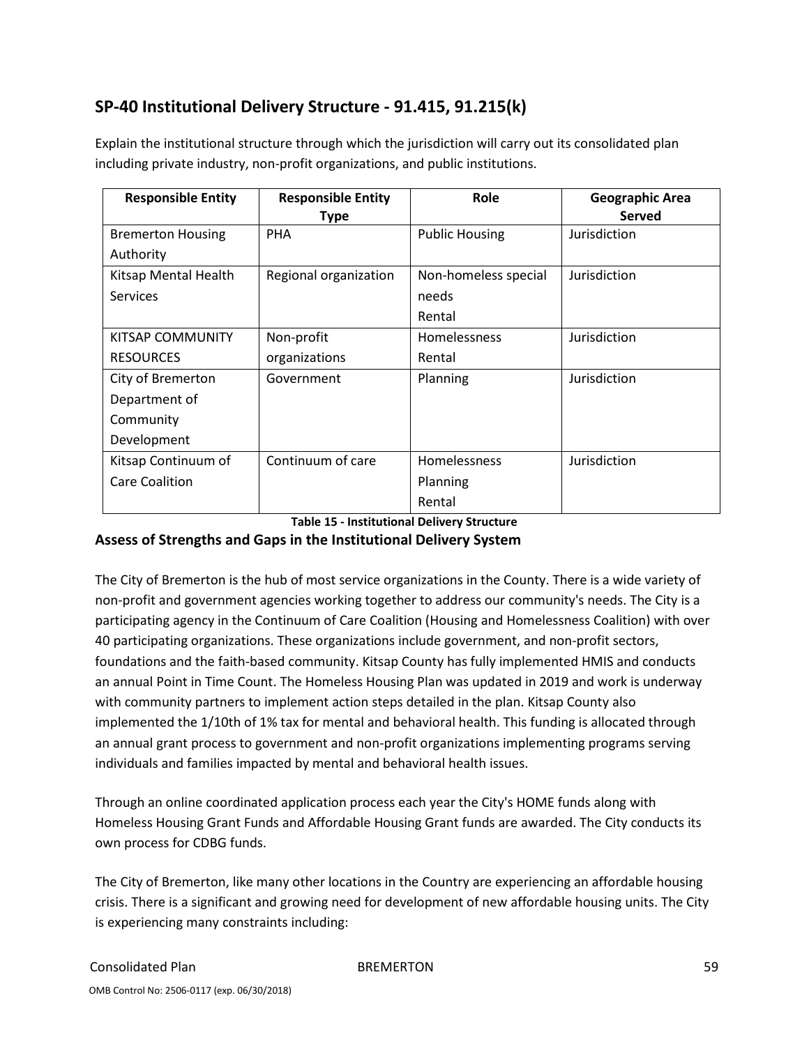## SP-40 Institutional Delivery Structure - 91.415, 91.215(k)

Explain the institutional structure through which the jurisdiction will carry out its consolidated plan including private industry, non-profit organizations, and public institutions.

| Responsible Entity | Responsible Entity Type | Role | Geographic Area Served |
|---|---|---|---|
| Bremerton Housing Authority | PHA | Public Housing | Jurisdiction |
| Kitsap Mental Health Services | Regional organization | Non-homeless special needs<br>Rental | Jurisdiction |
| KITSAP COMMUNITY RESOURCES | Non-profit organizations | Homelessness<br>Rental | Jurisdiction |
| City of Bremerton Department of Community Development | Government | Planning | Jurisdiction |
| Kitsap Continuum of Care Coalition | Continuum of care | Homelessness<br>Planning<br>Rental | Jurisdiction |

**Table 15 - Institutional Delivery Structure**

### Assess of Strengths and Gaps in the Institutional Delivery System

The City of Bremerton is the hub of most service organizations in the County. There is a wide variety of non-profit and government agencies working together to address our community's needs. The City is a participating agency in the Continuum of Care Coalition (Housing and Homelessness Coalition) with over 40 participating organizations. These organizations include government, and non-profit sectors, foundations and the faith-based community. Kitsap County has fully implemented HMIS and conducts an annual Point in Time Count. The Homeless Housing Plan was updated in 2019 and work is underway with community partners to implement action steps detailed in the plan. Kitsap County also implemented the 1/10th of 1% tax for mental and behavioral health. This funding is allocated through an annual grant process to government and non-profit organizations implementing programs serving individuals and families impacted by mental and behavioral health issues.

Through an online coordinated application process each year the City's HOME funds along with Homeless Housing Grant Funds and Affordable Housing Grant funds are awarded. The City conducts its own process for CDBG funds.

The City of Bremerton, like many other locations in the Country are experiencing an affordable housing crisis. There is a significant and growing need for development of new affordable housing units. The City is experiencing many constraints including: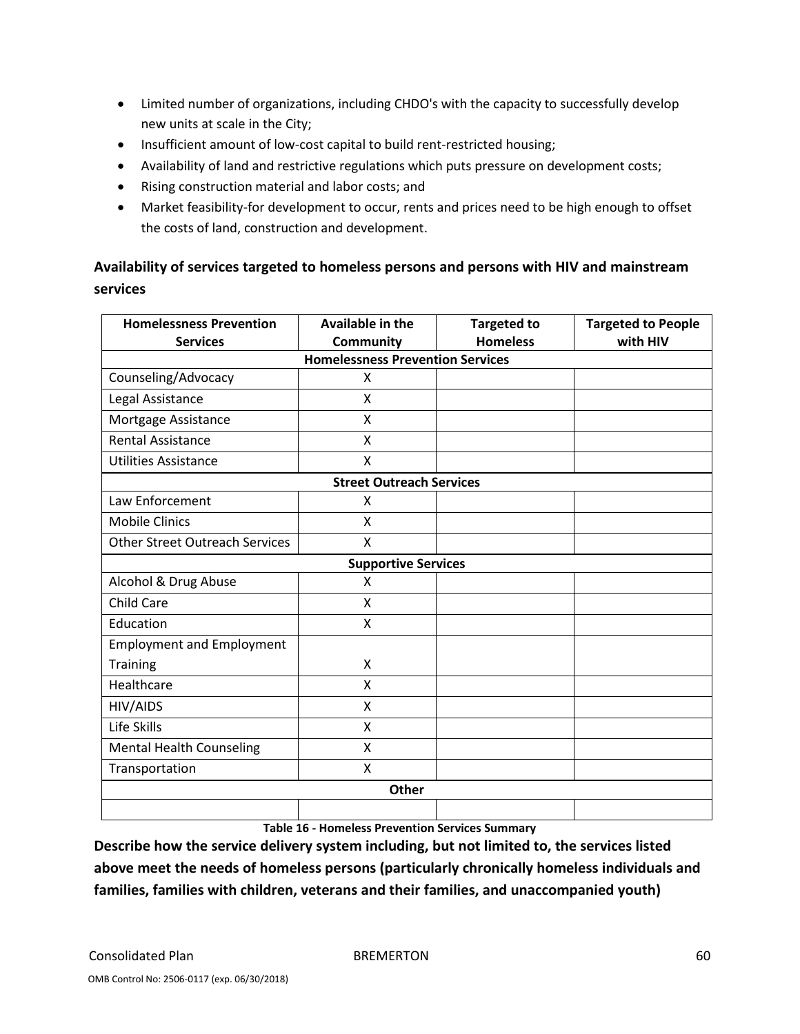- Limited number of organizations, including CHDO's with the capacity to successfully develop new units at scale in the City;
- Insufficient amount of low-cost capital to build rent-restricted housing;
- Availability of land and restrictive regulations which puts pressure on development costs;
- Rising construction material and labor costs; and
- Market feasibility-for development to occur, rents and prices need to be high enough to offset the costs of land, construction and development.

### Availability of services targeted to homeless persons and persons with HIV and mainstream services

| Homelessness Prevention Services | Available in the Community | Targeted to Homeless | Targeted to People with HIV |
|---|---|---|---|
| **Homelessness Prevention Services** | | | |
| Counseling/Advocacy | X | | |
| Legal Assistance | X | | |
| Mortgage Assistance | X | | |
| Rental Assistance | X | | |
| Utilities Assistance | X | | |
| **Street Outreach Services** | | | |
| Law Enforcement | X | | |
| Mobile Clinics | X | | |
| Other Street Outreach Services | X | | |
| **Supportive Services** | | | |
| Alcohol & Drug Abuse | X | | |
| Child Care | X | | |
| Education | X | | |
| Employment and Employment Training | X | | |
| Healthcare | X | | |
| HIV/AIDS | X | | |
| Life Skills | X | | |
| Mental Health Counseling | X | | |
| Transportation | X | | |
| **Other** | | | |
| | | | |

**Table 16 - Homeless Prevention Services Summary**

### Describe how the service delivery system including, but not limited to, the services listed above meet the needs of homeless persons (particularly chronically homeless individuals and families, families with children, veterans and their families, and unaccompanied youth)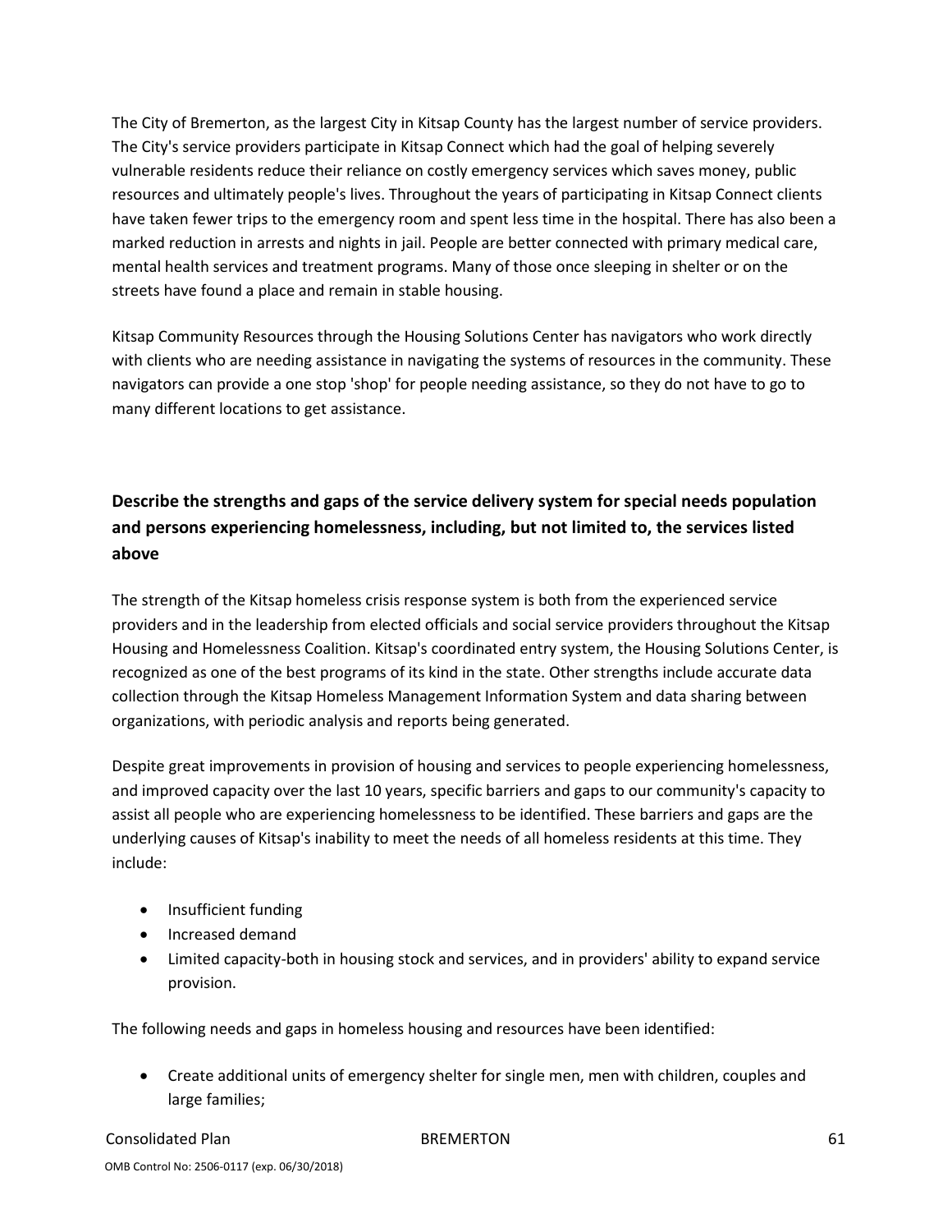The City of Bremerton, as the largest City in Kitsap County has the largest number of service providers. The City's service providers participate in Kitsap Connect which had the goal of helping severely vulnerable residents reduce their reliance on costly emergency services which saves money, public resources and ultimately people's lives. Throughout the years of participating in Kitsap Connect clients have taken fewer trips to the emergency room and spent less time in the hospital. There has also been a marked reduction in arrests and nights in jail. People are better connected with primary medical care, mental health services and treatment programs. Many of those once sleeping in shelter or on the streets have found a place and remain in stable housing.

Kitsap Community Resources through the Housing Solutions Center has navigators who work directly with clients who are needing assistance in navigating the systems of resources in the community. These navigators can provide a one stop 'shop' for people needing assistance, so they do not have to go to many different locations to get assistance.

### Describe the strengths and gaps of the service delivery system for special needs population and persons experiencing homelessness, including, but not limited to, the services listed above

The strength of the Kitsap homeless crisis response system is both from the experienced service providers and in the leadership from elected officials and social service providers throughout the Kitsap Housing and Homelessness Coalition. Kitsap's coordinated entry system, the Housing Solutions Center, is recognized as one of the best programs of its kind in the state. Other strengths include accurate data collection through the Kitsap Homeless Management Information System and data sharing between organizations, with periodic analysis and reports being generated.

Despite great improvements in provision of housing and services to people experiencing homelessness, and improved capacity over the last 10 years, specific barriers and gaps to our community's capacity to assist all people who are experiencing homelessness to be identified. These barriers and gaps are the underlying causes of Kitsap's inability to meet the needs of all homeless residents at this time. They include:

- Insufficient funding
- Increased demand
- Limited capacity-both in housing stock and services, and in providers' ability to expand service provision.

The following needs and gaps in homeless housing and resources have been identified:

- Create additional units of emergency shelter for single men, men with children, couples and large families;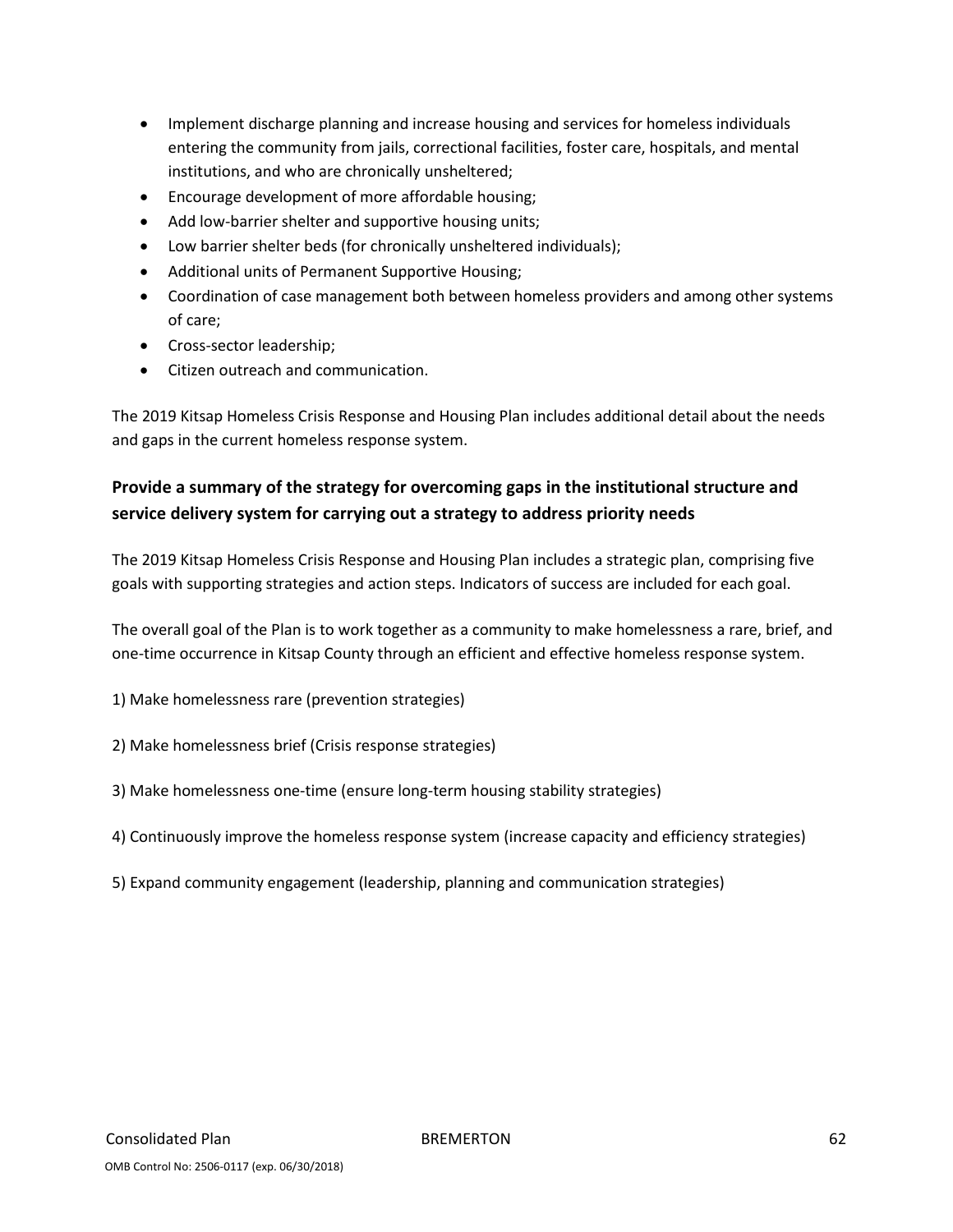- Implement discharge planning and increase housing and services for homeless individuals entering the community from jails, correctional facilities, foster care, hospitals, and mental institutions, and who are chronically unsheltered;
- Encourage development of more affordable housing;
- Add low-barrier shelter and supportive housing units;
- Low barrier shelter beds (for chronically unsheltered individuals);
- Additional units of Permanent Supportive Housing;
- Coordination of case management both between homeless providers and among other systems of care;
- Cross-sector leadership;
- Citizen outreach and communication.

The 2019 Kitsap Homeless Crisis Response and Housing Plan includes additional detail about the needs and gaps in the current homeless response system.

### Provide a summary of the strategy for overcoming gaps in the institutional structure and service delivery system for carrying out a strategy to address priority needs

The 2019 Kitsap Homeless Crisis Response and Housing Plan includes a strategic plan, comprising five goals with supporting strategies and action steps. Indicators of success are included for each goal.

The overall goal of the Plan is to work together as a community to make homelessness a rare, brief, and one-time occurrence in Kitsap County through an efficient and effective homeless response system.

1) Make homelessness rare (prevention strategies)

2) Make homelessness brief (Crisis response strategies)

3) Make homelessness one-time (ensure long-term housing stability strategies)

4) Continuously improve the homeless response system (increase capacity and efficiency strategies)

5) Expand community engagement (leadership, planning and communication strategies)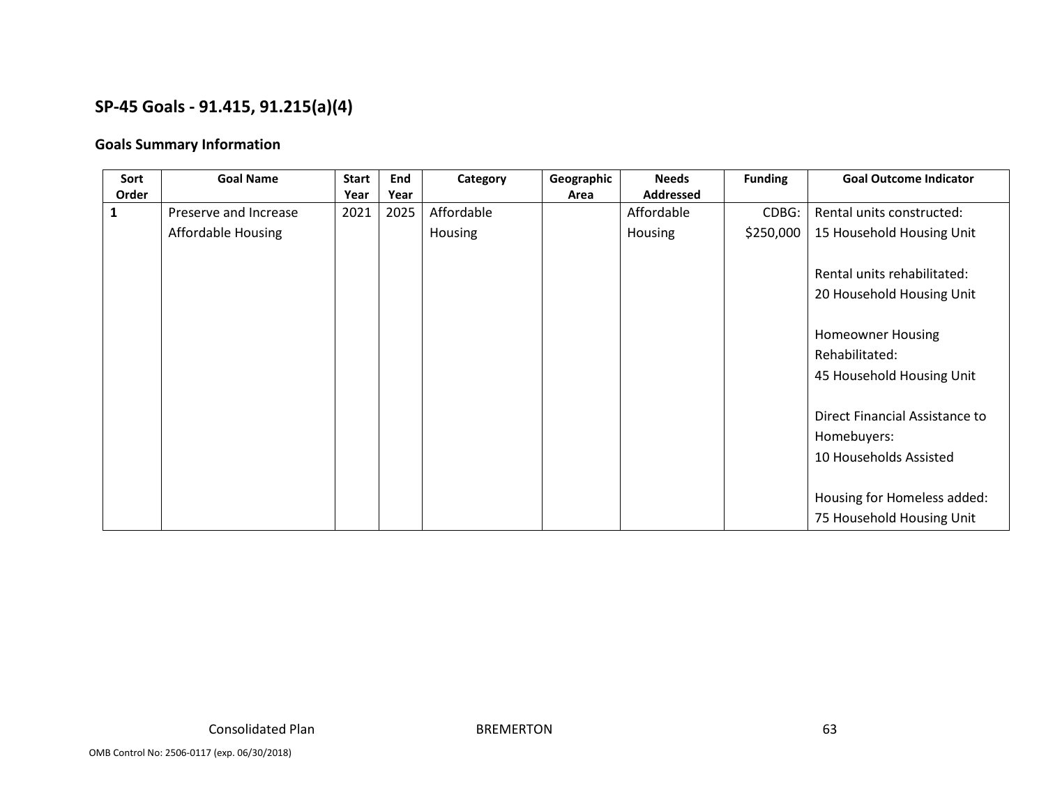## SP-45 Goals - 91.415, 91.215(a)(4)

### Goals Summary Information

| Sort Order | Goal Name | Start Year | End Year | Category | Geographic Area | Needs Addressed | Funding | Goal Outcome Indicator |
|---|---|---|---|---|---|---|---|---|
| 1 | Preserve and Increase Affordable Housing | 2021 | 2025 | Affordable Housing | | Affordable Housing | CDBG: $250,000 | Rental units constructed: 15 Household Housing Unit<br><br>Rental units rehabilitated: 20 Household Housing Unit<br><br>Homeowner Housing Rehabilitated: 45 Household Housing Unit<br><br>Direct Financial Assistance to Homebuyers: 10 Households Assisted<br><br>Housing for Homeless added: 75 Household Housing Unit |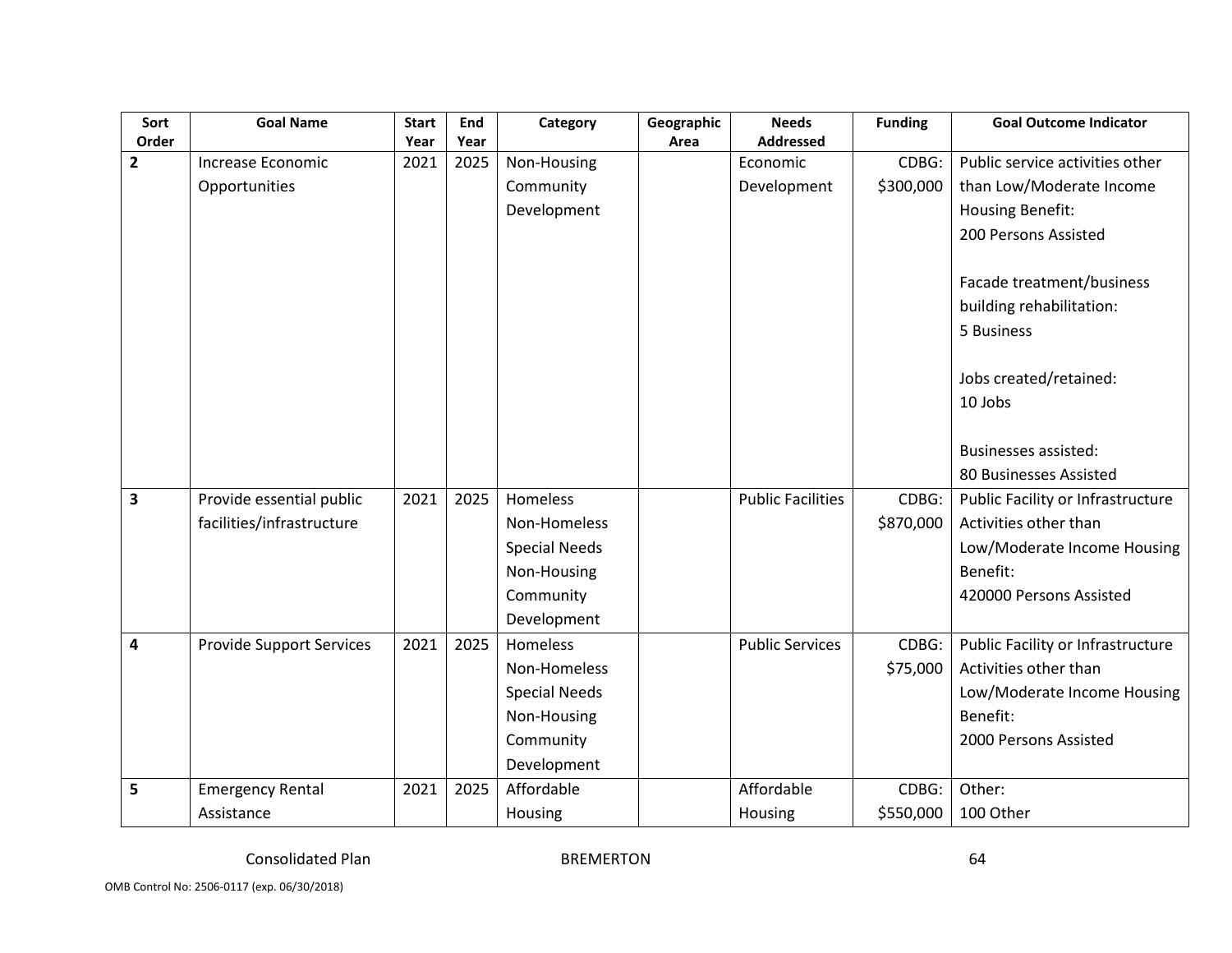| Sort Order | Goal Name | Start Year | End Year | Category | Geographic Area | Needs Addressed | Funding | Goal Outcome Indicator |
|---|---|---|---|---|---|---|---|---|
| 2 | Increase Economic Opportunities | 2021 | 2025 | Non-Housing Community Development | | Economic Development | CDBG: $300,000 | Public service activities other than Low/Moderate Income Housing Benefit: 200 Persons Assisted<br><br>Facade treatment/business building rehabilitation: 5 Business<br><br>Jobs created/retained: 10 Jobs<br><br>Businesses assisted: 80 Businesses Assisted |
| 3 | Provide essential public facilities/infrastructure | 2021 | 2025 | Homeless<br>Non-Homeless Special Needs<br>Non-Housing Community Development | | Public Facilities | CDBG: $870,000 | Public Facility or Infrastructure Activities other than Low/Moderate Income Housing Benefit: 420000 Persons Assisted |
| 4 | Provide Support Services | 2021 | 2025 | Homeless<br>Non-Homeless Special Needs<br>Non-Housing Community Development | | Public Services | CDBG: $75,000 | Public Facility or Infrastructure Activities other than Low/Moderate Income Housing Benefit: 2000 Persons Assisted |
| 5 | Emergency Rental Assistance | 2021 | 2025 | Affordable Housing | | Affordable Housing | CDBG: $550,000 | Other: 100 Other |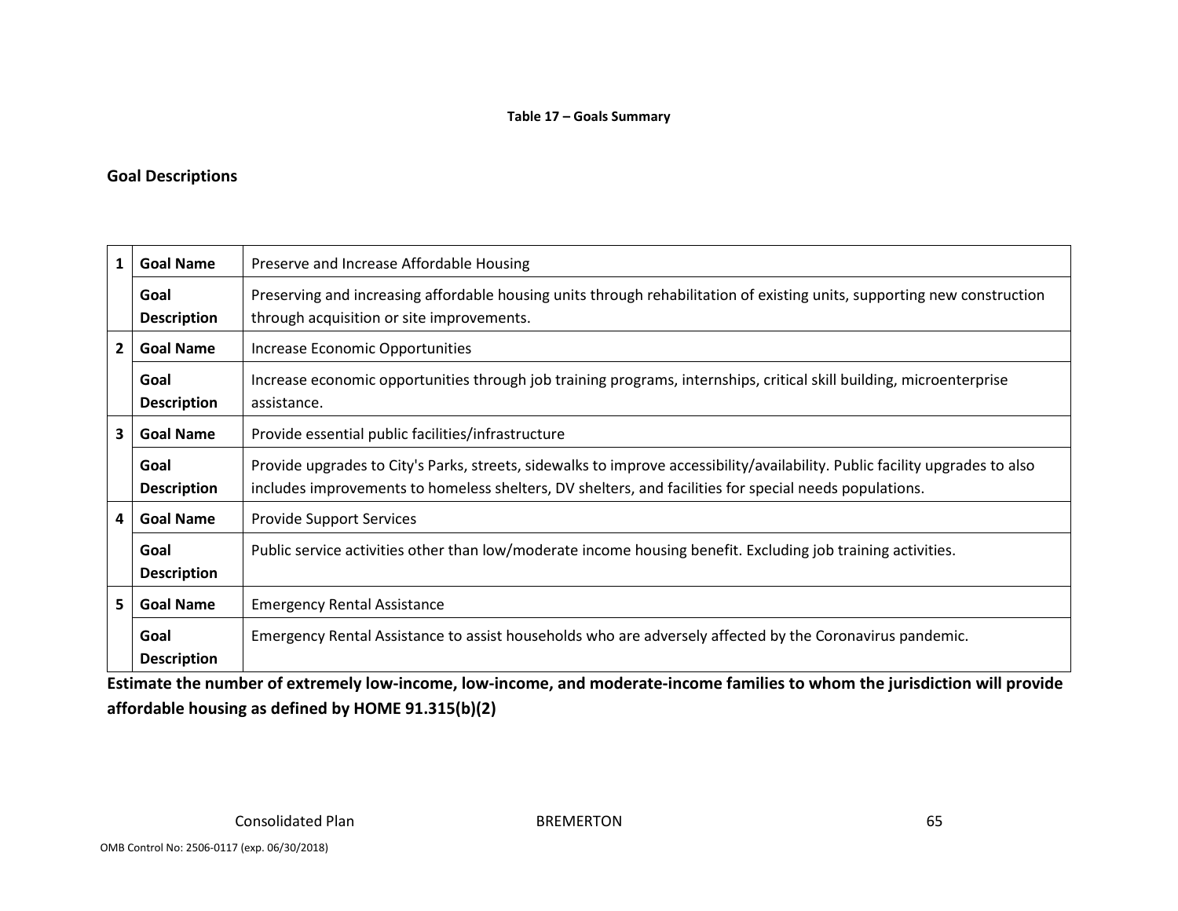**Table 17 – Goals Summary**

## Goal Descriptions

| | | |
|---|---|---|
| 1 | **Goal Name** | Preserve and Increase Affordable Housing |
| | **Goal Description** | Preserving and increasing affordable housing units through rehabilitation of existing units, supporting new construction through acquisition or site improvements. |
| 2 | **Goal Name** | Increase Economic Opportunities |
| | **Goal Description** | Increase economic opportunities through job training programs, internships, critical skill building, microenterprise assistance. |
| 3 | **Goal Name** | Provide essential public facilities/infrastructure |
| | **Goal Description** | Provide upgrades to City's Parks, streets, sidewalks to improve accessibility/availability. Public facility upgrades to also includes improvements to homeless shelters, DV shelters, and facilities for special needs populations. |
| 4 | **Goal Name** | Provide Support Services |
| | **Goal Description** | Public service activities other than low/moderate income housing benefit. Excluding job training activities. |
| 5 | **Goal Name** | Emergency Rental Assistance |
| | **Goal Description** | Emergency Rental Assistance to assist households who are adversely affected by the Coronavirus pandemic. |

**Estimate the number of extremely low-income, low-income, and moderate-income families to whom the jurisdiction will provide affordable housing as defined by HOME 91.315(b)(2)**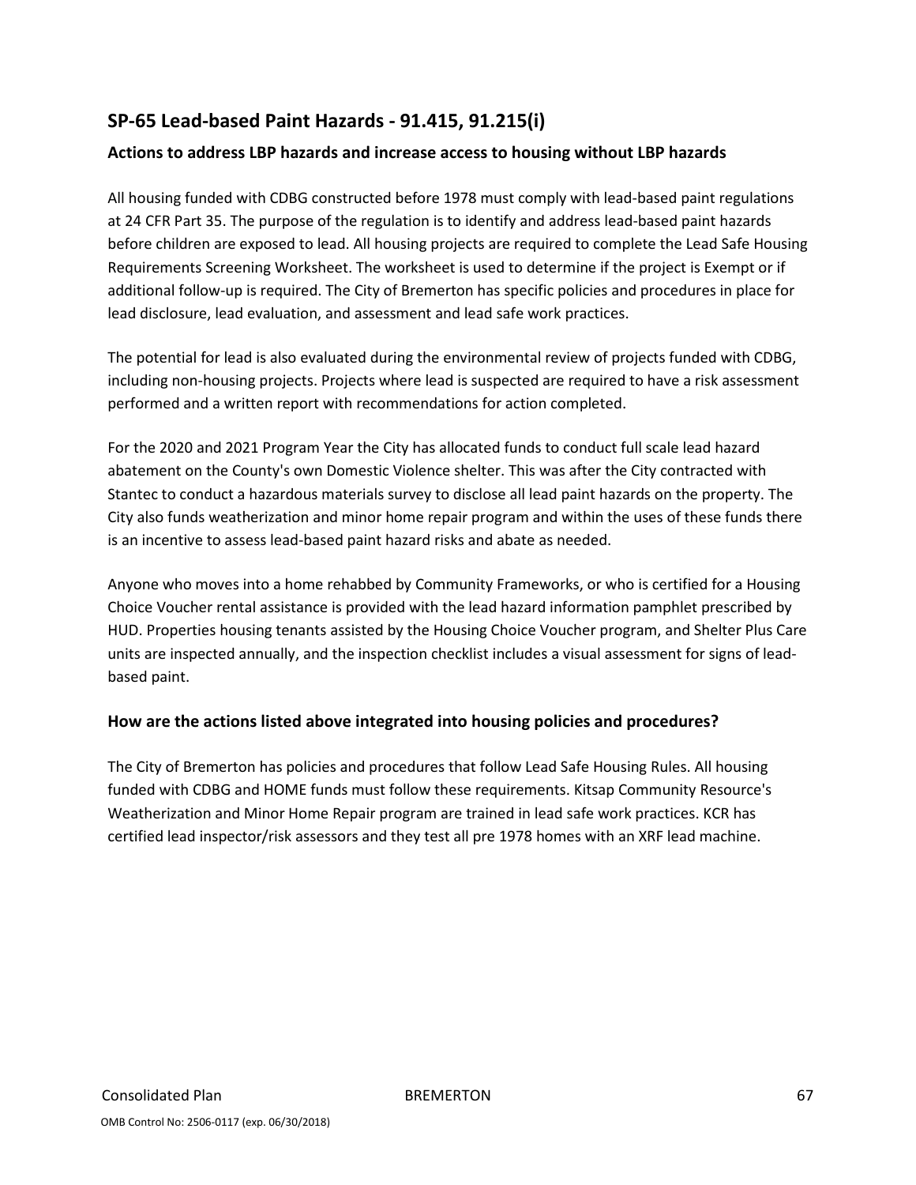## SP-65 Lead-based Paint Hazards - 91.415, 91.215(i)

### Actions to address LBP hazards and increase access to housing without LBP hazards

All housing funded with CDBG constructed before 1978 must comply with lead-based paint regulations at 24 CFR Part 35. The purpose of the regulation is to identify and address lead-based paint hazards before children are exposed to lead. All housing projects are required to complete the Lead Safe Housing Requirements Screening Worksheet. The worksheet is used to determine if the project is Exempt or if additional follow-up is required. The City of Bremerton has specific policies and procedures in place for lead disclosure, lead evaluation, and assessment and lead safe work practices.

The potential for lead is also evaluated during the environmental review of projects funded with CDBG, including non-housing projects. Projects where lead is suspected are required to have a risk assessment performed and a written report with recommendations for action completed.

For the 2020 and 2021 Program Year the City has allocated funds to conduct full scale lead hazard abatement on the County's own Domestic Violence shelter. This was after the City contracted with Stantec to conduct a hazardous materials survey to disclose all lead paint hazards on the property. The City also funds weatherization and minor home repair program and within the uses of these funds there is an incentive to assess lead-based paint hazard risks and abate as needed.

Anyone who moves into a home rehabbed by Community Frameworks, or who is certified for a Housing Choice Voucher rental assistance is provided with the lead hazard information pamphlet prescribed by HUD. Properties housing tenants assisted by the Housing Choice Voucher program, and Shelter Plus Care units are inspected annually, and the inspection checklist includes a visual assessment for signs of lead-based paint.

### How are the actions listed above integrated into housing policies and procedures?

The City of Bremerton has policies and procedures that follow Lead Safe Housing Rules. All housing funded with CDBG and HOME funds must follow these requirements. Kitsap Community Resource's Weatherization and Minor Home Repair program are trained in lead safe work practices. KCR has certified lead inspector/risk assessors and they test all pre 1978 homes with an XRF lead machine.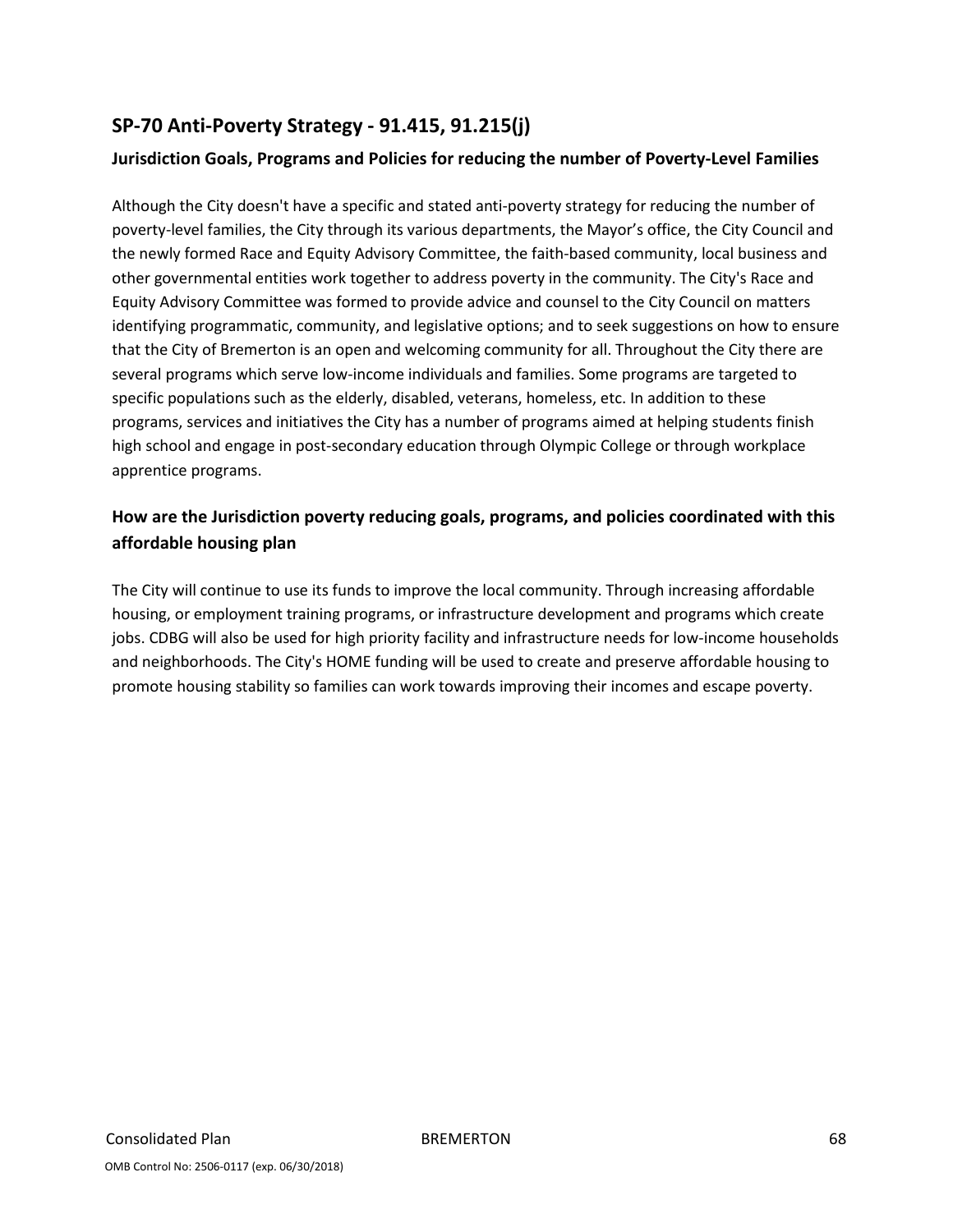## SP-70 Anti-Poverty Strategy - 91.415, 91.215(j)

### Jurisdiction Goals, Programs and Policies for reducing the number of Poverty-Level Families

Although the City doesn't have a specific and stated anti-poverty strategy for reducing the number of poverty-level families, the City through its various departments, the Mayor's office, the City Council and the newly formed Race and Equity Advisory Committee, the faith-based community, local business and other governmental entities work together to address poverty in the community. The City's Race and Equity Advisory Committee was formed to provide advice and counsel to the City Council on matters identifying programmatic, community, and legislative options; and to seek suggestions on how to ensure that the City of Bremerton is an open and welcoming community for all. Throughout the City there are several programs which serve low-income individuals and families. Some programs are targeted to specific populations such as the elderly, disabled, veterans, homeless, etc. In addition to these programs, services and initiatives the City has a number of programs aimed at helping students finish high school and engage in post-secondary education through Olympic College or through workplace apprentice programs.

### How are the Jurisdiction poverty reducing goals, programs, and policies coordinated with this affordable housing plan

The City will continue to use its funds to improve the local community. Through increasing affordable housing, or employment training programs, or infrastructure development and programs which create jobs. CDBG will also be used for high priority facility and infrastructure needs for low-income households and neighborhoods. The City's HOME funding will be used to create and preserve affordable housing to promote housing stability so families can work towards improving their incomes and escape poverty.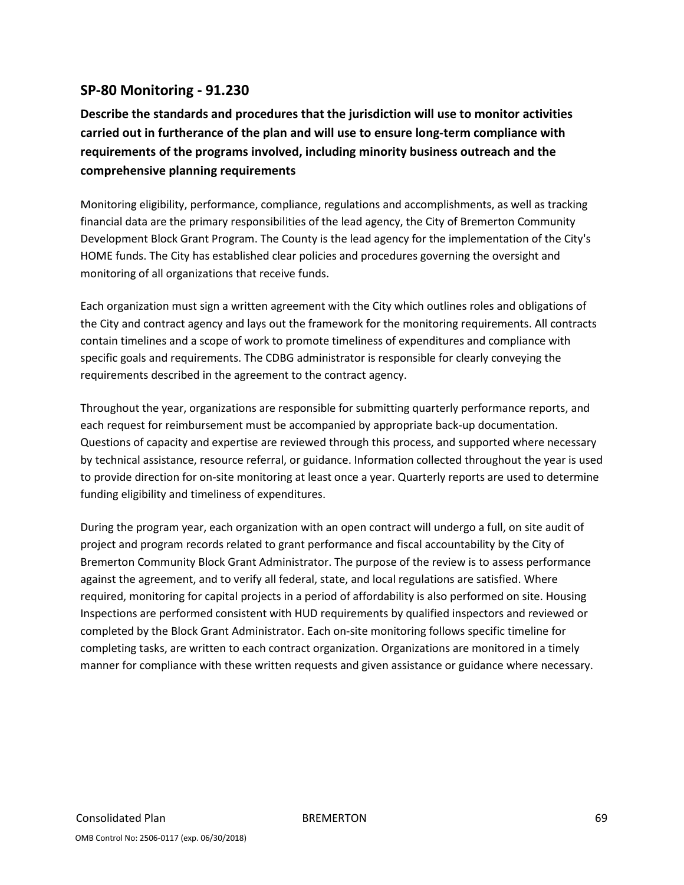## SP-80 Monitoring - 91.230

**Describe the standards and procedures that the jurisdiction will use to monitor activities carried out in furtherance of the plan and will use to ensure long-term compliance with requirements of the programs involved, including minority business outreach and the comprehensive planning requirements**

Monitoring eligibility, performance, compliance, regulations and accomplishments, as well as tracking financial data are the primary responsibilities of the lead agency, the City of Bremerton Community Development Block Grant Program. The County is the lead agency for the implementation of the City's HOME funds. The City has established clear policies and procedures governing the oversight and monitoring of all organizations that receive funds.

Each organization must sign a written agreement with the City which outlines roles and obligations of the City and contract agency and lays out the framework for the monitoring requirements. All contracts contain timelines and a scope of work to promote timeliness of expenditures and compliance with specific goals and requirements. The CDBG administrator is responsible for clearly conveying the requirements described in the agreement to the contract agency.

Throughout the year, organizations are responsible for submitting quarterly performance reports, and each request for reimbursement must be accompanied by appropriate back-up documentation. Questions of capacity and expertise are reviewed through this process, and supported where necessary by technical assistance, resource referral, or guidance. Information collected throughout the year is used to provide direction for on-site monitoring at least once a year. Quarterly reports are used to determine funding eligibility and timeliness of expenditures.

During the program year, each organization with an open contract will undergo a full, on site audit of project and program records related to grant performance and fiscal accountability by the City of Bremerton Community Block Grant Administrator. The purpose of the review is to assess performance against the agreement, and to verify all federal, state, and local regulations are satisfied. Where required, monitoring for capital projects in a period of affordability is also performed on site. Housing Inspections are performed consistent with HUD requirements by qualified inspectors and reviewed or completed by the Block Grant Administrator. Each on-site monitoring follows specific timeline for completing tasks, are written to each contract organization. Organizations are monitored in a timely manner for compliance with these written requests and given assistance or guidance where necessary.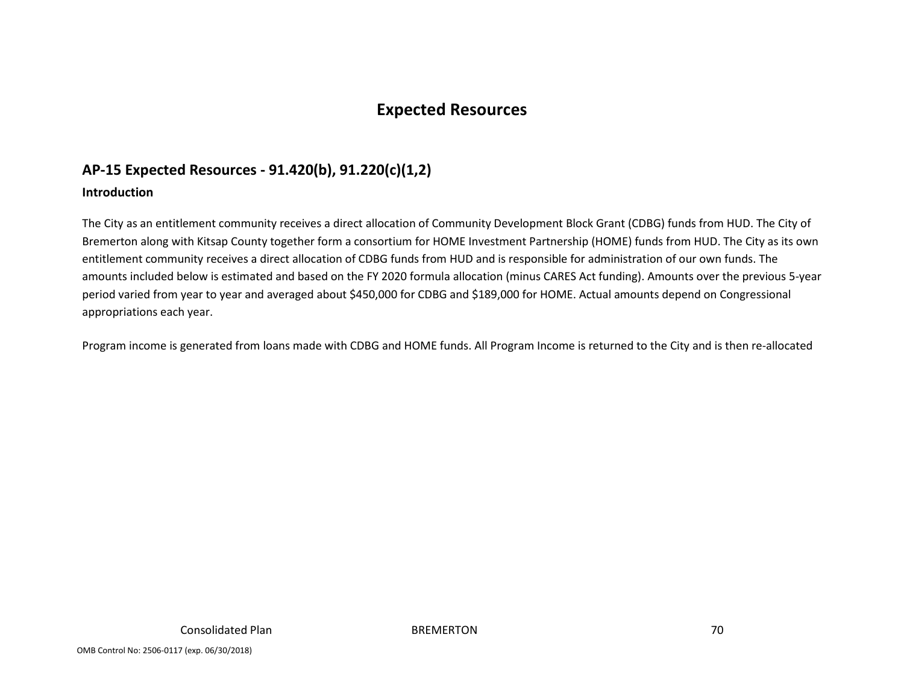# Expected Resources

## AP-15 Expected Resources - 91.420(b), 91.220(c)(1,2)

### Introduction

The City as an entitlement community receives a direct allocation of Community Development Block Grant (CDBG) funds from HUD. The City of Bremerton along with Kitsap County together form a consortium for HOME Investment Partnership (HOME) funds from HUD. The City as its own entitlement community receives a direct allocation of CDBG funds from HUD and is responsible for administration of our own funds. The amounts included below is estimated and based on the FY 2020 formula allocation (minus CARES Act funding). Amounts over the previous 5-year period varied from year to year and averaged about $450,000 for CDBG and $189,000 for HOME. Actual amounts depend on Congressional appropriations each year.

Program income is generated from loans made with CDBG and HOME funds. All Program Income is returned to the City and is then re-allocated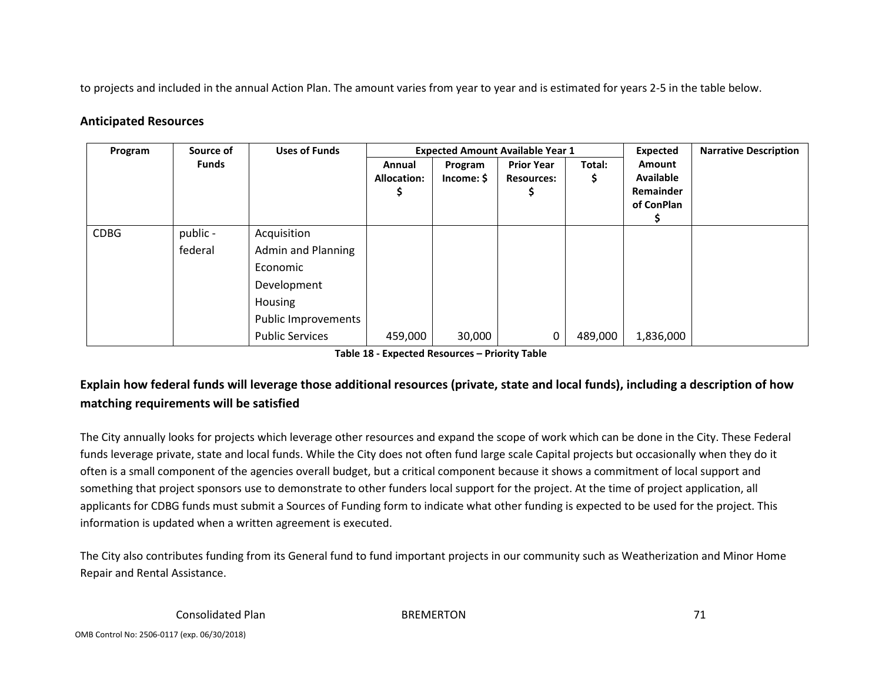to projects and included in the annual Action Plan. The amount varies from year to year and is estimated for years 2-5 in the table below.

### Anticipated Resources

| Program | Source of Funds | Uses of Funds | Expected Amount Available Year 1 | | | | Expected Amount Available Remainder of ConPlan $ | Narrative Description |
|---|---|---|---|---|---|---|---|---|
| | | | Annual Allocation: $ | Program Income: $ | Prior Year Resources: $ | Total: $ | | |
| CDBG | public - federal | Acquisition<br>Admin and Planning<br>Economic Development<br>Housing<br>Public Improvements<br>Public Services | 459,000 | 30,000 | 0 | 489,000 | 1,836,000 | |

**Table 18 - Expected Resources – Priority Table**

### Explain how federal funds will leverage those additional resources (private, state and local funds), including a description of how matching requirements will be satisfied

The City annually looks for projects which leverage other resources and expand the scope of work which can be done in the City. These Federal funds leverage private, state and local funds. While the City does not often fund large scale Capital projects but occasionally when they do it often is a small component of the agencies overall budget, but a critical component because it shows a commitment of local support and something that project sponsors use to demonstrate to other funders local support for the project. At the time of project application, all applicants for CDBG funds must submit a Sources of Funding form to indicate what other funding is expected to be used for the project. This information is updated when a written agreement is executed.

The City also contributes funding from its General fund to fund important projects in our community such as Weatherization and Minor Home Repair and Rental Assistance.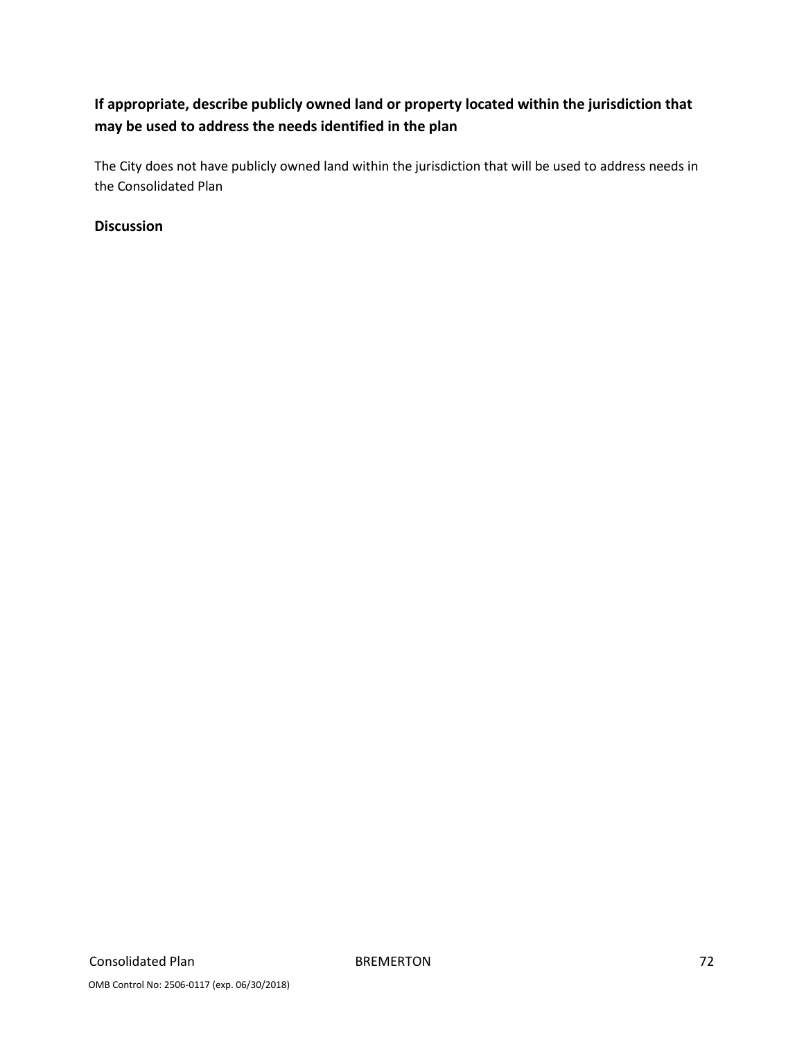### If appropriate, describe publicly owned land or property located within the jurisdiction that may be used to address the needs identified in the plan

The City does not have publicly owned land within the jurisdiction that will be used to address needs in the Consolidated Plan

### Discussion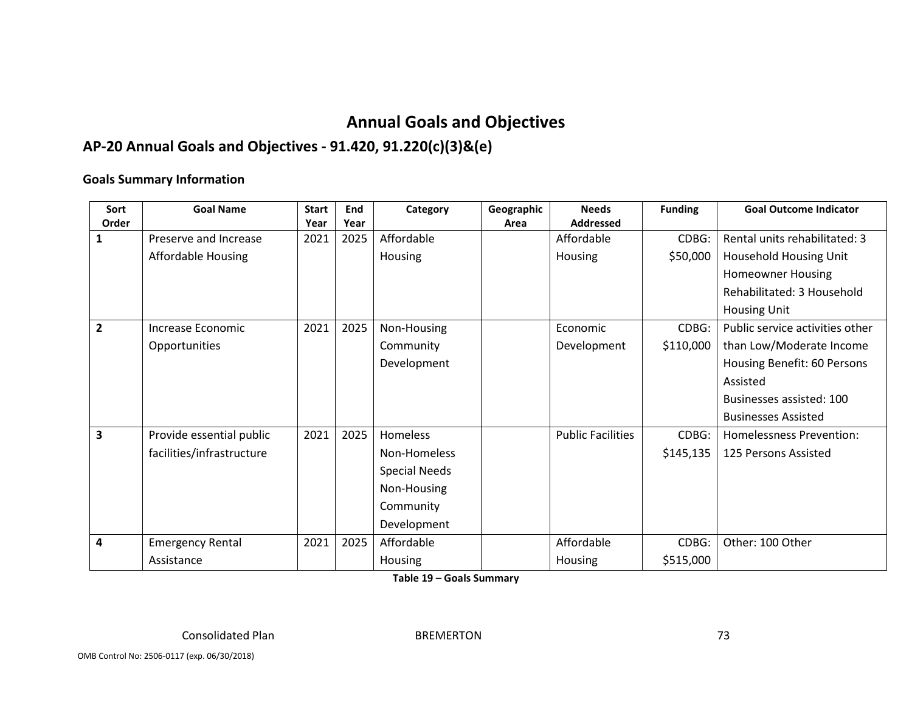# Annual Goals and Objectives

## AP-20 Annual Goals and Objectives - 91.420, 91.220(c)(3)&(e)

### Goals Summary Information

| Sort Order | Goal Name | Start Year | End Year | Category | Geographic Area | Needs Addressed | Funding | Goal Outcome Indicator |
|---|---|---|---|---|---|---|---|---|
| 1 | Preserve and Increase Affordable Housing | 2021 | 2025 | Affordable Housing | | Affordable Housing | CDBG: $50,000 | Rental units rehabilitated: 3 Household Housing Unit<br>Homeowner Housing Rehabilitated: 3 Household Housing Unit |
| 2 | Increase Economic Opportunities | 2021 | 2025 | Non-Housing Community Development | | Economic Development | CDBG: $110,000 | Public service activities other than Low/Moderate Income Housing Benefit: 60 Persons Assisted<br>Businesses assisted: 100 Businesses Assisted |
| 3 | Provide essential public facilities/infrastructure | 2021 | 2025 | Homeless<br>Non-Homeless Special Needs<br>Non-Housing Community Development | | Public Facilities | CDBG: $145,135 | Homelessness Prevention: 125 Persons Assisted |
| 4 | Emergency Rental Assistance | 2021 | 2025 | Affordable Housing | | Affordable Housing | CDBG: $515,000 | Other: 100 Other |

**Table 19 – Goals Summary**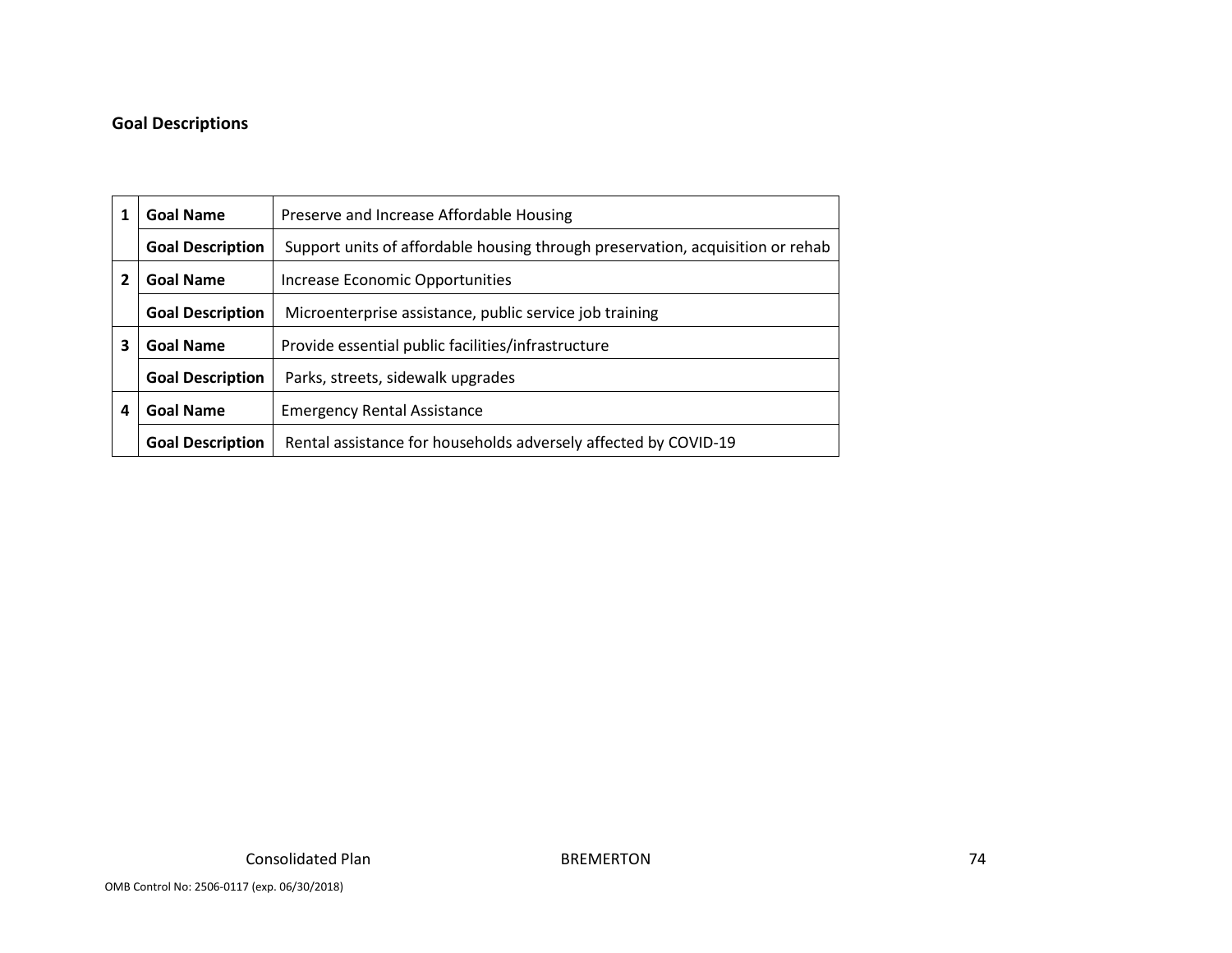**Goal Descriptions**

| | | |
|---|---|---|
| 1 | **Goal Name** | Preserve and Increase Affordable Housing |
| | **Goal Description** | Support units of affordable housing through preservation, acquisition or rehab |
| 2 | **Goal Name** | Increase Economic Opportunities |
| | **Goal Description** | Microenterprise assistance, public service job training |
| 3 | **Goal Name** | Provide essential public facilities/infrastructure |
| | **Goal Description** | Parks, streets, sidewalk upgrades |
| 4 | **Goal Name** | Emergency Rental Assistance |
| | **Goal Description** | Rental assistance for households adversely affected by COVID-19 |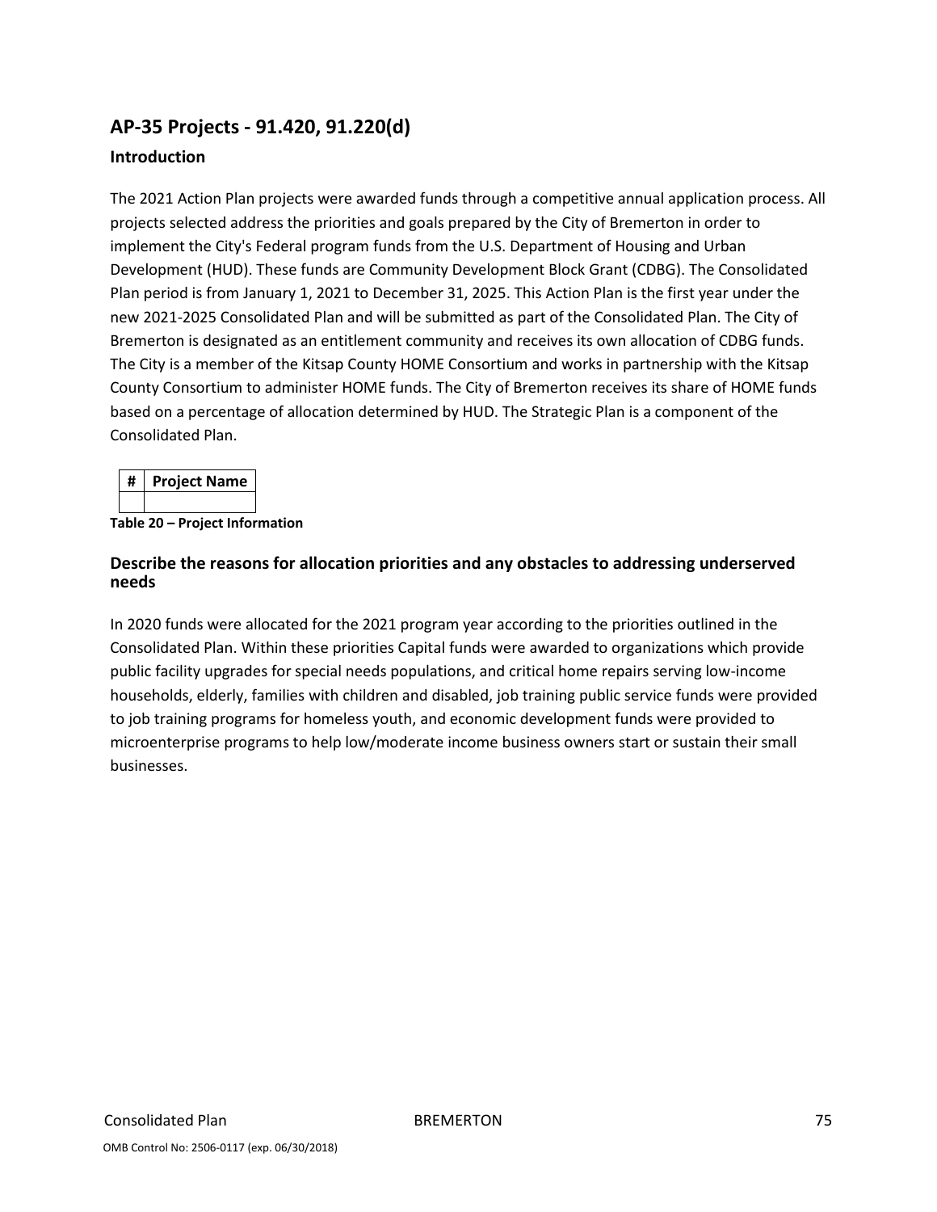## AP-35 Projects - 91.420, 91.220(d)

### Introduction

The 2021 Action Plan projects were awarded funds through a competitive annual application process. All projects selected address the priorities and goals prepared by the City of Bremerton in order to implement the City's Federal program funds from the U.S. Department of Housing and Urban Development (HUD). These funds are Community Development Block Grant (CDBG). The Consolidated Plan period is from January 1, 2021 to December 31, 2025. This Action Plan is the first year under the new 2021-2025 Consolidated Plan and will be submitted as part of the Consolidated Plan. The City of Bremerton is designated as an entitlement community and receives its own allocation of CDBG funds. The City is a member of the Kitsap County HOME Consortium and works in partnership with the Kitsap County Consortium to administer HOME funds. The City of Bremerton receives its share of HOME funds based on a percentage of allocation determined by HUD. The Strategic Plan is a component of the Consolidated Plan.

| # | Project Name |
|---|---|
| | |

**Table 20 – Project Information**

### Describe the reasons for allocation priorities and any obstacles to addressing underserved needs

In 2020 funds were allocated for the 2021 program year according to the priorities outlined in the Consolidated Plan. Within these priorities Capital funds were awarded to organizations which provide public facility upgrades for special needs populations, and critical home repairs serving low-income households, elderly, families with children and disabled, job training public service funds were provided to job training programs for homeless youth, and economic development funds were provided to microenterprise programs to help low/moderate income business owners start or sustain their small businesses.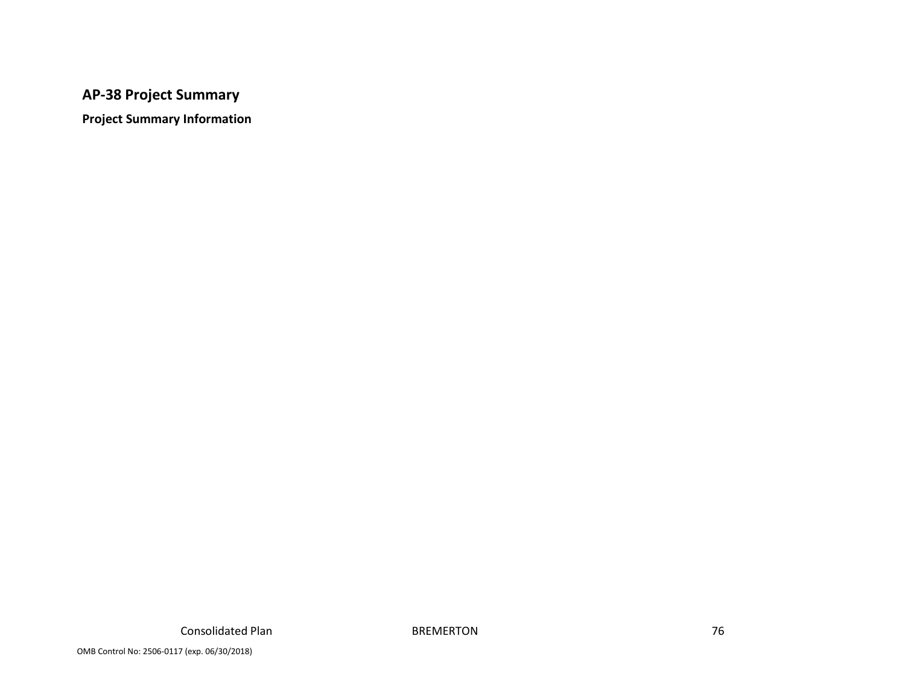## AP-38 Project Summary

**Project Summary Information**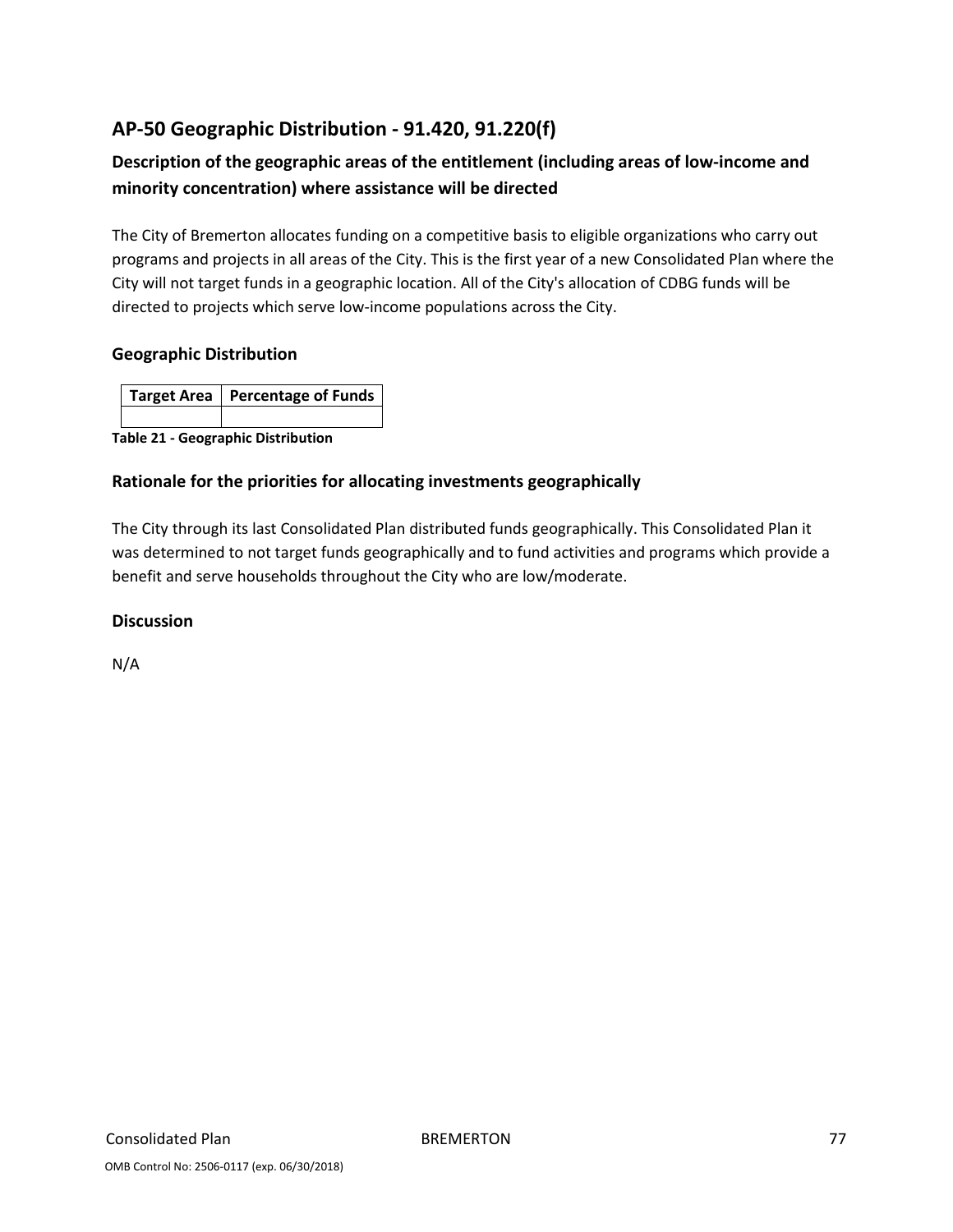## AP-50 Geographic Distribution - 91.420, 91.220(f)

### Description of the geographic areas of the entitlement (including areas of low-income and minority concentration) where assistance will be directed

The City of Bremerton allocates funding on a competitive basis to eligible organizations who carry out programs and projects in all areas of the City. This is the first year of a new Consolidated Plan where the City will not target funds in a geographic location. All of the City's allocation of CDBG funds will be directed to projects which serve low-income populations across the City.

### Geographic Distribution

| Target Area | Percentage of Funds |
|---|---|
| | |

**Table 21 - Geographic Distribution**

### Rationale for the priorities for allocating investments geographically

The City through its last Consolidated Plan distributed funds geographically. This Consolidated Plan it was determined to not target funds geographically and to fund activities and programs which provide a benefit and serve households throughout the City who are low/moderate.

### Discussion

N/A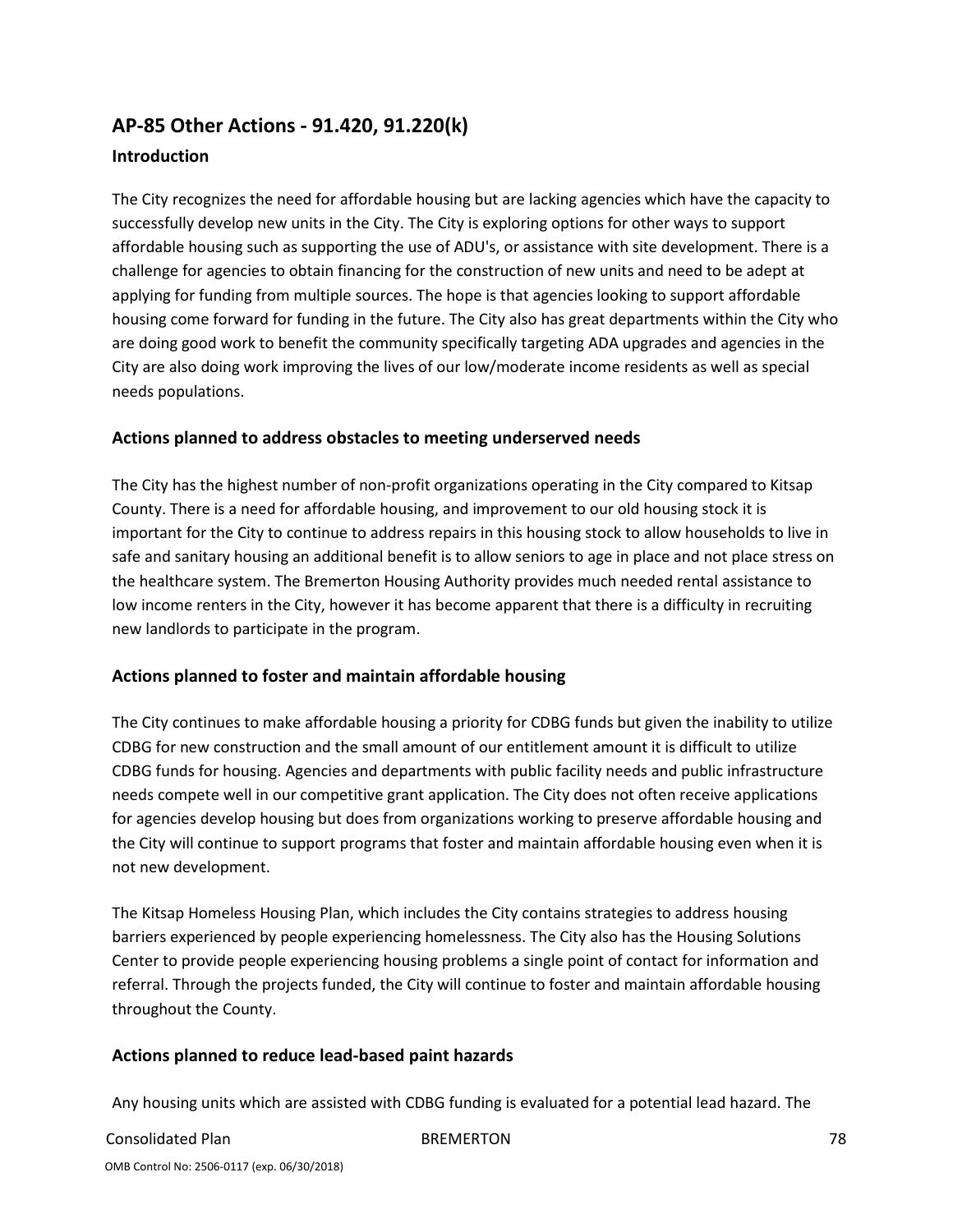## AP-85 Other Actions - 91.420, 91.220(k)

### Introduction

The City recognizes the need for affordable housing but are lacking agencies which have the capacity to successfully develop new units in the City. The City is exploring options for other ways to support affordable housing such as supporting the use of ADU's, or assistance with site development. There is a challenge for agencies to obtain financing for the construction of new units and need to be adept at applying for funding from multiple sources. The hope is that agencies looking to support affordable housing come forward for funding in the future. The City also has great departments within the City who are doing good work to benefit the community specifically targeting ADA upgrades and agencies in the City are also doing work improving the lives of our low/moderate income residents as well as special needs populations.

### Actions planned to address obstacles to meeting underserved needs

The City has the highest number of non-profit organizations operating in the City compared to Kitsap County. There is a need for affordable housing, and improvement to our old housing stock it is important for the City to continue to address repairs in this housing stock to allow households to live in safe and sanitary housing an additional benefit is to allow seniors to age in place and not place stress on the healthcare system. The Bremerton Housing Authority provides much needed rental assistance to low income renters in the City, however it has become apparent that there is a difficulty in recruiting new landlords to participate in the program.

### Actions planned to foster and maintain affordable housing

The City continues to make affordable housing a priority for CDBG funds but given the inability to utilize CDBG for new construction and the small amount of our entitlement amount it is difficult to utilize CDBG funds for housing. Agencies and departments with public facility needs and public infrastructure needs compete well in our competitive grant application. The City does not often receive applications for agencies develop housing but does from organizations working to preserve affordable housing and the City will continue to support programs that foster and maintain affordable housing even when it is not new development.

The Kitsap Homeless Housing Plan, which includes the City contains strategies to address housing barriers experienced by people experiencing homelessness. The City also has the Housing Solutions Center to provide people experiencing housing problems a single point of contact for information and referral. Through the projects funded, the City will continue to foster and maintain affordable housing throughout the County.

### Actions planned to reduce lead-based paint hazards

Any housing units which are assisted with CDBG funding is evaluated for a potential lead hazard. The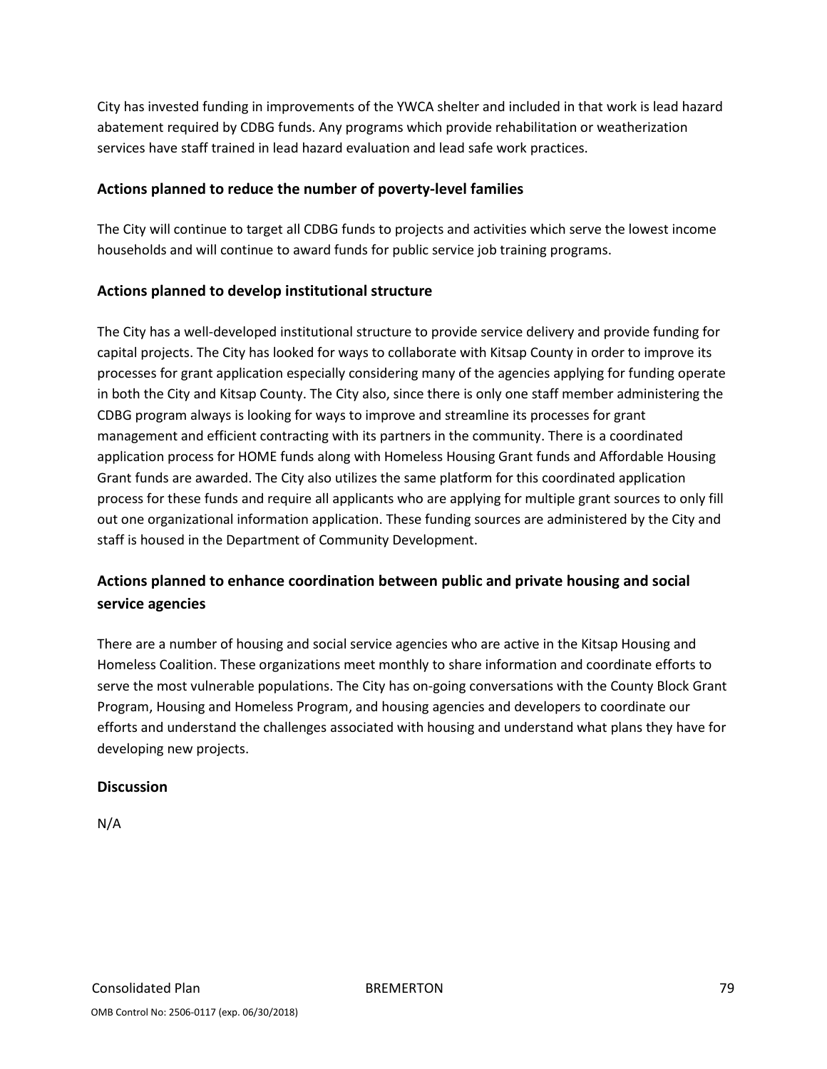City has invested funding in improvements of the YWCA shelter and included in that work is lead hazard abatement required by CDBG funds. Any programs which provide rehabilitation or weatherization services have staff trained in lead hazard evaluation and lead safe work practices.

### Actions planned to reduce the number of poverty-level families

The City will continue to target all CDBG funds to projects and activities which serve the lowest income households and will continue to award funds for public service job training programs.

### Actions planned to develop institutional structure

The City has a well-developed institutional structure to provide service delivery and provide funding for capital projects. The City has looked for ways to collaborate with Kitsap County in order to improve its processes for grant application especially considering many of the agencies applying for funding operate in both the City and Kitsap County. The City also, since there is only one staff member administering the CDBG program always is looking for ways to improve and streamline its processes for grant management and efficient contracting with its partners in the community. There is a coordinated application process for HOME funds along with Homeless Housing Grant funds and Affordable Housing Grant funds are awarded. The City also utilizes the same platform for this coordinated application process for these funds and require all applicants who are applying for multiple grant sources to only fill out one organizational information application. These funding sources are administered by the City and staff is housed in the Department of Community Development.

### Actions planned to enhance coordination between public and private housing and social service agencies

There are a number of housing and social service agencies who are active in the Kitsap Housing and Homeless Coalition. These organizations meet monthly to share information and coordinate efforts to serve the most vulnerable populations. The City has on-going conversations with the County Block Grant Program, Housing and Homeless Program, and housing agencies and developers to coordinate our efforts and understand the challenges associated with housing and understand what plans they have for developing new projects.

### Discussion

N/A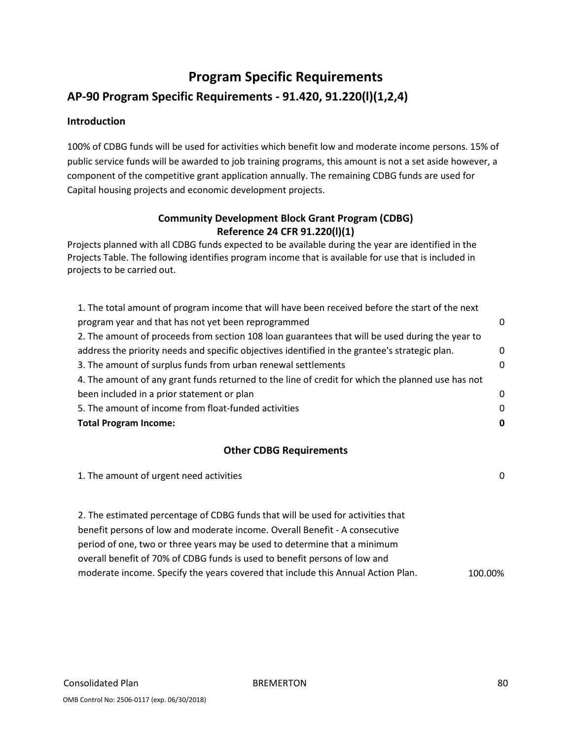# Program Specific Requirements

## AP-90 Program Specific Requirements - 91.420, 91.220(l)(1,2,4)

### Introduction

100% of CDBG funds will be used for activities which benefit low and moderate income persons. 15% of public service funds will be awarded to job training programs, this amount is not a set aside however, a component of the competitive grant application annually. The remaining CDBG funds are used for Capital housing projects and economic development projects.

### Community Development Block Grant Program (CDBG)
### Reference 24 CFR 91.220(l)(1)

Projects planned with all CDBG funds expected to be available during the year are identified in the Projects Table. The following identifies program income that is available for use that is included in projects to be carried out.

| | |
|---|---|
| 1. The total amount of program income that will have been received before the start of the next program year and that has not yet been reprogrammed | 0 |
| 2. The amount of proceeds from section 108 loan guarantees that will be used during the year to address the priority needs and specific objectives identified in the grantee's strategic plan. | 0 |
| 3. The amount of surplus funds from urban renewal settlements | 0 |
| 4. The amount of any grant funds returned to the line of credit for which the planned use has not been included in a prior statement or plan | 0 |
| 5. The amount of income from float-funded activities | 0 |
| **Total Program Income:** | **0** |

### Other CDBG Requirements

| | |
|---|---|
| 1. The amount of urgent need activities | 0 |
| 2. The estimated percentage of CDBG funds that will be used for activities that benefit persons of low and moderate income. Overall Benefit - A consecutive period of one, two or three years may be used to determine that a minimum overall benefit of 70% of CDBG funds is used to benefit persons of low and moderate income. Specify the years covered that include this Annual Action Plan. | 100.00% |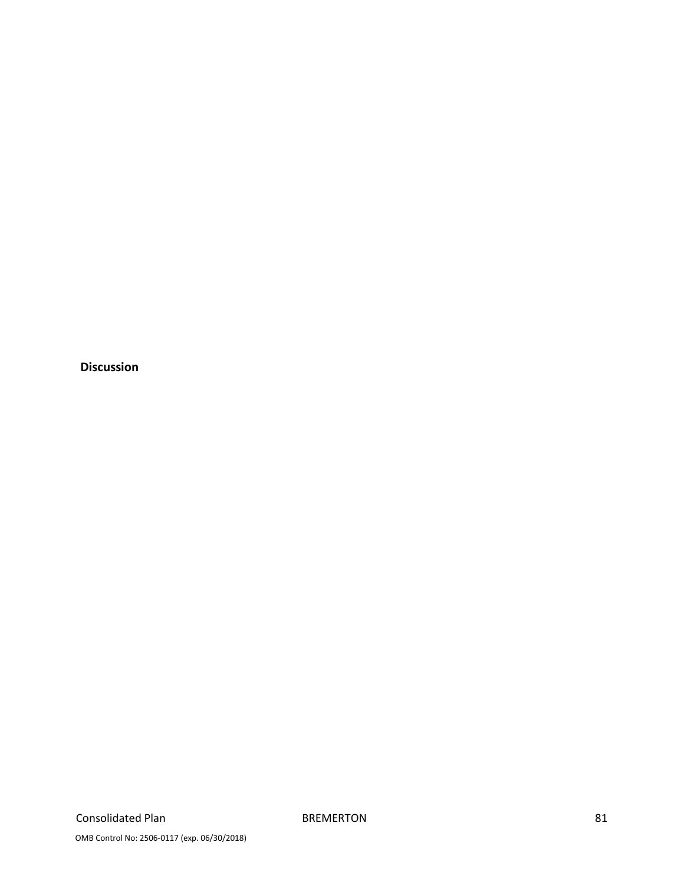**Discussion**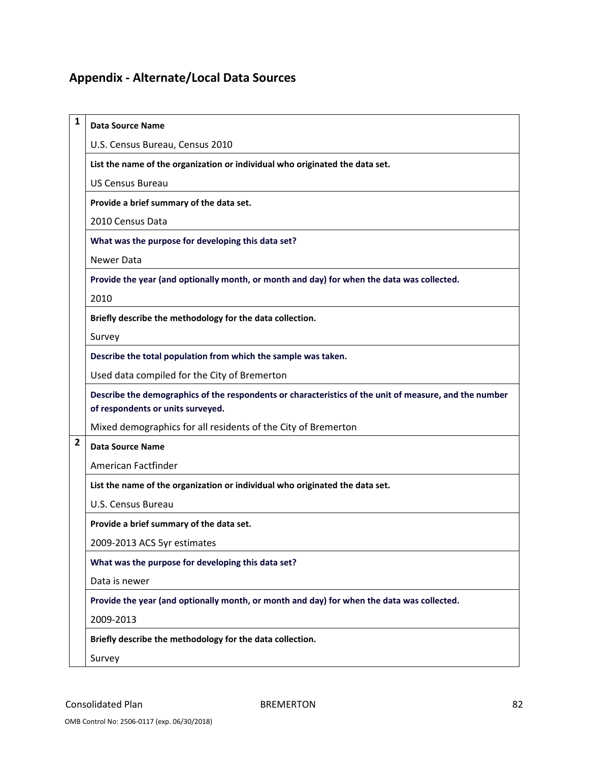## Appendix - Alternate/Local Data Sources

| | |
|---|---|
| 1 | **Data Source Name**<br>U.S. Census Bureau, Census 2010 |
| | **List the name of the organization or individual who originated the data set.**<br>US Census Bureau |
| | **Provide a brief summary of the data set.**<br>2010 Census Data |
| | **What was the purpose for developing this data set?**<br>Newer Data |
| | **Provide the year (and optionally month, or month and day) for when the data was collected.**<br>2010 |
| | **Briefly describe the methodology for the data collection.**<br>Survey |
| | **Describe the total population from which the sample was taken.**<br>Used data compiled for the City of Bremerton |
| | **Describe the demographics of the respondents or characteristics of the unit of measure, and the number of respondents or units surveyed.**<br>Mixed demographics for all residents of the City of Bremerton |
| 2 | **Data Source Name**<br>American Factfinder |
| | **List the name of the organization or individual who originated the data set.**<br>U.S. Census Bureau |
| | **Provide a brief summary of the data set.**<br>2009-2013 ACS 5yr estimates |
| | **What was the purpose for developing this data set?**<br>Data is newer |
| | **Provide the year (and optionally month, or month and day) for when the data was collected.**<br>2009-2013 |
| | **Briefly describe the methodology for the data collection.**<br>Survey |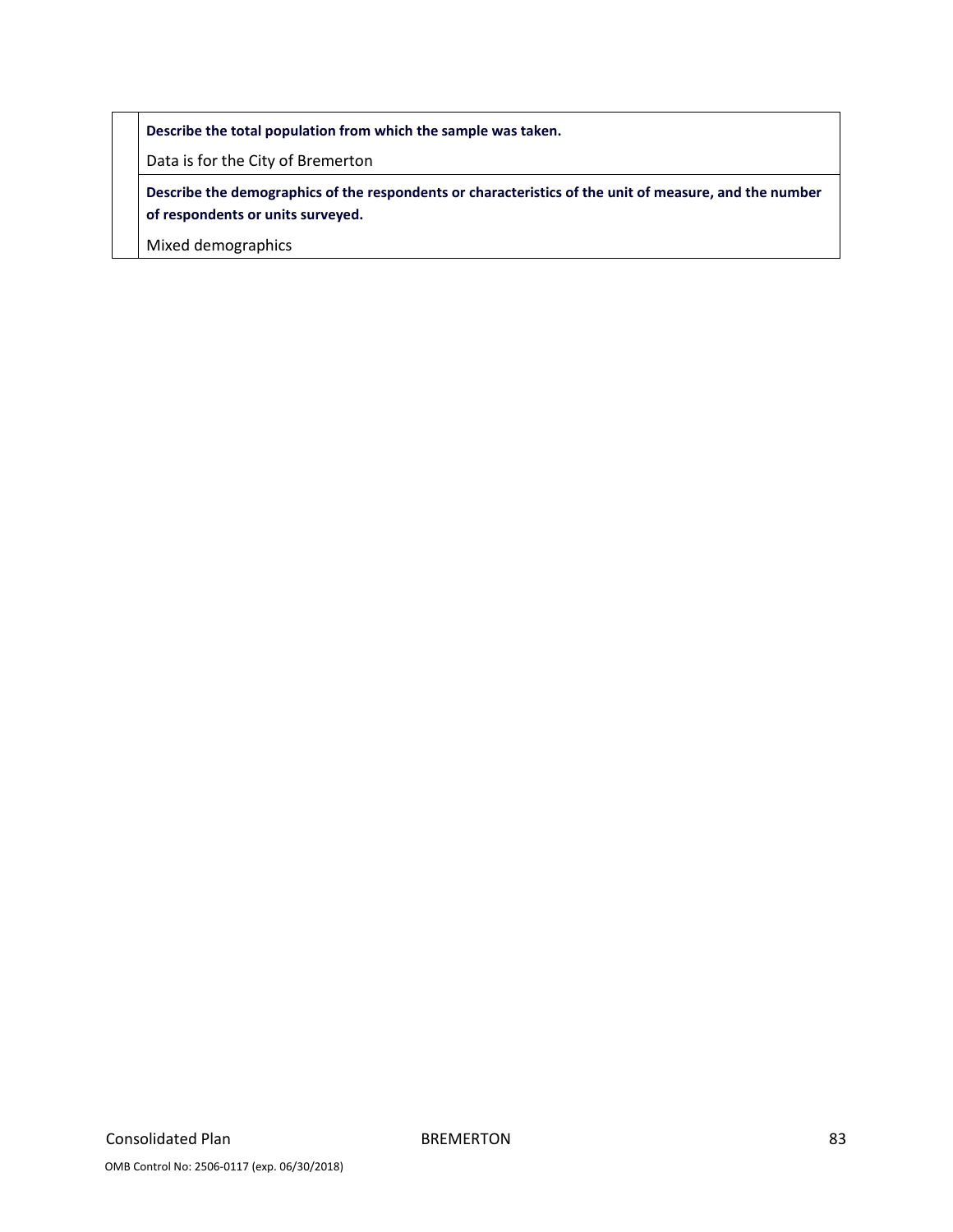| | |
|---|---|
| | **Describe the total population from which the sample was taken.**<br>Data is for the City of Bremerton |
| | **Describe the demographics of the respondents or characteristics of the unit of measure, and the number of respondents or units surveyed.**<br>Mixed demographics |